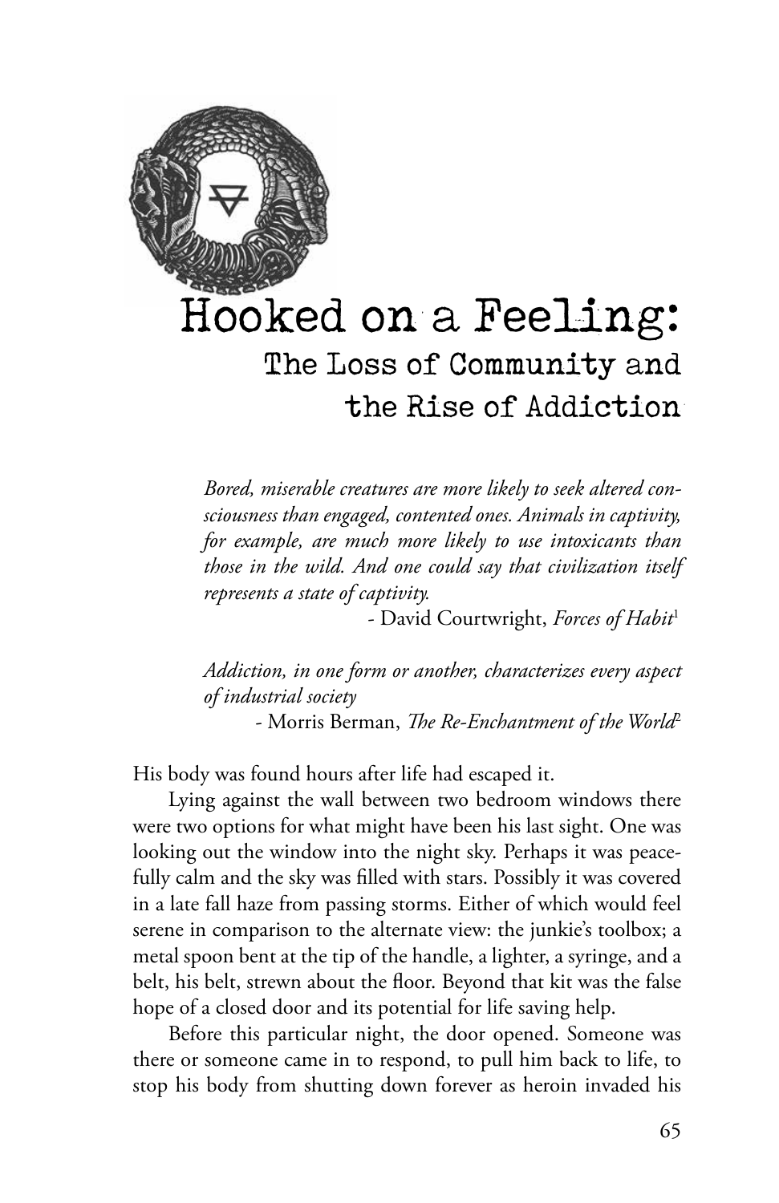# Hooked on a Feeling:
## The Loss of Community and the Rise of Addiction

> *Bored, miserable creatures are more likely to seek altered consciousness than engaged, contented ones. Animals in captivity, for example, are much more likely to use intoxicants than those in the wild. And one could say that civilization itself represents a state of captivity.*
>
> - David Courtwright, *Forces of Habit*[1]

> *Addiction, in one form or another, characterizes every aspect of industrial society*
>
> - Morris Berman, *The Re-Enchantment of the World*[2]

His body was found hours after life had escaped it.

Lying against the wall between two bedroom windows there were two options for what might have been his last sight. One was looking out the window into the night sky. Perhaps it was peacefully calm and the sky was filled with stars. Possibly it was covered in a late fall haze from passing storms. Either of which would feel serene in comparison to the alternate view: the junkie's toolbox; a metal spoon bent at the tip of the handle, a lighter, a syringe, and a belt, his belt, strewn about the floor. Beyond that kit was the false hope of a closed door and its potential for life saving help.

Before this particular night, the door opened. Someone was there or someone came in to respond, to pull him back to life, to stop his body from shutting down forever as heroin invaded his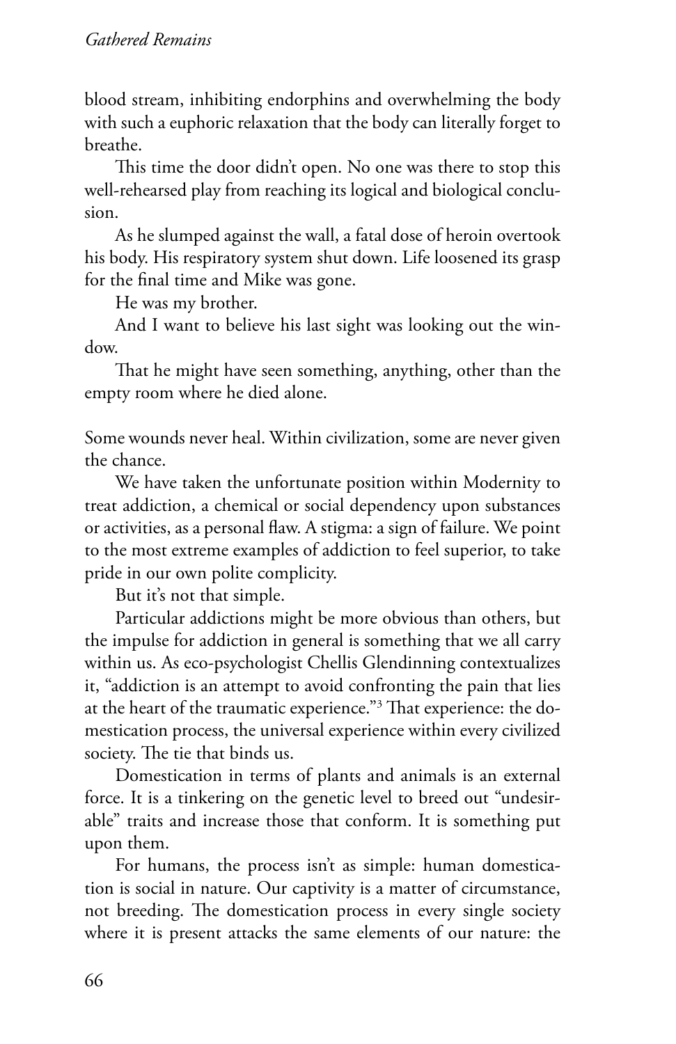blood stream, inhibiting endorphins and overwhelming the body with such a euphoric relaxation that the body can literally forget to breathe.

This time the door didn't open. No one was there to stop this well-rehearsed play from reaching its logical and biological conclusion.

As he slumped against the wall, a fatal dose of heroin overtook his body. His respiratory system shut down. Life loosened its grasp for the final time and Mike was gone.

He was my brother.

And I want to believe his last sight was looking out the window.

That he might have seen something, anything, other than the empty room where he died alone.

Some wounds never heal. Within civilization, some are never given the chance.

We have taken the unfortunate position within Modernity to treat addiction, a chemical or social dependency upon substances or activities, as a personal flaw. A stigma: a sign of failure. We point to the most extreme examples of addiction to feel superior, to take pride in our own polite complicity.

But it's not that simple.

Particular addictions might be more obvious than others, but the impulse for addiction in general is something that we all carry within us. As eco-psychologist Chellis Glendinning contextualizes it, "addiction is an attempt to avoid confronting the pain that lies at the heart of the traumatic experience."[3] That experience: the domestication process, the universal experience within every civilized society. The tie that binds us.

Domestication in terms of plants and animals is an external force. It is a tinkering on the genetic level to breed out "undesirable" traits and increase those that conform. It is something put upon them.

For humans, the process isn't as simple: human domestication is social in nature. Our captivity is a matter of circumstance, not breeding. The domestication process in every single society where it is present attacks the same elements of our nature: the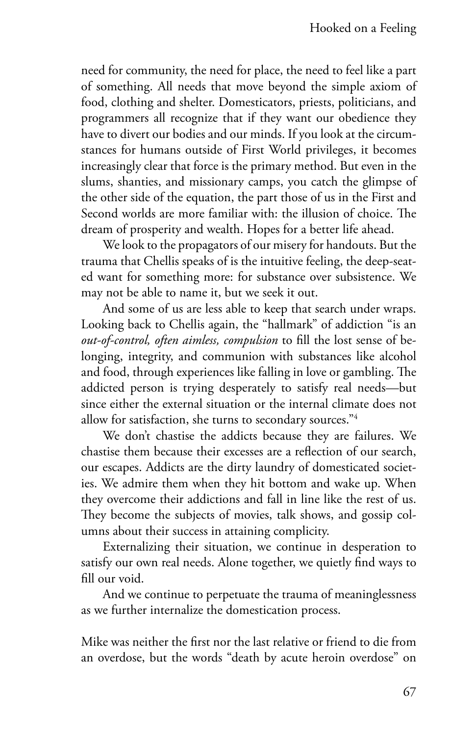need for community, the need for place, the need to feel like a part of something. All needs that move beyond the simple axiom of food, clothing and shelter. Domesticators, priests, politicians, and programmers all recognize that if they want our obedience they have to divert our bodies and our minds. If you look at the circumstances for humans outside of First World privileges, it becomes increasingly clear that force is the primary method. But even in the slums, shanties, and missionary camps, you catch the glimpse of the other side of the equation, the part those of us in the First and Second worlds are more familiar with: the illusion of choice. The dream of prosperity and wealth. Hopes for a better life ahead.

We look to the propagators of our misery for handouts. But the trauma that Chellis speaks of is the intuitive feeling, the deep-seated want for something more: for substance over subsistence. We may not be able to name it, but we seek it out.

And some of us are less able to keep that search under wraps. Looking back to Chellis again, the "hallmark" of addiction "is an *out-of-control, often aimless, compulsion* to fill the lost sense of belonging, integrity, and communion with substances like alcohol and food, through experiences like falling in love or gambling. The addicted person is trying desperately to satisfy real needs—but since either the external situation or the internal climate does not allow for satisfaction, she turns to secondary sources."[4]

We don't chastise the addicts because they are failures. We chastise them because their excesses are a reflection of our search, our escapes. Addicts are the dirty laundry of domesticated societies. We admire them when they hit bottom and wake up. When they overcome their addictions and fall in line like the rest of us. They become the subjects of movies, talk shows, and gossip columns about their success in attaining complicity.

Externalizing their situation, we continue in desperation to satisfy our own real needs. Alone together, we quietly find ways to fill our void.

And we continue to perpetuate the trauma of meaninglessness as we further internalize the domestication process.

Mike was neither the first nor the last relative or friend to die from an overdose, but the words "death by acute heroin overdose" on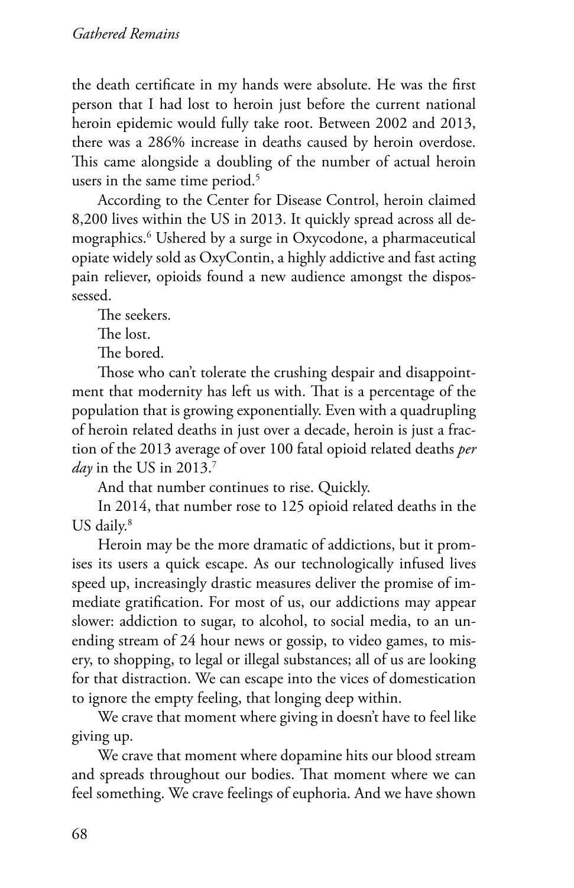the death certificate in my hands were absolute. He was the first person that I had lost to heroin just before the current national heroin epidemic would fully take root. Between 2002 and 2013, there was a 286% increase in deaths caused by heroin overdose. This came alongside a doubling of the number of actual heroin users in the same time period.[5]

According to the Center for Disease Control, heroin claimed 8,200 lives within the US in 2013. It quickly spread across all demographics.[6] Ushered by a surge in Oxycodone, a pharmaceutical opiate widely sold as OxyContin, a highly addictive and fast acting pain reliever, opioids found a new audience amongst the dispossessed.

The seekers.

The lost.

The bored.

Those who can't tolerate the crushing despair and disappointment that modernity has left us with. That is a percentage of the population that is growing exponentially. Even with a quadrupling of heroin related deaths in just over a decade, heroin is just a fraction of the 2013 average of over 100 fatal opioid related deaths *per day* in the US in 2013.[7]

And that number continues to rise. Quickly.

In 2014, that number rose to 125 opioid related deaths in the US daily.[8]

Heroin may be the more dramatic of addictions, but it promises its users a quick escape. As our technologically infused lives speed up, increasingly drastic measures deliver the promise of immediate gratification. For most of us, our addictions may appear slower: addiction to sugar, to alcohol, to social media, to an unending stream of 24 hour news or gossip, to video games, to misery, to shopping, to legal or illegal substances; all of us are looking for that distraction. We can escape into the vices of domestication to ignore the empty feeling, that longing deep within.

We crave that moment where giving in doesn't have to feel like giving up.

We crave that moment where dopamine hits our blood stream and spreads throughout our bodies. That moment where we can feel something. We crave feelings of euphoria. And we have shown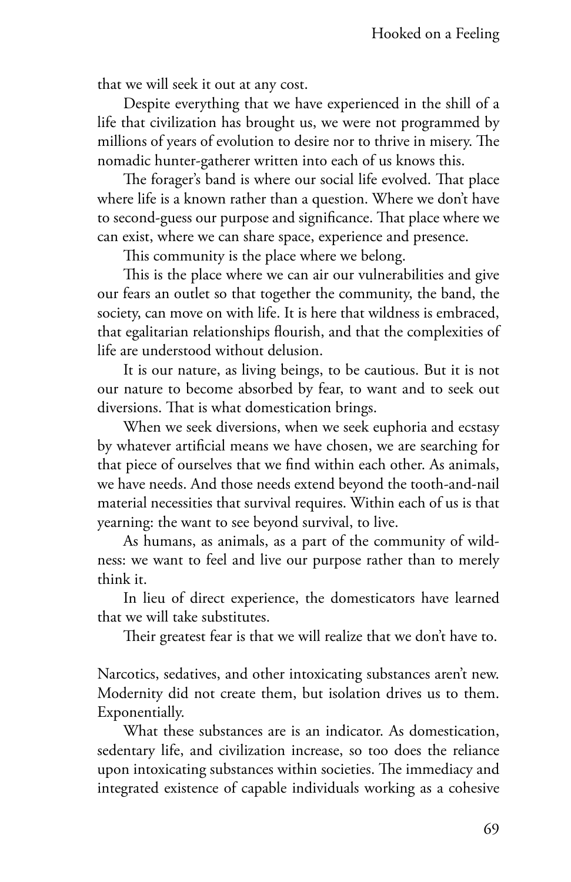that we will seek it out at any cost.

Despite everything that we have experienced in the shill of a life that civilization has brought us, we were not programmed by millions of years of evolution to desire nor to thrive in misery. The nomadic hunter-gatherer written into each of us knows this.

The forager's band is where our social life evolved. That place where life is a known rather than a question. Where we don't have to second-guess our purpose and significance. That place where we can exist, where we can share space, experience and presence.

This community is the place where we belong.

This is the place where we can air our vulnerabilities and give our fears an outlet so that together the community, the band, the society, can move on with life. It is here that wildness is embraced, that egalitarian relationships flourish, and that the complexities of life are understood without delusion.

It is our nature, as living beings, to be cautious. But it is not our nature to become absorbed by fear, to want and to seek out diversions. That is what domestication brings.

When we seek diversions, when we seek euphoria and ecstasy by whatever artificial means we have chosen, we are searching for that piece of ourselves that we find within each other. As animals, we have needs. And those needs extend beyond the tooth-and-nail material necessities that survival requires. Within each of us is that yearning: the want to see beyond survival, to live.

As humans, as animals, as a part of the community of wildness: we want to feel and live our purpose rather than to merely think it.

In lieu of direct experience, the domesticators have learned that we will take substitutes.

Their greatest fear is that we will realize that we don't have to.

Narcotics, sedatives, and other intoxicating substances aren't new. Modernity did not create them, but isolation drives us to them. Exponentially.

What these substances are is an indicator. As domestication, sedentary life, and civilization increase, so too does the reliance upon intoxicating substances within societies. The immediacy and integrated existence of capable individuals working as a cohesive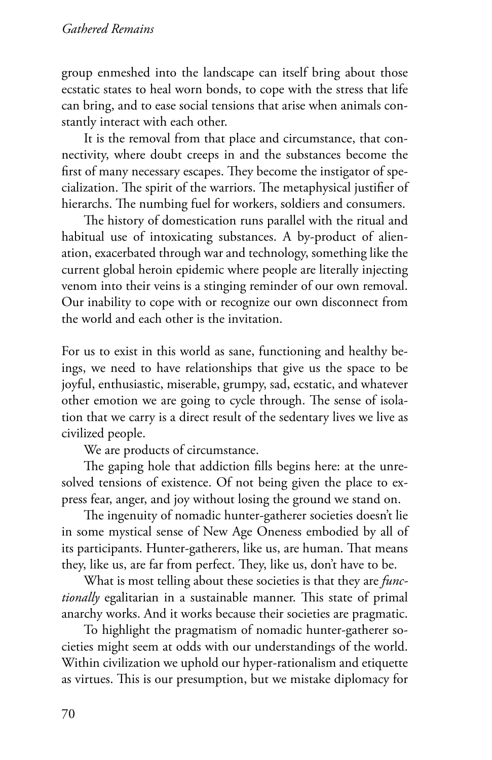group enmeshed into the landscape can itself bring about those ecstatic states to heal worn bonds, to cope with the stress that life can bring, and to ease social tensions that arise when animals constantly interact with each other.

It is the removal from that place and circumstance, that connectivity, where doubt creeps in and the substances become the first of many necessary escapes. They become the instigator of specialization. The spirit of the warriors. The metaphysical justifier of hierarchs. The numbing fuel for workers, soldiers and consumers.

The history of domestication runs parallel with the ritual and habitual use of intoxicating substances. A by-product of alienation, exacerbated through war and technology, something like the current global heroin epidemic where people are literally injecting venom into their veins is a stinging reminder of our own removal. Our inability to cope with or recognize our own disconnect from the world and each other is the invitation.

For us to exist in this world as sane, functioning and healthy beings, we need to have relationships that give us the space to be joyful, enthusiastic, miserable, grumpy, sad, ecstatic, and whatever other emotion we are going to cycle through. The sense of isolation that we carry is a direct result of the sedentary lives we live as civilized people.

We are products of circumstance.

The gaping hole that addiction fills begins here: at the unresolved tensions of existence. Of not being given the place to express fear, anger, and joy without losing the ground we stand on.

The ingenuity of nomadic hunter-gatherer societies doesn't lie in some mystical sense of New Age Oneness embodied by all of its participants. Hunter-gatherers, like us, are human. That means they, like us, are far from perfect. They, like us, don't have to be.

What is most telling about these societies is that they are *functionally* egalitarian in a sustainable manner. This state of primal anarchy works. And it works because their societies are pragmatic.

To highlight the pragmatism of nomadic hunter-gatherer societies might seem at odds with our understandings of the world. Within civilization we uphold our hyper-rationalism and etiquette as virtues. This is our presumption, but we mistake diplomacy for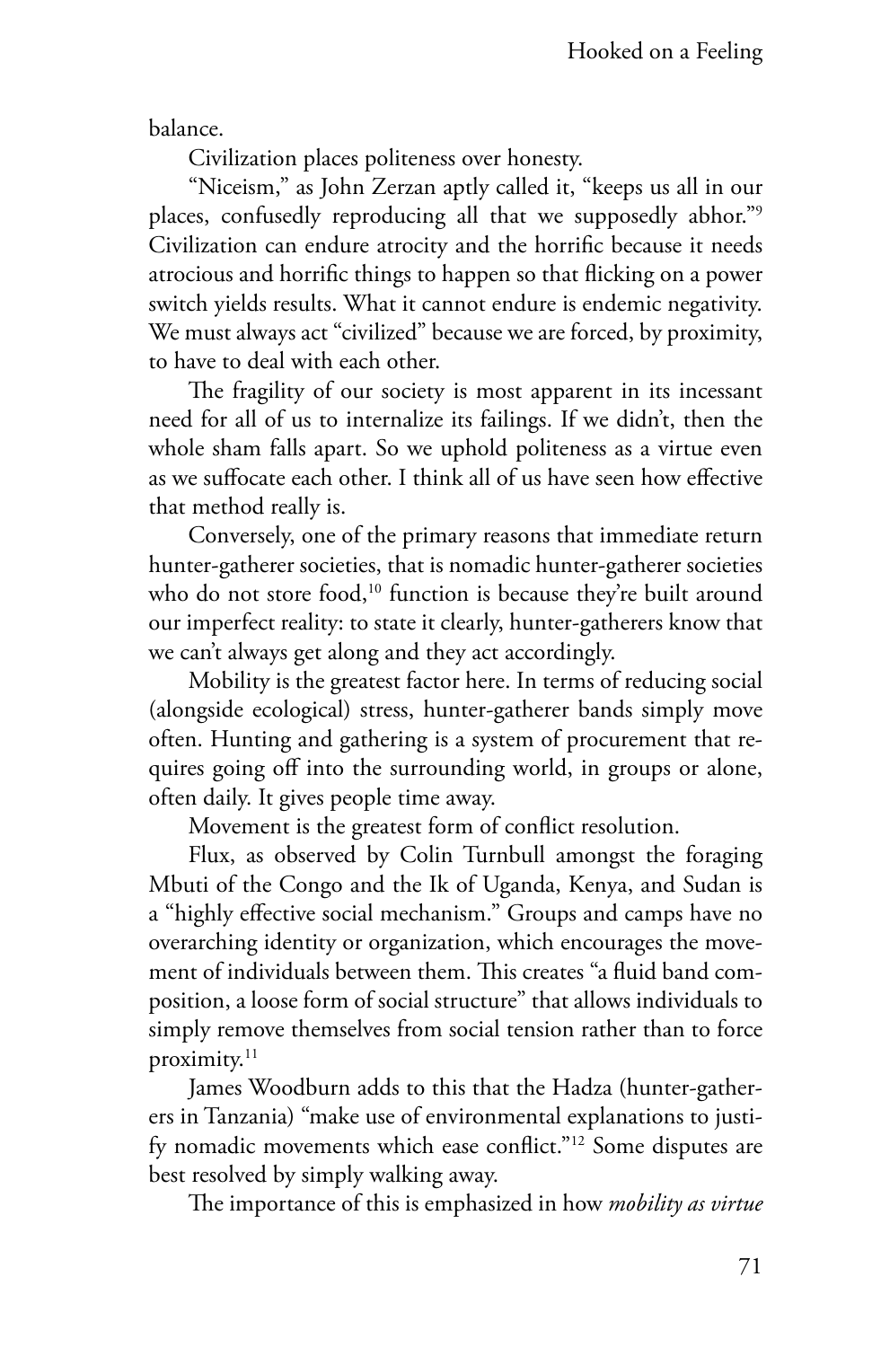balance.

Civilization places politeness over honesty.

"Niceism," as John Zerzan aptly called it, "keeps us all in our places, confusedly reproducing all that we supposedly abhor."[9] Civilization can endure atrocity and the horrific because it needs atrocious and horrific things to happen so that flicking on a power switch yields results. What it cannot endure is endemic negativity. We must always act "civilized" because we are forced, by proximity, to have to deal with each other.

The fragility of our society is most apparent in its incessant need for all of us to internalize its failings. If we didn't, then the whole sham falls apart. So we uphold politeness as a virtue even as we suffocate each other. I think all of us have seen how effective that method really is.

Conversely, one of the primary reasons that immediate return hunter-gatherer societies, that is nomadic hunter-gatherer societies who do not store food,[10] function is because they're built around our imperfect reality: to state it clearly, hunter-gatherers know that we can't always get along and they act accordingly.

Mobility is the greatest factor here. In terms of reducing social (alongside ecological) stress, hunter-gatherer bands simply move often. Hunting and gathering is a system of procurement that requires going off into the surrounding world, in groups or alone, often daily. It gives people time away.

Movement is the greatest form of conflict resolution.

Flux, as observed by Colin Turnbull amongst the foraging Mbuti of the Congo and the Ik of Uganda, Kenya, and Sudan is a "highly effective social mechanism." Groups and camps have no overarching identity or organization, which encourages the movement of individuals between them. This creates "a fluid band composition, a loose form of social structure" that allows individuals to simply remove themselves from social tension rather than to force proximity.[11]

James Woodburn adds to this that the Hadza (hunter-gatherers in Tanzania) "make use of environmental explanations to justify nomadic movements which ease conflict."[12] Some disputes are best resolved by simply walking away.

The importance of this is emphasized in how *mobility as virtue*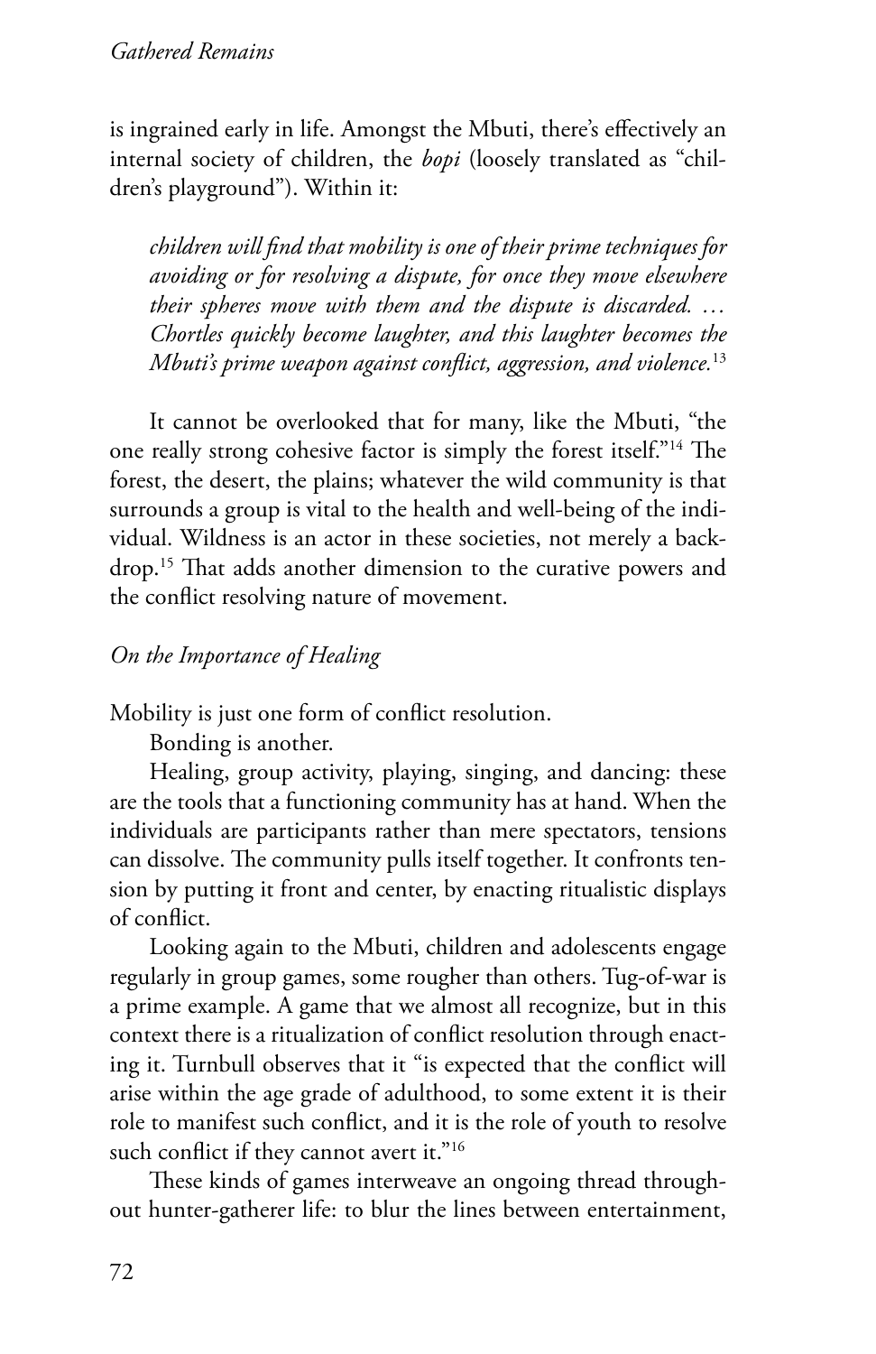is ingrained early in life. Amongst the Mbuti, there's effectively an internal society of children, the *bopi* (loosely translated as "children's playground"). Within it:

> *children will find that mobility is one of their prime techniques for avoiding or for resolving a dispute, for once they move elsewhere their spheres move with them and the dispute is discarded. … Chortles quickly become laughter, and this laughter becomes the Mbuti's prime weapon against conflict, aggression, and violence.*[13]

It cannot be overlooked that for many, like the Mbuti, "the one really strong cohesive factor is simply the forest itself."[14] The forest, the desert, the plains; whatever the wild community is that surrounds a group is vital to the health and well-being of the individual. Wildness is an actor in these societies, not merely a backdrop.[15] That adds another dimension to the curative powers and the conflict resolving nature of movement.

### *On the Importance of Healing*

Mobility is just one form of conflict resolution.

Bonding is another.

Healing, group activity, playing, singing, and dancing: these are the tools that a functioning community has at hand. When the individuals are participants rather than mere spectators, tensions can dissolve. The community pulls itself together. It confronts tension by putting it front and center, by enacting ritualistic displays of conflict.

Looking again to the Mbuti, children and adolescents engage regularly in group games, some rougher than others. Tug-of-war is a prime example. A game that we almost all recognize, but in this context there is a ritualization of conflict resolution through enacting it. Turnbull observes that it "is expected that the conflict will arise within the age grade of adulthood, to some extent it is their role to manifest such conflict, and it is the role of youth to resolve such conflict if they cannot avert it."[16]

These kinds of games interweave an ongoing thread throughout hunter-gatherer life: to blur the lines between entertainment,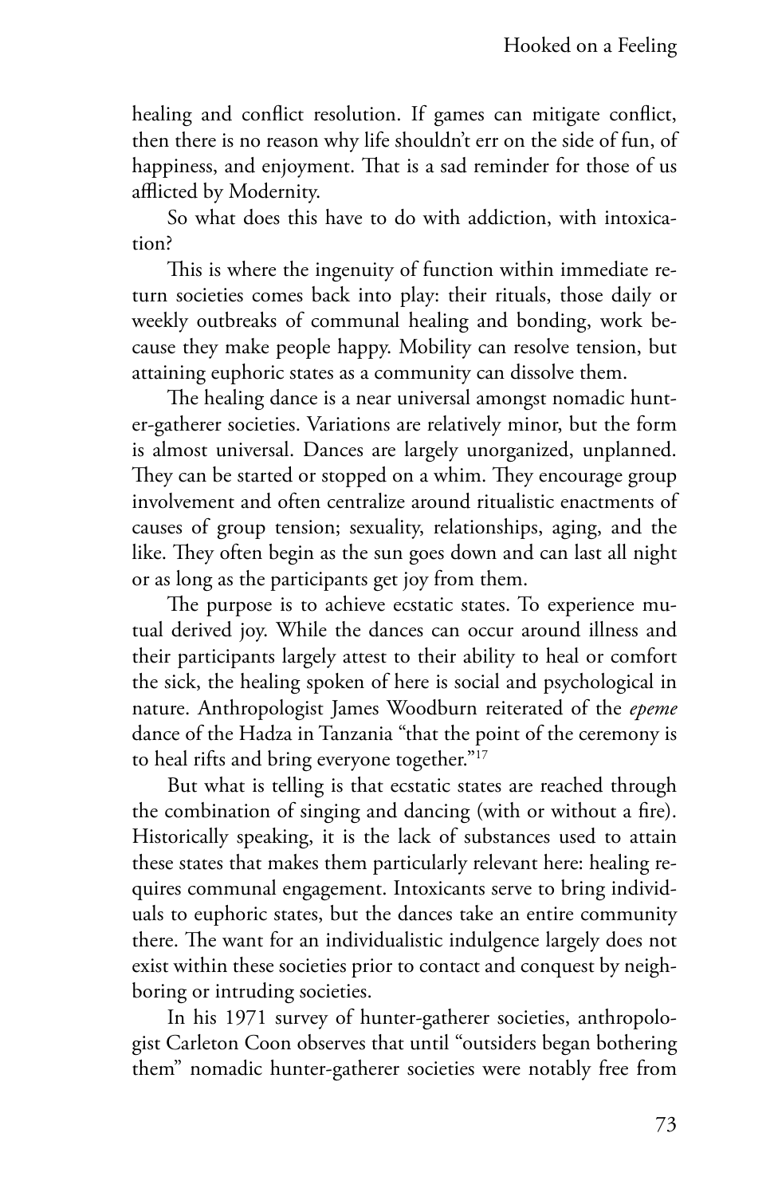healing and conflict resolution. If games can mitigate conflict, then there is no reason why life shouldn't err on the side of fun, of happiness, and enjoyment. That is a sad reminder for those of us afflicted by Modernity.

So what does this have to do with addiction, with intoxication?

This is where the ingenuity of function within immediate return societies comes back into play: their rituals, those daily or weekly outbreaks of communal healing and bonding, work because they make people happy. Mobility can resolve tension, but attaining euphoric states as a community can dissolve them.

The healing dance is a near universal amongst nomadic hunter-gatherer societies. Variations are relatively minor, but the form is almost universal. Dances are largely unorganized, unplanned. They can be started or stopped on a whim. They encourage group involvement and often centralize around ritualistic enactments of causes of group tension; sexuality, relationships, aging, and the like. They often begin as the sun goes down and can last all night or as long as the participants get joy from them.

The purpose is to achieve ecstatic states. To experience mutual derived joy. While the dances can occur around illness and their participants largely attest to their ability to heal or comfort the sick, the healing spoken of here is social and psychological in nature. Anthropologist James Woodburn reiterated of the *epeme* dance of the Hadza in Tanzania "that the point of the ceremony is to heal rifts and bring everyone together."[17]

But what is telling is that ecstatic states are reached through the combination of singing and dancing (with or without a fire). Historically speaking, it is the lack of substances used to attain these states that makes them particularly relevant here: healing requires communal engagement. Intoxicants serve to bring individuals to euphoric states, but the dances take an entire community there. The want for an individualistic indulgence largely does not exist within these societies prior to contact and conquest by neighboring or intruding societies.

In his 1971 survey of hunter-gatherer societies, anthropologist Carleton Coon observes that until "outsiders began bothering them" nomadic hunter-gatherer societies were notably free from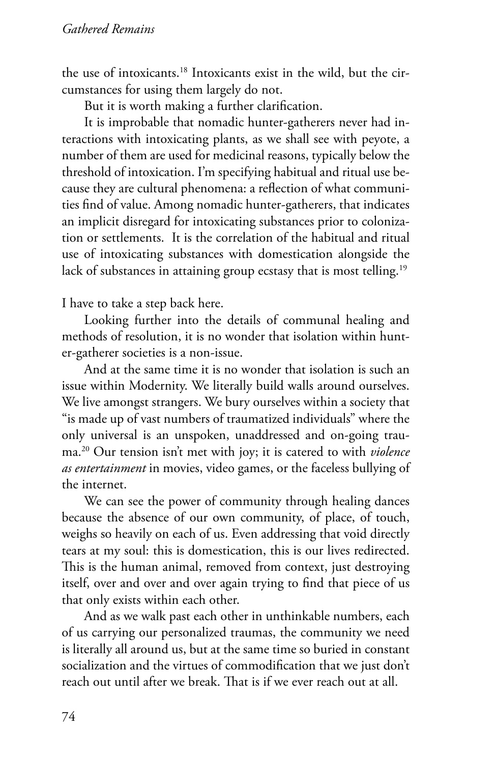the use of intoxicants.[18] Intoxicants exist in the wild, but the circumstances for using them largely do not.

But it is worth making a further clarification.

It is improbable that nomadic hunter-gatherers never had interactions with intoxicating plants, as we shall see with peyote, a number of them are used for medicinal reasons, typically below the threshold of intoxication. I'm specifying habitual and ritual use because they are cultural phenomena: a reflection of what communities find of value. Among nomadic hunter-gatherers, that indicates an implicit disregard for intoxicating substances prior to colonization or settlements. It is the correlation of the habitual and ritual use of intoxicating substances with domestication alongside the lack of substances in attaining group ecstasy that is most telling.[19]

I have to take a step back here.

Looking further into the details of communal healing and methods of resolution, it is no wonder that isolation within hunter-gatherer societies is a non-issue.

And at the same time it is no wonder that isolation is such an issue within Modernity. We literally build walls around ourselves. We live amongst strangers. We bury ourselves within a society that "is made up of vast numbers of traumatized individuals" where the only universal is an unspoken, unaddressed and on-going trauma.[20] Our tension isn't met with joy; it is catered to with *violence as entertainment* in movies, video games, or the faceless bullying of the internet.

We can see the power of community through healing dances because the absence of our own community, of place, of touch, weighs so heavily on each of us. Even addressing that void directly tears at my soul: this is domestication, this is our lives redirected. This is the human animal, removed from context, just destroying itself, over and over and over again trying to find that piece of us that only exists within each other.

And as we walk past each other in unthinkable numbers, each of us carrying our personalized traumas, the community we need is literally all around us, but at the same time so buried in constant socialization and the virtues of commodification that we just don't reach out until after we break. That is if we ever reach out at all.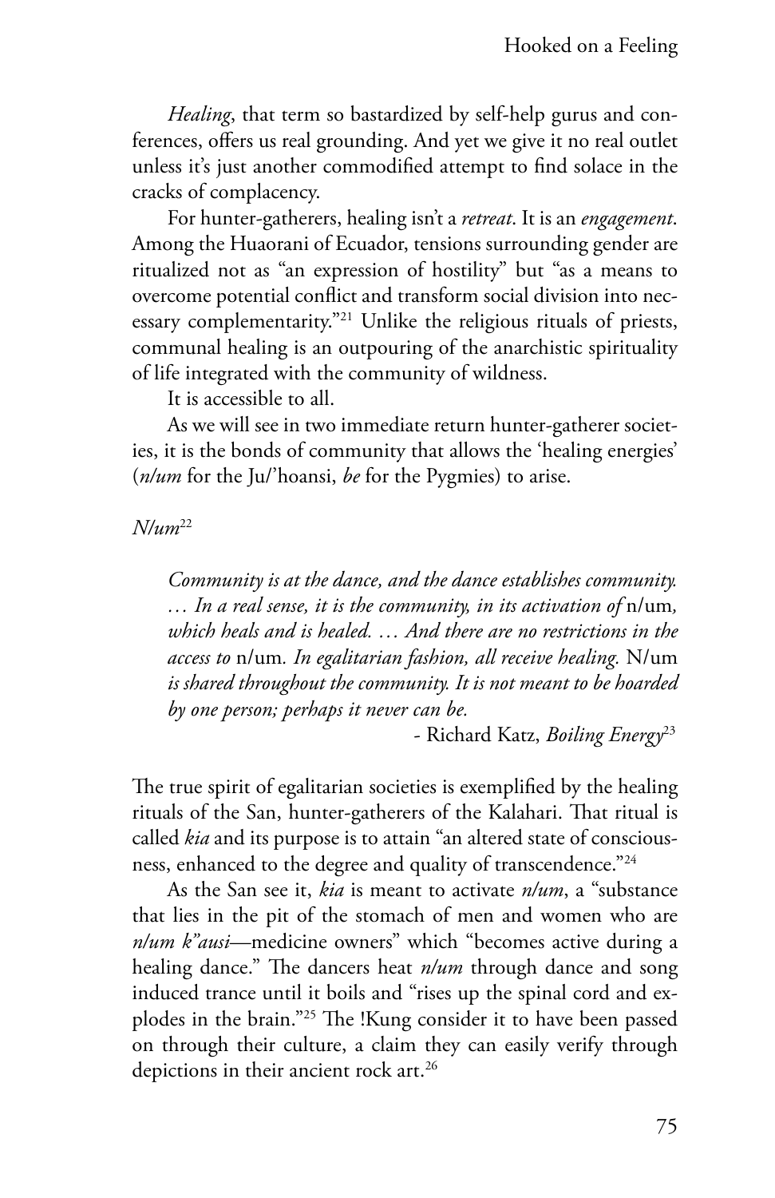*Healing*, that term so bastardized by self-help gurus and conferences, offers us real grounding. And yet we give it no real outlet unless it's just another commodified attempt to find solace in the cracks of complacency.

For hunter-gatherers, healing isn't a *retreat*. It is an *engagement*. Among the Huaorani of Ecuador, tensions surrounding gender are ritualized not as "an expression of hostility" but "as a means to overcome potential conflict and transform social division into necessary complementarity."[21] Unlike the religious rituals of priests, communal healing is an outpouring of the anarchistic spirituality of life integrated with the community of wildness.

It is accessible to all.

As we will see in two immediate return hunter-gatherer societies, it is the bonds of community that allows the 'healing energies' (*n/um* for the Ju/'hoansi, *be* for the Pygmies) to arise.

*N/um*[22]

> *Community is at the dance, and the dance establishes community. … In a real sense, it is the community, in its activation of* n/um*, which heals and is healed. … And there are no restrictions in the access to* n/um*. In egalitarian fashion, all receive healing.* N/um *is shared throughout the community. It is not meant to be hoarded by one person; perhaps it never can be.*
>
> - Richard Katz, *Boiling Energy*[23]

The true spirit of egalitarian societies is exemplified by the healing rituals of the San, hunter-gatherers of the Kalahari. That ritual is called *kia* and its purpose is to attain "an altered state of consciousness, enhanced to the degree and quality of transcendence."[24]

As the San see it, *kia* is meant to activate *n/um*, a "substance that lies in the pit of the stomach of men and women who are *n/um k"ausi*—medicine owners" which "becomes active during a healing dance." The dancers heat *n/um* through dance and song induced trance until it boils and "rises up the spinal cord and explodes in the brain."[25] The !Kung consider it to have been passed on through their culture, a claim they can easily verify through depictions in their ancient rock art.[26]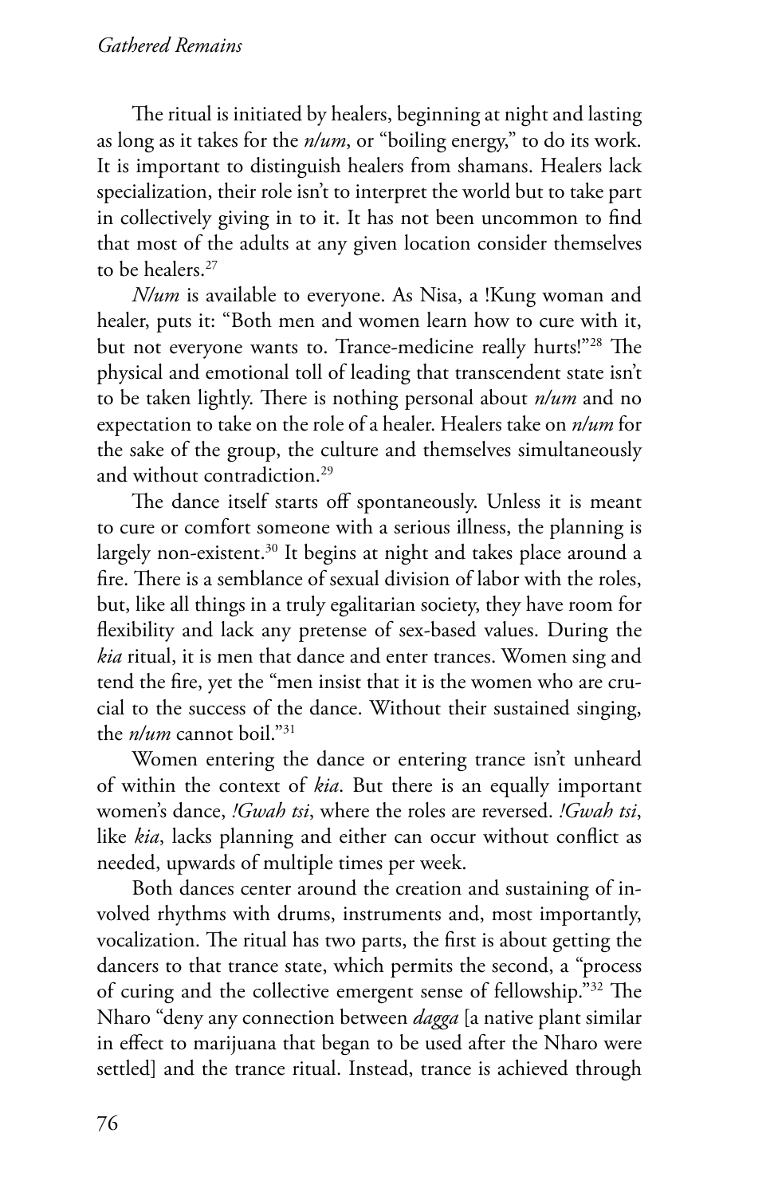The ritual is initiated by healers, beginning at night and lasting as long as it takes for the *n/um*, or "boiling energy," to do its work. It is important to distinguish healers from shamans. Healers lack specialization, their role isn't to interpret the world but to take part in collectively giving in to it. It has not been uncommon to find that most of the adults at any given location consider themselves to be healers.[27]

*N/um* is available to everyone. As Nisa, a !Kung woman and healer, puts it: "Both men and women learn how to cure with it, but not everyone wants to. Trance-medicine really hurts!"[28] The physical and emotional toll of leading that transcendent state isn't to be taken lightly. There is nothing personal about *n/um* and no expectation to take on the role of a healer. Healers take on *n/um* for the sake of the group, the culture and themselves simultaneously and without contradiction.[29]

The dance itself starts off spontaneously. Unless it is meant to cure or comfort someone with a serious illness, the planning is largely non-existent.[30] It begins at night and takes place around a fire. There is a semblance of sexual division of labor with the roles, but, like all things in a truly egalitarian society, they have room for flexibility and lack any pretense of sex-based values. During the *kia* ritual, it is men that dance and enter trances. Women sing and tend the fire, yet the "men insist that it is the women who are crucial to the success of the dance. Without their sustained singing, the *n/um* cannot boil."[31]

Women entering the dance or entering trance isn't unheard of within the context of *kia*. But there is an equally important women's dance, *!Gwah tsi*, where the roles are reversed. *!Gwah tsi*, like *kia*, lacks planning and either can occur without conflict as needed, upwards of multiple times per week.

Both dances center around the creation and sustaining of involved rhythms with drums, instruments and, most importantly, vocalization. The ritual has two parts, the first is about getting the dancers to that trance state, which permits the second, a "process of curing and the collective emergent sense of fellowship."[32] The Nharo "deny any connection between *dagga* [a native plant similar in effect to marijuana that began to be used after the Nharo were settled] and the trance ritual. Instead, trance is achieved through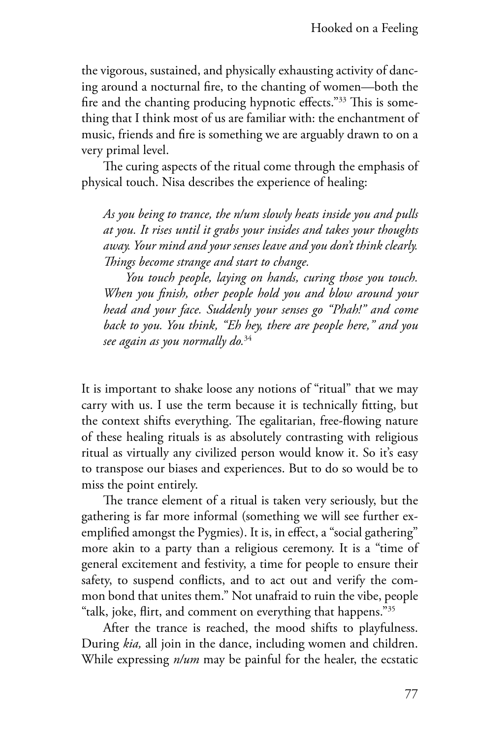the vigorous, sustained, and physically exhausting activity of dancing around a nocturnal fire, to the chanting of women—both the fire and the chanting producing hypnotic effects."[33] This is something that I think most of us are familiar with: the enchantment of music, friends and fire is something we are arguably drawn to on a very primal level.

The curing aspects of the ritual come through the emphasis of physical touch. Nisa describes the experience of healing:

> *As you being to trance, the n/um slowly heats inside you and pulls at you. It rises until it grabs your insides and takes your thoughts away. Your mind and your senses leave and you don't think clearly. Things become strange and start to change.*
>
> *You touch people, laying on hands, curing those you touch. When you finish, other people hold you and blow around your head and your face. Suddenly your senses go "Phah!" and come back to you. You think, "Eh hey, there are people here," and you see again as you normally do.*[34]

It is important to shake loose any notions of "ritual" that we may carry with us. I use the term because it is technically fitting, but the context shifts everything. The egalitarian, free-flowing nature of these healing rituals is as absolutely contrasting with religious ritual as virtually any civilized person would know it. So it's easy to transpose our biases and experiences. But to do so would be to miss the point entirely.

The trance element of a ritual is taken very seriously, but the gathering is far more informal (something we will see further exemplified amongst the Pygmies). It is, in effect, a "social gathering" more akin to a party than a religious ceremony. It is a "time of general excitement and festivity, a time for people to ensure their safety, to suspend conflicts, and to act out and verify the common bond that unites them." Not unafraid to ruin the vibe, people "talk, joke, flirt, and comment on everything that happens."[35]

After the trance is reached, the mood shifts to playfulness. During *kia,* all join in the dance, including women and children. While expressing *n/um* may be painful for the healer, the ecstatic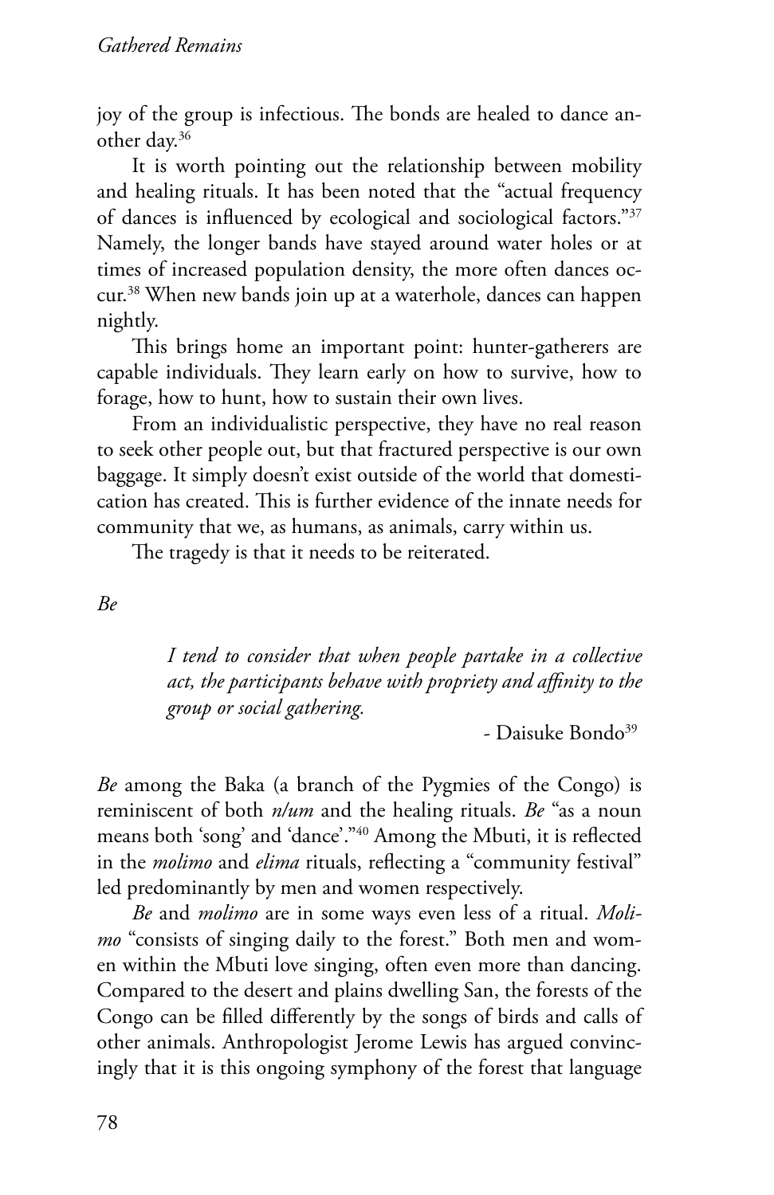joy of the group is infectious. The bonds are healed to dance another day.[36]

It is worth pointing out the relationship between mobility and healing rituals. It has been noted that the "actual frequency of dances is influenced by ecological and sociological factors."[37] Namely, the longer bands have stayed around water holes or at times of increased population density, the more often dances occur.[38] When new bands join up at a waterhole, dances can happen nightly.

This brings home an important point: hunter-gatherers are capable individuals. They learn early on how to survive, how to forage, how to hunt, how to sustain their own lives.

From an individualistic perspective, they have no real reason to seek other people out, but that fractured perspective is our own baggage. It simply doesn't exist outside of the world that domestication has created. This is further evidence of the innate needs for community that we, as humans, as animals, carry within us.

The tragedy is that it needs to be reiterated.

### *Be*

> *I tend to consider that when people partake in a collective act, the participants behave with propriety and affinity to the group or social gathering.*
>
> \- Daisuke Bondo[39]

*Be* among the Baka (a branch of the Pygmies of the Congo) is reminiscent of both *n/um* and the healing rituals. *Be* "as a noun means both 'song' and 'dance'."[40] Among the Mbuti, it is reflected in the *molimo* and *elima* rituals, reflecting a "community festival" led predominantly by men and women respectively.

*Be* and *molimo* are in some ways even less of a ritual. *Molimo* "consists of singing daily to the forest." Both men and women within the Mbuti love singing, often even more than dancing. Compared to the desert and plains dwelling San, the forests of the Congo can be filled differently by the songs of birds and calls of other animals. Anthropologist Jerome Lewis has argued convincingly that it is this ongoing symphony of the forest that language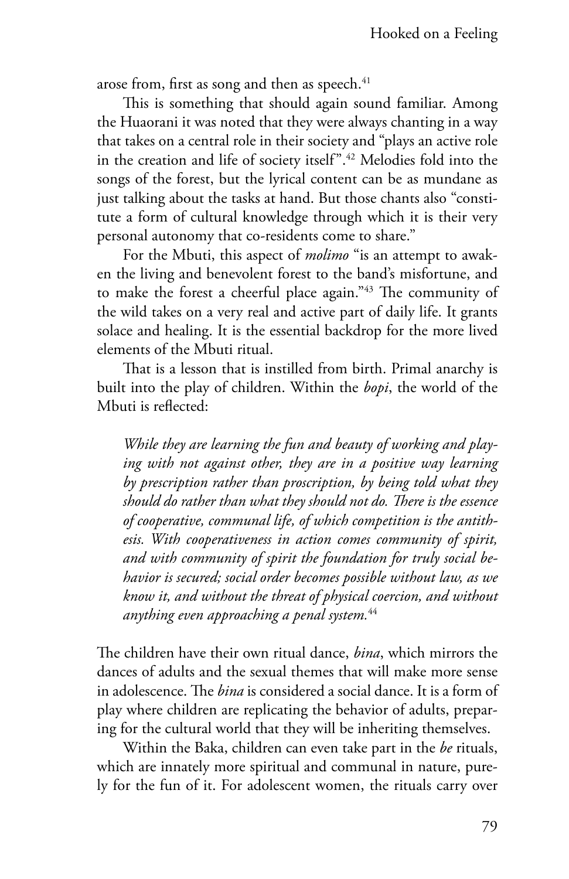arose from, first as song and then as speech.[41]

This is something that should again sound familiar. Among the Huaorani it was noted that they were always chanting in a way that takes on a central role in their society and "plays an active role in the creation and life of society itself".[42] Melodies fold into the songs of the forest, but the lyrical content can be as mundane as just talking about the tasks at hand. But those chants also "constitute a form of cultural knowledge through which it is their very personal autonomy that co-residents come to share."

For the Mbuti, this aspect of *molimo* "is an attempt to awaken the living and benevolent forest to the band's misfortune, and to make the forest a cheerful place again."[43] The community of the wild takes on a very real and active part of daily life. It grants solace and healing. It is the essential backdrop for the more lived elements of the Mbuti ritual.

That is a lesson that is instilled from birth. Primal anarchy is built into the play of children. Within the *bopi*, the world of the Mbuti is reflected:

> *While they are learning the fun and beauty of working and playing with not against other, they are in a positive way learning by prescription rather than proscription, by being told what they should do rather than what they should not do. There is the essence of cooperative, communal life, of which competition is the antithesis. With cooperativeness in action comes community of spirit, and with community of spirit the foundation for truly social behavior is secured; social order becomes possible without law, as we know it, and without the threat of physical coercion, and without anything even approaching a penal system.*[44]

The children have their own ritual dance, *bina*, which mirrors the dances of adults and the sexual themes that will make more sense in adolescence. The *bina* is considered a social dance. It is a form of play where children are replicating the behavior of adults, preparing for the cultural world that they will be inheriting themselves.

Within the Baka, children can even take part in the *be* rituals, which are innately more spiritual and communal in nature, purely for the fun of it. For adolescent women, the rituals carry over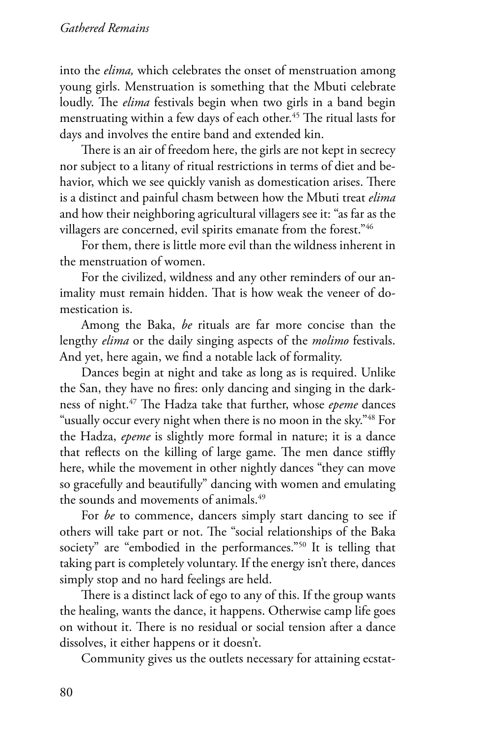into the *elima,* which celebrates the onset of menstruation among young girls. Menstruation is something that the Mbuti celebrate loudly. The *elima* festivals begin when two girls in a band begin menstruating within a few days of each other.[45] The ritual lasts for days and involves the entire band and extended kin.

There is an air of freedom here, the girls are not kept in secrecy nor subject to a litany of ritual restrictions in terms of diet and behavior, which we see quickly vanish as domestication arises. There is a distinct and painful chasm between how the Mbuti treat *elima* and how their neighboring agricultural villagers see it: "as far as the villagers are concerned, evil spirits emanate from the forest."[46]

For them, there is little more evil than the wildness inherent in the menstruation of women.

For the civilized, wildness and any other reminders of our animality must remain hidden. That is how weak the veneer of domestication is.

Among the Baka, *be* rituals are far more concise than the lengthy *elima* or the daily singing aspects of the *molimo* festivals. And yet, here again, we find a notable lack of formality.

Dances begin at night and take as long as is required. Unlike the San, they have no fires: only dancing and singing in the darkness of night.[47] The Hadza take that further, whose *epeme* dances "usually occur every night when there is no moon in the sky."[48] For the Hadza, *epeme* is slightly more formal in nature; it is a dance that reflects on the killing of large game. The men dance stiffly here, while the movement in other nightly dances "they can move so gracefully and beautifully" dancing with women and emulating the sounds and movements of animals.[49]

For *be* to commence, dancers simply start dancing to see if others will take part or not. The "social relationships of the Baka society" are "embodied in the performances."[50] It is telling that taking part is completely voluntary. If the energy isn't there, dances simply stop and no hard feelings are held.

There is a distinct lack of ego to any of this. If the group wants the healing, wants the dance, it happens. Otherwise camp life goes on without it. There is no residual or social tension after a dance dissolves, it either happens or it doesn't.

Community gives us the outlets necessary for attaining ecstat-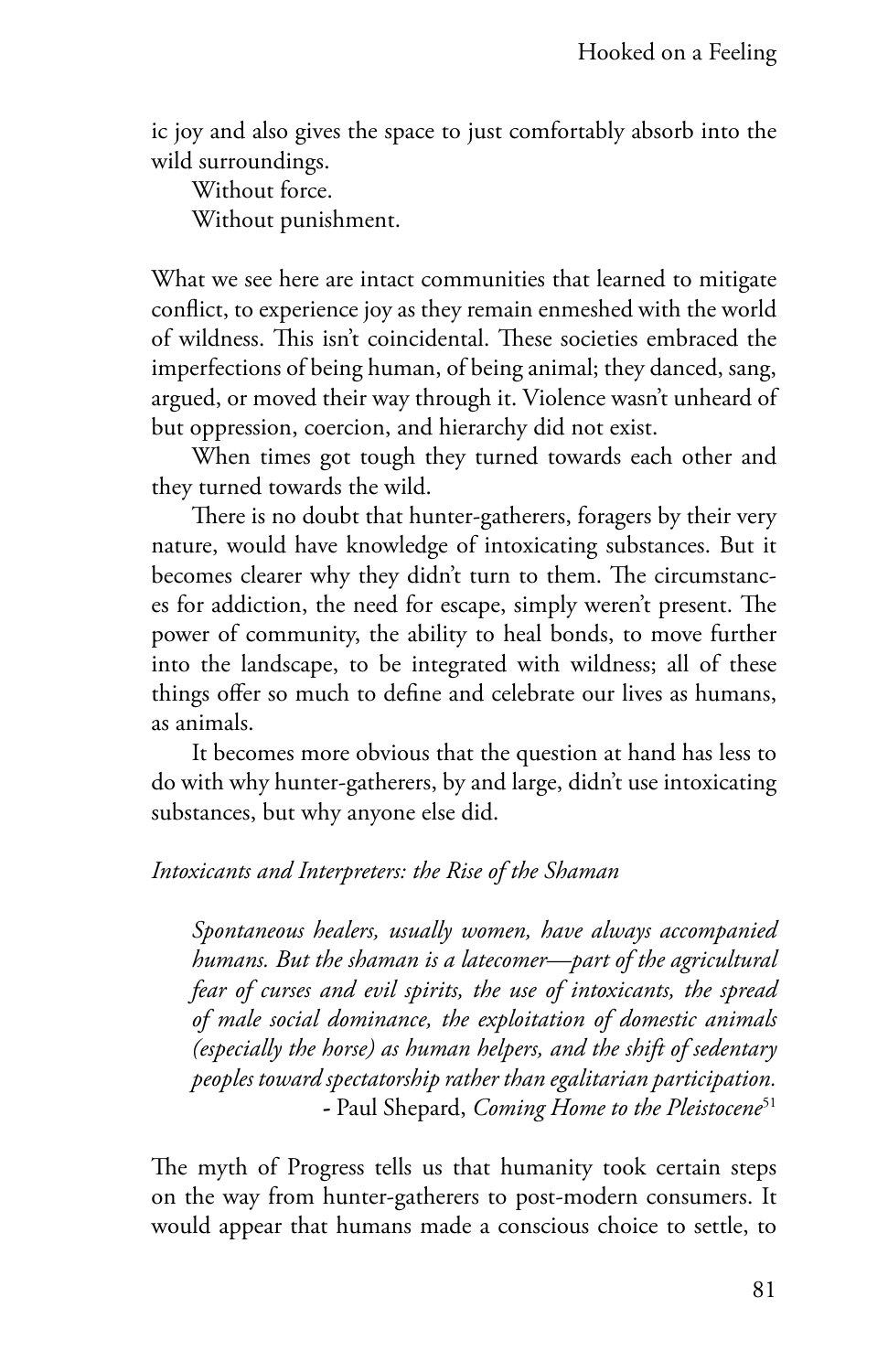ic joy and also gives the space to just comfortably absorb into the wild surroundings.

Without force.

Without punishment.

What we see here are intact communities that learned to mitigate conflict, to experience joy as they remain enmeshed with the world of wildness. This isn't coincidental. These societies embraced the imperfections of being human, of being animal; they danced, sang, argued, or moved their way through it. Violence wasn't unheard of but oppression, coercion, and hierarchy did not exist.

When times got tough they turned towards each other and they turned towards the wild.

There is no doubt that hunter-gatherers, foragers by their very nature, would have knowledge of intoxicating substances. But it becomes clearer why they didn't turn to them. The circumstances for addiction, the need for escape, simply weren't present. The power of community, the ability to heal bonds, to move further into the landscape, to be integrated with wildness; all of these things offer so much to define and celebrate our lives as humans, as animals.

It becomes more obvious that the question at hand has less to do with why hunter-gatherers, by and large, didn't use intoxicating substances, but why anyone else did.

*Intoxicants and Interpreters: the Rise of the Shaman*

> *Spontaneous healers, usually women, have always accompanied humans. But the shaman is a latecomer—part of the agricultural fear of curses and evil spirits, the use of intoxicants, the spread of male social dominance, the exploitation of domestic animals (especially the horse) as human helpers, and the shift of sedentary peoples toward spectatorship rather than egalitarian participation.*
> - Paul Shepard, *Coming Home to the Pleistocene*[51]

The myth of Progress tells us that humanity took certain steps on the way from hunter-gatherers to post-modern consumers. It would appear that humans made a conscious choice to settle, to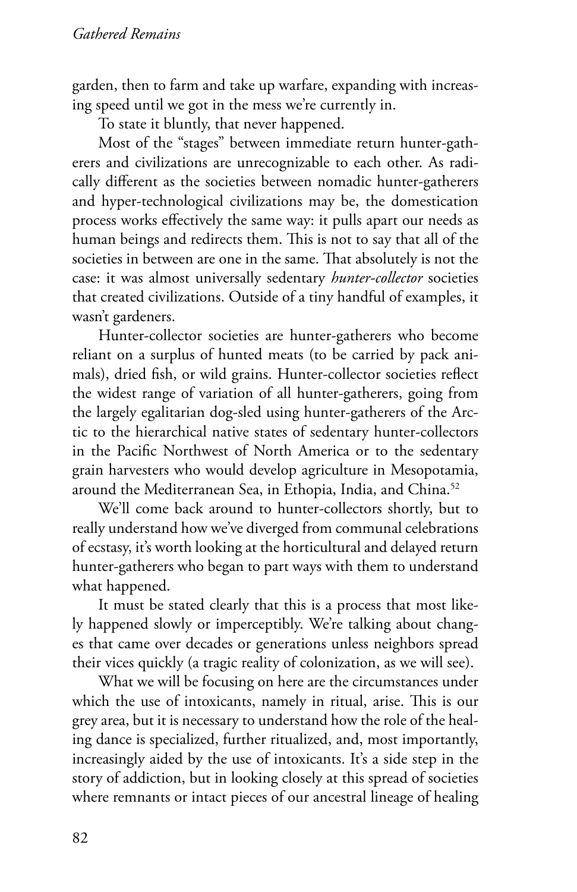garden, then to farm and take up warfare, expanding with increasing speed until we got in the mess we're currently in.

To state it bluntly, that never happened.

Most of the "stages" between immediate return hunter-gatherers and civilizations are unrecognizable to each other. As radically different as the societies between nomadic hunter-gatherers and hyper-technological civilizations may be, the domestication process works effectively the same way: it pulls apart our needs as human beings and redirects them. This is not to say that all of the societies in between are one in the same. That absolutely is not the case: it was almost universally sedentary *hunter-collector* societies that created civilizations. Outside of a tiny handful of examples, it wasn't gardeners.

Hunter-collector societies are hunter-gatherers who become reliant on a surplus of hunted meats (to be carried by pack animals), dried fish, or wild grains. Hunter-collector societies reflect the widest range of variation of all hunter-gatherers, going from the largely egalitarian dog-sled using hunter-gatherers of the Arctic to the hierarchical native states of sedentary hunter-collectors in the Pacific Northwest of North America or to the sedentary grain harvesters who would develop agriculture in Mesopotamia, around the Mediterranean Sea, in Ethopia, India, and China.[52]

We'll come back around to hunter-collectors shortly, but to really understand how we've diverged from communal celebrations of ecstasy, it's worth looking at the horticultural and delayed return hunter-gatherers who began to part ways with them to understand what happened.

It must be stated clearly that this is a process that most likely happened slowly or imperceptibly. We're talking about changes that came over decades or generations unless neighbors spread their vices quickly (a tragic reality of colonization, as we will see).

What we will be focusing on here are the circumstances under which the use of intoxicants, namely in ritual, arise. This is our grey area, but it is necessary to understand how the role of the healing dance is specialized, further ritualized, and, most importantly, increasingly aided by the use of intoxicants. It's a side step in the story of addiction, but in looking closely at this spread of societies where remnants or intact pieces of our ancestral lineage of healing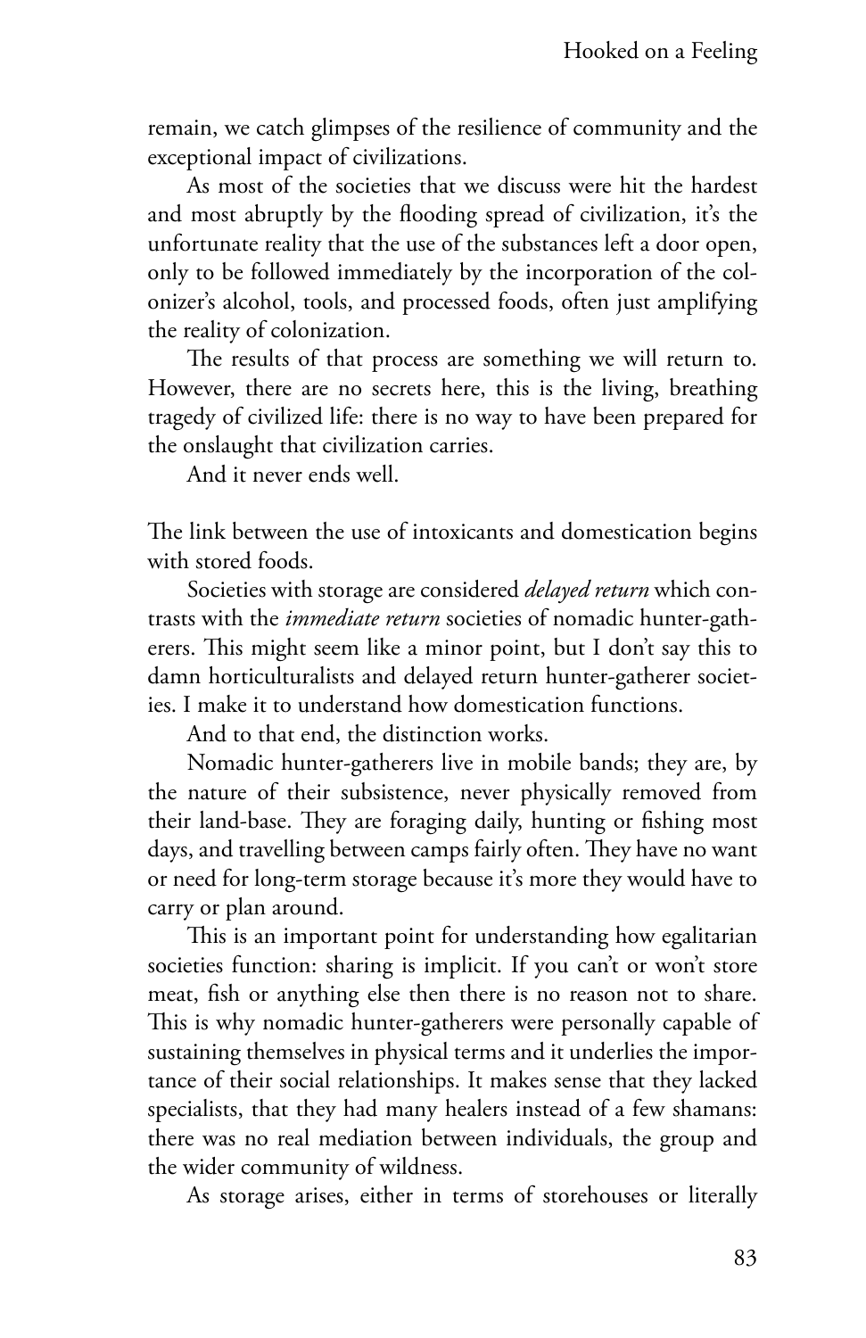remain, we catch glimpses of the resilience of community and the exceptional impact of civilizations.

As most of the societies that we discuss were hit the hardest and most abruptly by the flooding spread of civilization, it's the unfortunate reality that the use of the substances left a door open, only to be followed immediately by the incorporation of the colonizer's alcohol, tools, and processed foods, often just amplifying the reality of colonization.

The results of that process are something we will return to. However, there are no secrets here, this is the living, breathing tragedy of civilized life: there is no way to have been prepared for the onslaught that civilization carries.

And it never ends well.

The link between the use of intoxicants and domestication begins with stored foods.

Societies with storage are considered *delayed return* which contrasts with the *immediate return* societies of nomadic hunter-gatherers. This might seem like a minor point, but I don't say this to damn horticulturalists and delayed return hunter-gatherer societies. I make it to understand how domestication functions.

And to that end, the distinction works.

Nomadic hunter-gatherers live in mobile bands; they are, by the nature of their subsistence, never physically removed from their land-base. They are foraging daily, hunting or fishing most days, and travelling between camps fairly often. They have no want or need for long-term storage because it's more they would have to carry or plan around.

This is an important point for understanding how egalitarian societies function: sharing is implicit. If you can't or won't store meat, fish or anything else then there is no reason not to share. This is why nomadic hunter-gatherers were personally capable of sustaining themselves in physical terms and it underlies the importance of their social relationships. It makes sense that they lacked specialists, that they had many healers instead of a few shamans: there was no real mediation between individuals, the group and the wider community of wildness.

As storage arises, either in terms of storehouses or literally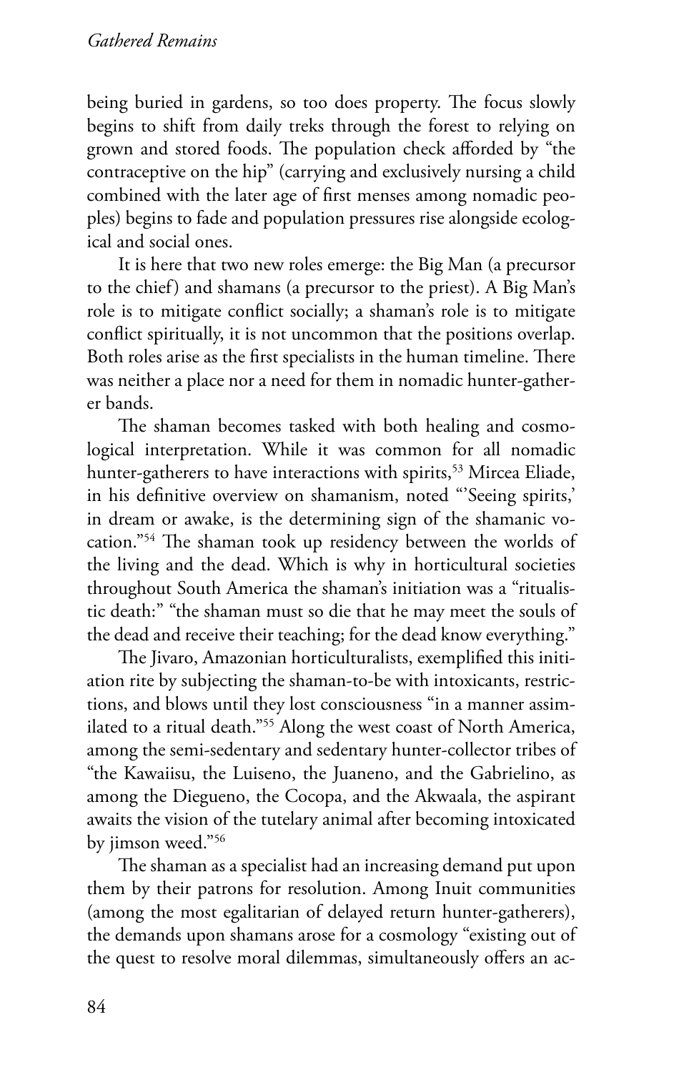being buried in gardens, so too does property. The focus slowly begins to shift from daily treks through the forest to relying on grown and stored foods. The population check afforded by "the contraceptive on the hip" (carrying and exclusively nursing a child combined with the later age of first menses among nomadic peoples) begins to fade and population pressures rise alongside ecological and social ones.

It is here that two new roles emerge: the Big Man (a precursor to the chief) and shamans (a precursor to the priest). A Big Man's role is to mitigate conflict socially; a shaman's role is to mitigate conflict spiritually, it is not uncommon that the positions overlap. Both roles arise as the first specialists in the human timeline. There was neither a place nor a need for them in nomadic hunter-gatherer bands.

The shaman becomes tasked with both healing and cosmological interpretation. While it was common for all nomadic hunter-gatherers to have interactions with spirits,[53] Mircea Eliade, in his definitive overview on shamanism, noted "'Seeing spirits,' in dream or awake, is the determining sign of the shamanic vocation."[54] The shaman took up residency between the worlds of the living and the dead. Which is why in horticultural societies throughout South America the shaman's initiation was a "ritualistic death:" "the shaman must so die that he may meet the souls of the dead and receive their teaching; for the dead know everything."

The Jivaro, Amazonian horticulturalists, exemplified this initiation rite by subjecting the shaman-to-be with intoxicants, restrictions, and blows until they lost consciousness "in a manner assimilated to a ritual death."[55] Along the west coast of North America, among the semi-sedentary and sedentary hunter-collector tribes of "the Kawaiisu, the Luiseno, the Juaneno, and the Gabrielino, as among the Diegueno, the Cocopa, and the Akwaala, the aspirant awaits the vision of the tutelary animal after becoming intoxicated by jimson weed."[56]

The shaman as a specialist had an increasing demand put upon them by their patrons for resolution. Among Inuit communities (among the most egalitarian of delayed return hunter-gatherers), the demands upon shamans arose for a cosmology "existing out of the quest to resolve moral dilemmas, simultaneously offers an ac-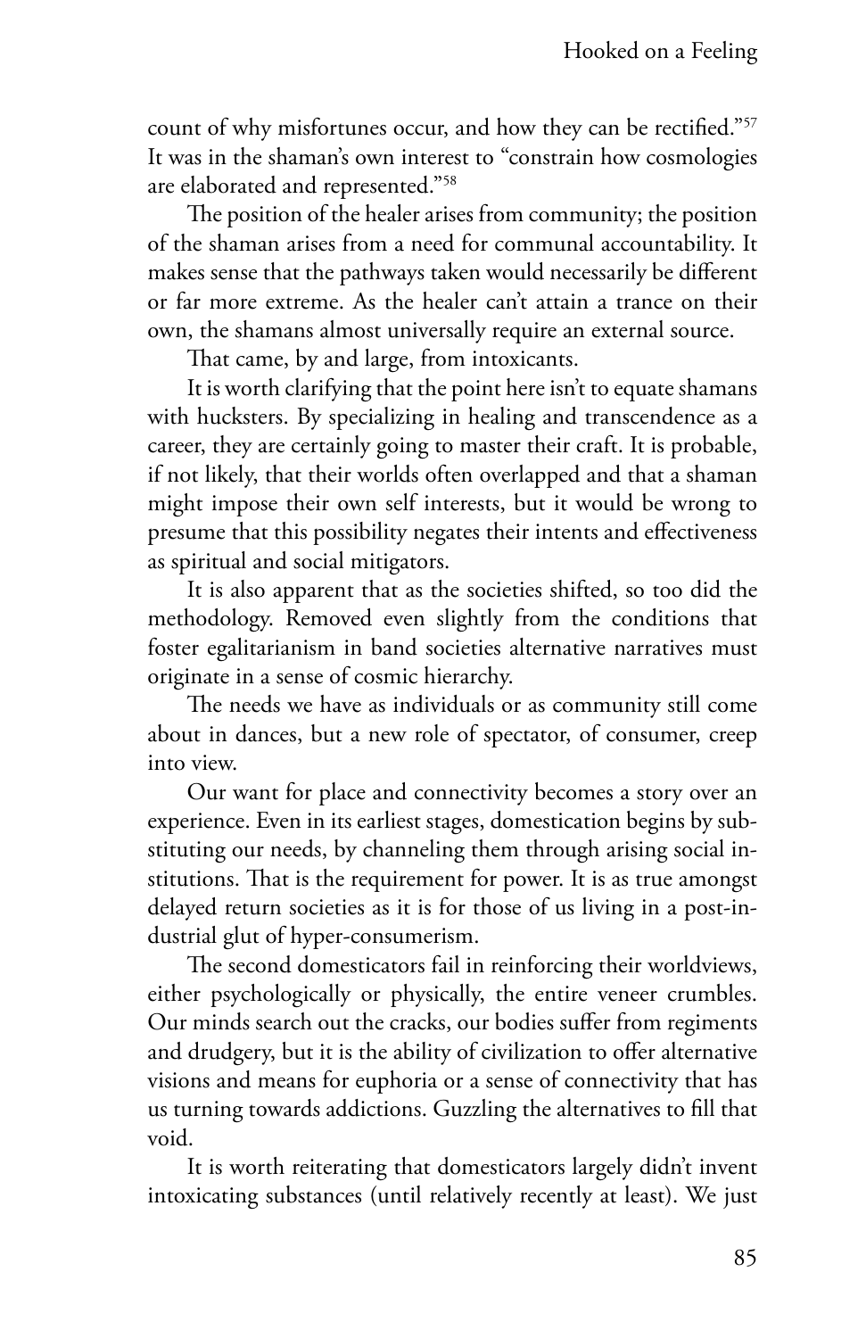count of why misfortunes occur, and how they can be rectified."[57] It was in the shaman's own interest to "constrain how cosmologies are elaborated and represented."[58]

The position of the healer arises from community; the position of the shaman arises from a need for communal accountability. It makes sense that the pathways taken would necessarily be different or far more extreme. As the healer can't attain a trance on their own, the shamans almost universally require an external source.

That came, by and large, from intoxicants.

It is worth clarifying that the point here isn't to equate shamans with hucksters. By specializing in healing and transcendence as a career, they are certainly going to master their craft. It is probable, if not likely, that their worlds often overlapped and that a shaman might impose their own self interests, but it would be wrong to presume that this possibility negates their intents and effectiveness as spiritual and social mitigators.

It is also apparent that as the societies shifted, so too did the methodology. Removed even slightly from the conditions that foster egalitarianism in band societies alternative narratives must originate in a sense of cosmic hierarchy.

The needs we have as individuals or as community still come about in dances, but a new role of spectator, of consumer, creep into view.

Our want for place and connectivity becomes a story over an experience. Even in its earliest stages, domestication begins by substituting our needs, by channeling them through arising social institutions. That is the requirement for power. It is as true amongst delayed return societies as it is for those of us living in a post-industrial glut of hyper-consumerism.

The second domesticators fail in reinforcing their worldviews, either psychologically or physically, the entire veneer crumbles. Our minds search out the cracks, our bodies suffer from regiments and drudgery, but it is the ability of civilization to offer alternative visions and means for euphoria or a sense of connectivity that has us turning towards addictions. Guzzling the alternatives to fill that void.

It is worth reiterating that domesticators largely didn't invent intoxicating substances (until relatively recently at least). We just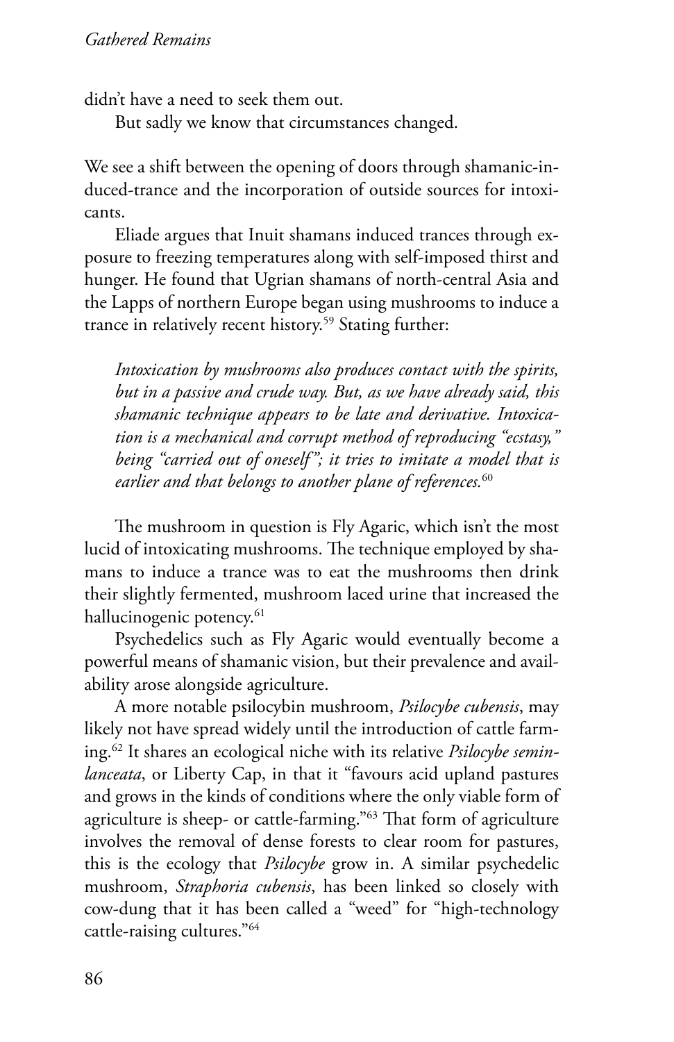didn't have a need to seek them out.

But sadly we know that circumstances changed.

We see a shift between the opening of doors through shamanic-induced-trance and the incorporation of outside sources for intoxicants.

Eliade argues that Inuit shamans induced trances through exposure to freezing temperatures along with self-imposed thirst and hunger. He found that Ugrian shamans of north-central Asia and the Lapps of northern Europe began using mushrooms to induce a trance in relatively recent history.[59] Stating further:

> *Intoxication by mushrooms also produces contact with the spirits, but in a passive and crude way. But, as we have already said, this shamanic technique appears to be late and derivative. Intoxication is a mechanical and corrupt method of reproducing "ecstasy," being "carried out of oneself"; it tries to imitate a model that is earlier and that belongs to another plane of references.*[60]

The mushroom in question is Fly Agaric, which isn't the most lucid of intoxicating mushrooms. The technique employed by shamans to induce a trance was to eat the mushrooms then drink their slightly fermented, mushroom laced urine that increased the hallucinogenic potency.[61]

Psychedelics such as Fly Agaric would eventually become a powerful means of shamanic vision, but their prevalence and availability arose alongside agriculture.

A more notable psilocybin mushroom, *Psilocybe cubensis*, may likely not have spread widely until the introduction of cattle farming.[62] It shares an ecological niche with its relative *Psilocybe seminlanceata*, or Liberty Cap, in that it "favours acid upland pastures and grows in the kinds of conditions where the only viable form of agriculture is sheep- or cattle-farming."[63] That form of agriculture involves the removal of dense forests to clear room for pastures, this is the ecology that *Psilocybe* grow in. A similar psychedelic mushroom, *Straphoria cubensis*, has been linked so closely with cow-dung that it has been called a "weed" for "high-technology cattle-raising cultures."[64]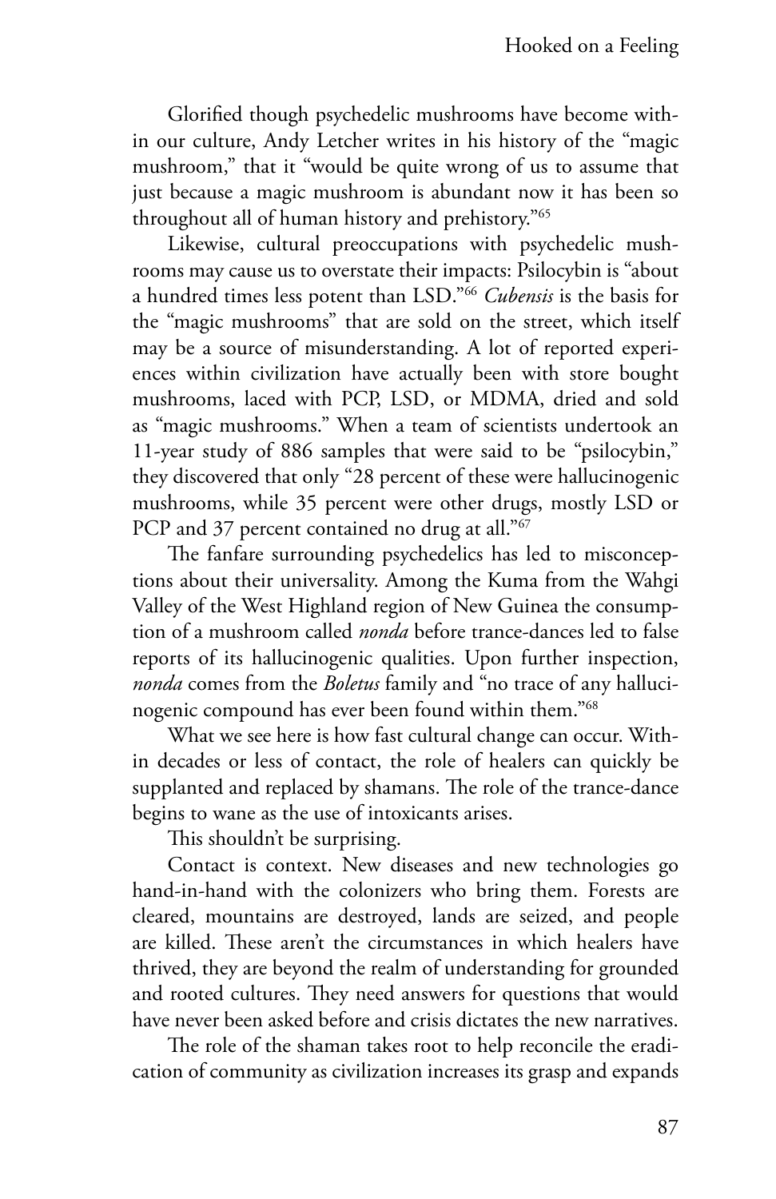Glorified though psychedelic mushrooms have become within our culture, Andy Letcher writes in his history of the "magic mushroom," that it "would be quite wrong of us to assume that just because a magic mushroom is abundant now it has been so throughout all of human history and prehistory."[65]

Likewise, cultural preoccupations with psychedelic mushrooms may cause us to overstate their impacts: Psilocybin is "about a hundred times less potent than LSD."[66] *Cubensis* is the basis for the "magic mushrooms" that are sold on the street, which itself may be a source of misunderstanding. A lot of reported experiences within civilization have actually been with store bought mushrooms, laced with PCP, LSD, or MDMA, dried and sold as "magic mushrooms." When a team of scientists undertook an 11-year study of 886 samples that were said to be "psilocybin," they discovered that only "28 percent of these were hallucinogenic mushrooms, while 35 percent were other drugs, mostly LSD or PCP and 37 percent contained no drug at all."[67]

The fanfare surrounding psychedelics has led to misconceptions about their universality. Among the Kuma from the Wahgi Valley of the West Highland region of New Guinea the consumption of a mushroom called *nonda* before trance-dances led to false reports of its hallucinogenic qualities. Upon further inspection, *nonda* comes from the *Boletus* family and "no trace of any hallucinogenic compound has ever been found within them."[68]

What we see here is how fast cultural change can occur. Within decades or less of contact, the role of healers can quickly be supplanted and replaced by shamans. The role of the trance-dance begins to wane as the use of intoxicants arises.

This shouldn't be surprising.

Contact is context. New diseases and new technologies go hand-in-hand with the colonizers who bring them. Forests are cleared, mountains are destroyed, lands are seized, and people are killed. These aren't the circumstances in which healers have thrived, they are beyond the realm of understanding for grounded and rooted cultures. They need answers for questions that would have never been asked before and crisis dictates the new narratives.

The role of the shaman takes root to help reconcile the eradication of community as civilization increases its grasp and expands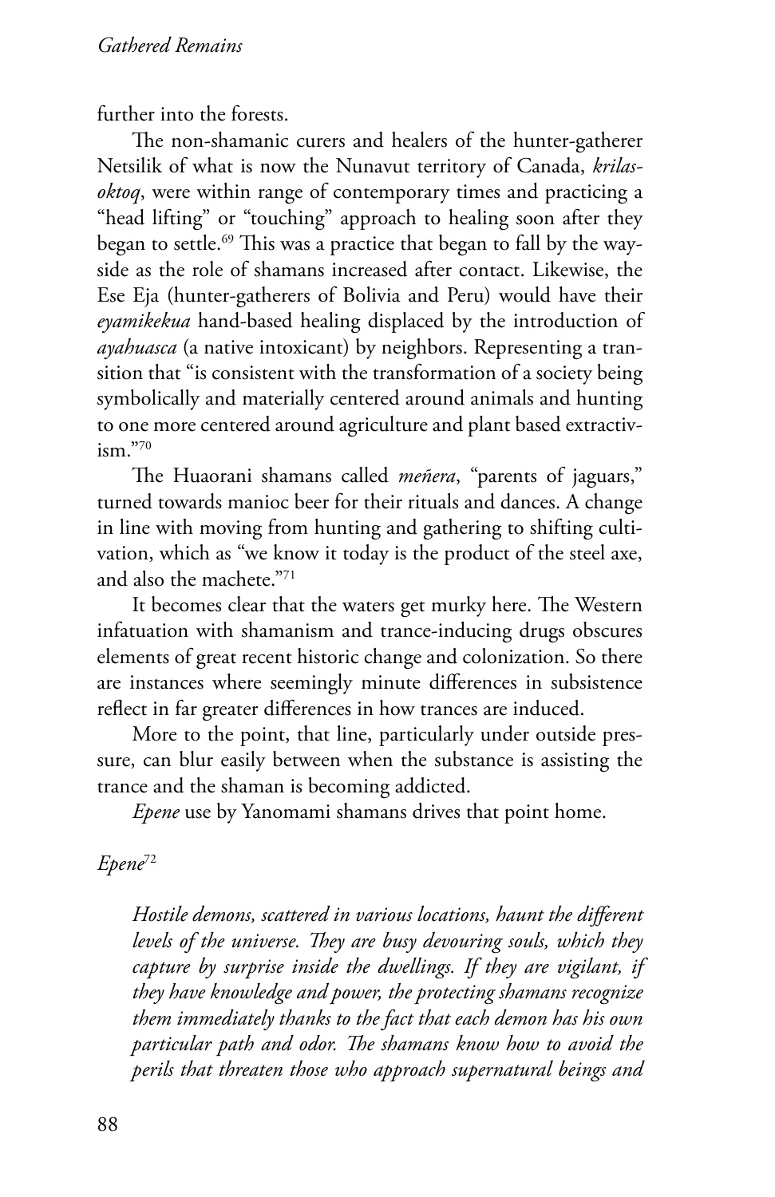further into the forests.

The non-shamanic curers and healers of the hunter-gatherer Netsilik of what is now the Nunavut territory of Canada, *krilasoktoq*, were within range of contemporary times and practicing a "head lifting" or "touching" approach to healing soon after they began to settle.[69] This was a practice that began to fall by the wayside as the role of shamans increased after contact. Likewise, the Ese Eja (hunter-gatherers of Bolivia and Peru) would have their *eyamikekua* hand-based healing displaced by the introduction of *ayahuasca* (a native intoxicant) by neighbors. Representing a transition that "is consistent with the transformation of a society being symbolically and materially centered around animals and hunting to one more centered around agriculture and plant based extractivism."[70]

The Huaorani shamans called *meñera*, "parents of jaguars," turned towards manioc beer for their rituals and dances. A change in line with moving from hunting and gathering to shifting cultivation, which as "we know it today is the product of the steel axe, and also the machete."[71]

It becomes clear that the waters get murky here. The Western infatuation with shamanism and trance-inducing drugs obscures elements of great recent historic change and colonization. So there are instances where seemingly minute differences in subsistence reflect in far greater differences in how trances are induced.

More to the point, that line, particularly under outside pressure, can blur easily between when the substance is assisting the trance and the shaman is becoming addicted.

*Epene* use by Yanomami shamans drives that point home.

### *Epene*[72]

> *Hostile demons, scattered in various locations, haunt the different levels of the universe. They are busy devouring souls, which they capture by surprise inside the dwellings. If they are vigilant, if they have knowledge and power, the protecting shamans recognize them immediately thanks to the fact that each demon has his own particular path and odor. The shamans know how to avoid the perils that threaten those who approach supernatural beings and*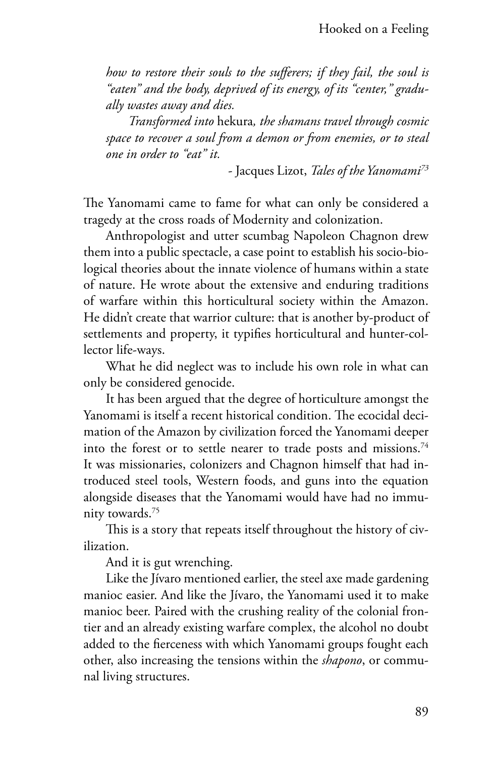*how to restore their souls to the sufferers; if they fail, the soul is "eaten" and the body, deprived of its energy, of its "center," gradually wastes away and dies.*

*Transformed into* hekura*, the shamans travel through cosmic space to recover a soul from a demon or from enemies, or to steal one in order to "eat" it.*

- Jacques Lizot, *Tales of the Yanomami*[73]

The Yanomami came to fame for what can only be considered a tragedy at the cross roads of Modernity and colonization.

Anthropologist and utter scumbag Napoleon Chagnon drew them into a public spectacle, a case point to establish his socio-biological theories about the innate violence of humans within a state of nature. He wrote about the extensive and enduring traditions of warfare within this horticultural society within the Amazon. He didn't create that warrior culture: that is another by-product of settlements and property, it typifies horticultural and hunter-collector life-ways.

What he did neglect was to include his own role in what can only be considered genocide.

It has been argued that the degree of horticulture amongst the Yanomami is itself a recent historical condition. The ecocidal decimation of the Amazon by civilization forced the Yanomami deeper into the forest or to settle nearer to trade posts and missions.[74] It was missionaries, colonizers and Chagnon himself that had introduced steel tools, Western foods, and guns into the equation alongside diseases that the Yanomami would have had no immunity towards.[75]

This is a story that repeats itself throughout the history of civilization.

And it is gut wrenching.

Like the Jívaro mentioned earlier, the steel axe made gardening manioc easier. And like the Jívaro, the Yanomami used it to make manioc beer. Paired with the crushing reality of the colonial frontier and an already existing warfare complex, the alcohol no doubt added to the fierceness with which Yanomami groups fought each other, also increasing the tensions within the *shapono*, or communal living structures.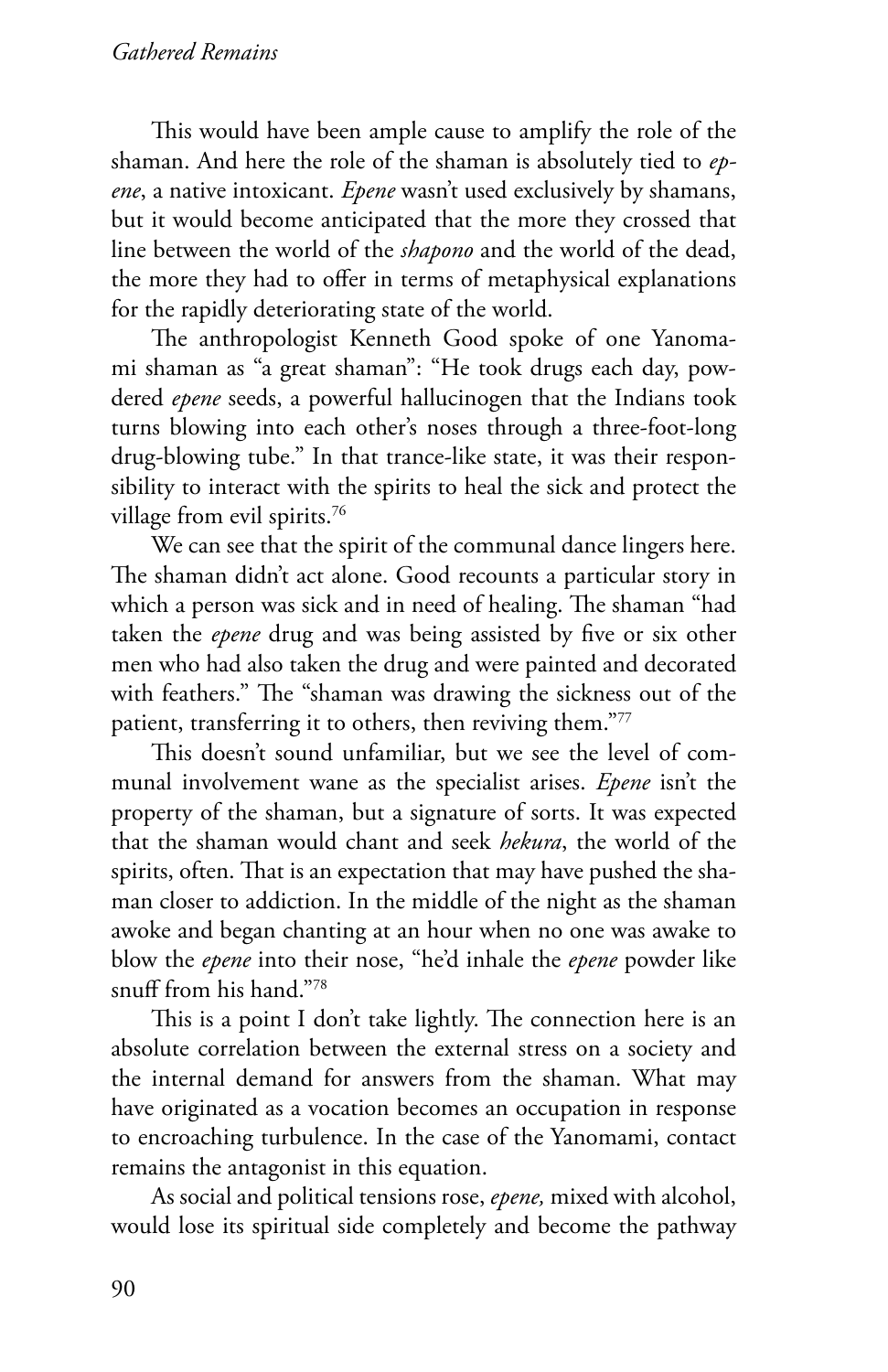This would have been ample cause to amplify the role of the shaman. And here the role of the shaman is absolutely tied to *epene*, a native intoxicant. *Epene* wasn't used exclusively by shamans, but it would become anticipated that the more they crossed that line between the world of the *shapono* and the world of the dead, the more they had to offer in terms of metaphysical explanations for the rapidly deteriorating state of the world.

The anthropologist Kenneth Good spoke of one Yanomami shaman as "a great shaman": "He took drugs each day, powdered *epene* seeds, a powerful hallucinogen that the Indians took turns blowing into each other's noses through a three-foot-long drug-blowing tube." In that trance-like state, it was their responsibility to interact with the spirits to heal the sick and protect the village from evil spirits.[76]

We can see that the spirit of the communal dance lingers here. The shaman didn't act alone. Good recounts a particular story in which a person was sick and in need of healing. The shaman "had taken the *epene* drug and was being assisted by five or six other men who had also taken the drug and were painted and decorated with feathers." The "shaman was drawing the sickness out of the patient, transferring it to others, then reviving them."[77]

This doesn't sound unfamiliar, but we see the level of communal involvement wane as the specialist arises. *Epene* isn't the property of the shaman, but a signature of sorts. It was expected that the shaman would chant and seek *hekura*, the world of the spirits, often. That is an expectation that may have pushed the shaman closer to addiction. In the middle of the night as the shaman awoke and began chanting at an hour when no one was awake to blow the *epene* into their nose, "he'd inhale the *epene* powder like snuff from his hand."[78]

This is a point I don't take lightly. The connection here is an absolute correlation between the external stress on a society and the internal demand for answers from the shaman. What may have originated as a vocation becomes an occupation in response to encroaching turbulence. In the case of the Yanomami, contact remains the antagonist in this equation.

As social and political tensions rose, *epene,* mixed with alcohol, would lose its spiritual side completely and become the pathway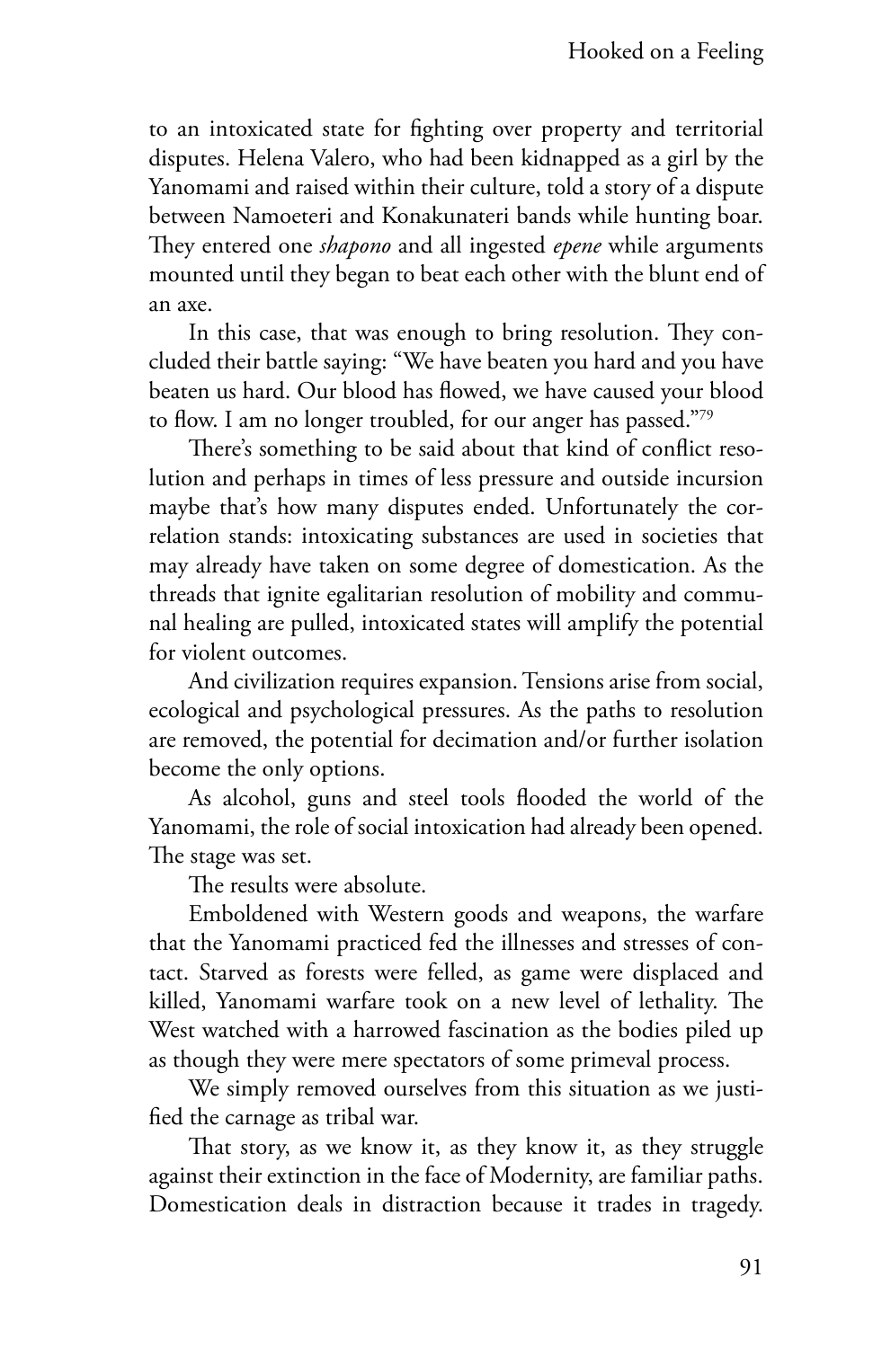to an intoxicated state for fighting over property and territorial disputes. Helena Valero, who had been kidnapped as a girl by the Yanomami and raised within their culture, told a story of a dispute between Namoeteri and Konakunateri bands while hunting boar. They entered one *shapono* and all ingested *epene* while arguments mounted until they began to beat each other with the blunt end of an axe.

In this case, that was enough to bring resolution. They concluded their battle saying: "We have beaten you hard and you have beaten us hard. Our blood has flowed, we have caused your blood to flow. I am no longer troubled, for our anger has passed."[79]

There's something to be said about that kind of conflict resolution and perhaps in times of less pressure and outside incursion maybe that's how many disputes ended. Unfortunately the correlation stands: intoxicating substances are used in societies that may already have taken on some degree of domestication. As the threads that ignite egalitarian resolution of mobility and communal healing are pulled, intoxicated states will amplify the potential for violent outcomes.

And civilization requires expansion. Tensions arise from social, ecological and psychological pressures. As the paths to resolution are removed, the potential for decimation and/or further isolation become the only options.

As alcohol, guns and steel tools flooded the world of the Yanomami, the role of social intoxication had already been opened. The stage was set.

The results were absolute.

Emboldened with Western goods and weapons, the warfare that the Yanomami practiced fed the illnesses and stresses of contact. Starved as forests were felled, as game were displaced and killed, Yanomami warfare took on a new level of lethality. The West watched with a harrowed fascination as the bodies piled up as though they were mere spectators of some primeval process.

We simply removed ourselves from this situation as we justified the carnage as tribal war.

That story, as we know it, as they know it, as they struggle against their extinction in the face of Modernity, are familiar paths. Domestication deals in distraction because it trades in tragedy.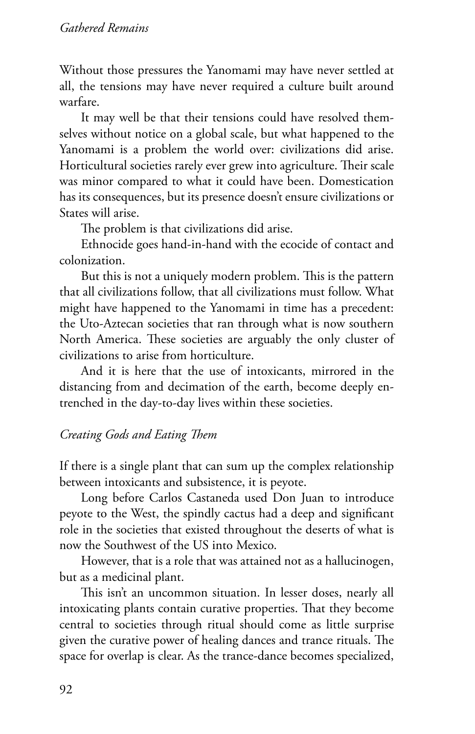Without those pressures the Yanomami may have never settled at all, the tensions may have never required a culture built around warfare.

It may well be that their tensions could have resolved themselves without notice on a global scale, but what happened to the Yanomami is a problem the world over: civilizations did arise. Horticultural societies rarely ever grew into agriculture. Their scale was minor compared to what it could have been. Domestication has its consequences, but its presence doesn't ensure civilizations or States will arise.

The problem is that civilizations did arise.

Ethnocide goes hand-in-hand with the ecocide of contact and colonization.

But this is not a uniquely modern problem. This is the pattern that all civilizations follow, that all civilizations must follow. What might have happened to the Yanomami in time has a precedent: the Uto-Aztecan societies that ran through what is now southern North America. These societies are arguably the only cluster of civilizations to arise from horticulture.

And it is here that the use of intoxicants, mirrored in the distancing from and decimation of the earth, become deeply entrenched in the day-to-day lives within these societies.

### *Creating Gods and Eating Them*

If there is a single plant that can sum up the complex relationship between intoxicants and subsistence, it is peyote.

Long before Carlos Castaneda used Don Juan to introduce peyote to the West, the spindly cactus had a deep and significant role in the societies that existed throughout the deserts of what is now the Southwest of the US into Mexico.

However, that is a role that was attained not as a hallucinogen, but as a medicinal plant.

This isn't an uncommon situation. In lesser doses, nearly all intoxicating plants contain curative properties. That they become central to societies through ritual should come as little surprise given the curative power of healing dances and trance rituals. The space for overlap is clear. As the trance-dance becomes specialized,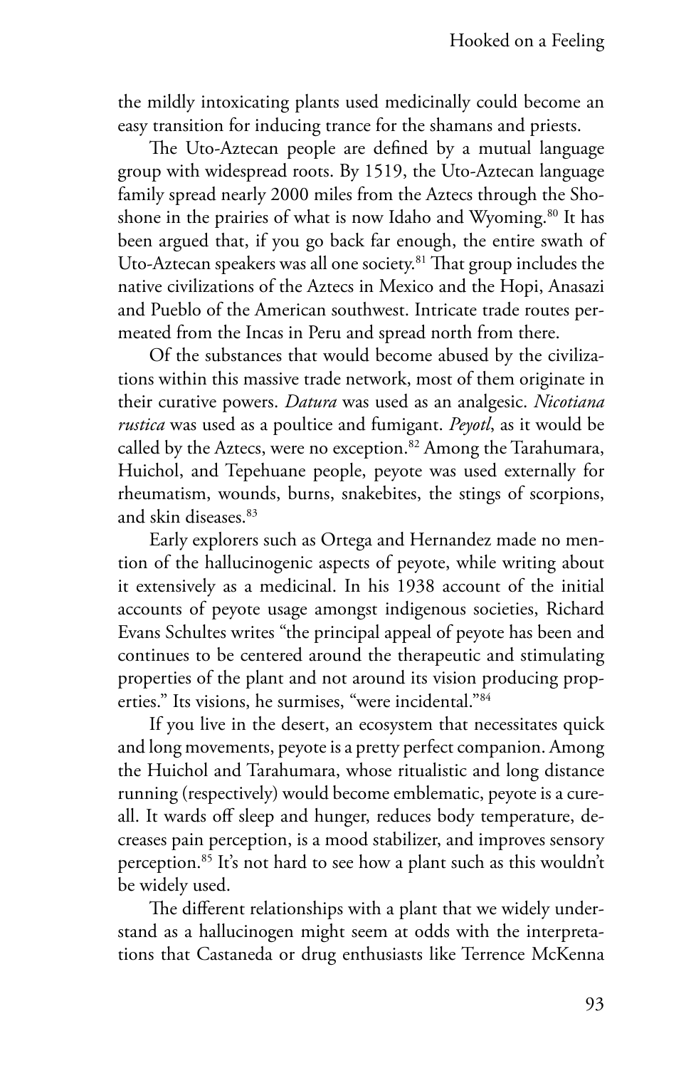the mildly intoxicating plants used medicinally could become an easy transition for inducing trance for the shamans and priests.

The Uto-Aztecan people are defined by a mutual language group with widespread roots. By 1519, the Uto-Aztecan language family spread nearly 2000 miles from the Aztecs through the Shoshone in the prairies of what is now Idaho and Wyoming.[80] It has been argued that, if you go back far enough, the entire swath of Uto-Aztecan speakers was all one society.[81] That group includes the native civilizations of the Aztecs in Mexico and the Hopi, Anasazi and Pueblo of the American southwest. Intricate trade routes permeated from the Incas in Peru and spread north from there.

Of the substances that would become abused by the civilizations within this massive trade network, most of them originate in their curative powers. *Datura* was used as an analgesic. *Nicotiana rustica* was used as a poultice and fumigant. *Peyotl*, as it would be called by the Aztecs, were no exception.[82] Among the Tarahumara, Huichol, and Tepehuane people, peyote was used externally for rheumatism, wounds, burns, snakebites, the stings of scorpions, and skin diseases.[83]

Early explorers such as Ortega and Hernandez made no mention of the hallucinogenic aspects of peyote, while writing about it extensively as a medicinal. In his 1938 account of the initial accounts of peyote usage amongst indigenous societies, Richard Evans Schultes writes "the principal appeal of peyote has been and continues to be centered around the therapeutic and stimulating properties of the plant and not around its vision producing properties." Its visions, he surmises, "were incidental."[84]

If you live in the desert, an ecosystem that necessitates quick and long movements, peyote is a pretty perfect companion. Among the Huichol and Tarahumara, whose ritualistic and long distance running (respectively) would become emblematic, peyote is a cure-all. It wards off sleep and hunger, reduces body temperature, decreases pain perception, is a mood stabilizer, and improves sensory perception.[85] It's not hard to see how a plant such as this wouldn't be widely used.

The different relationships with a plant that we widely understand as a hallucinogen might seem at odds with the interpretations that Castaneda or drug enthusiasts like Terrence McKenna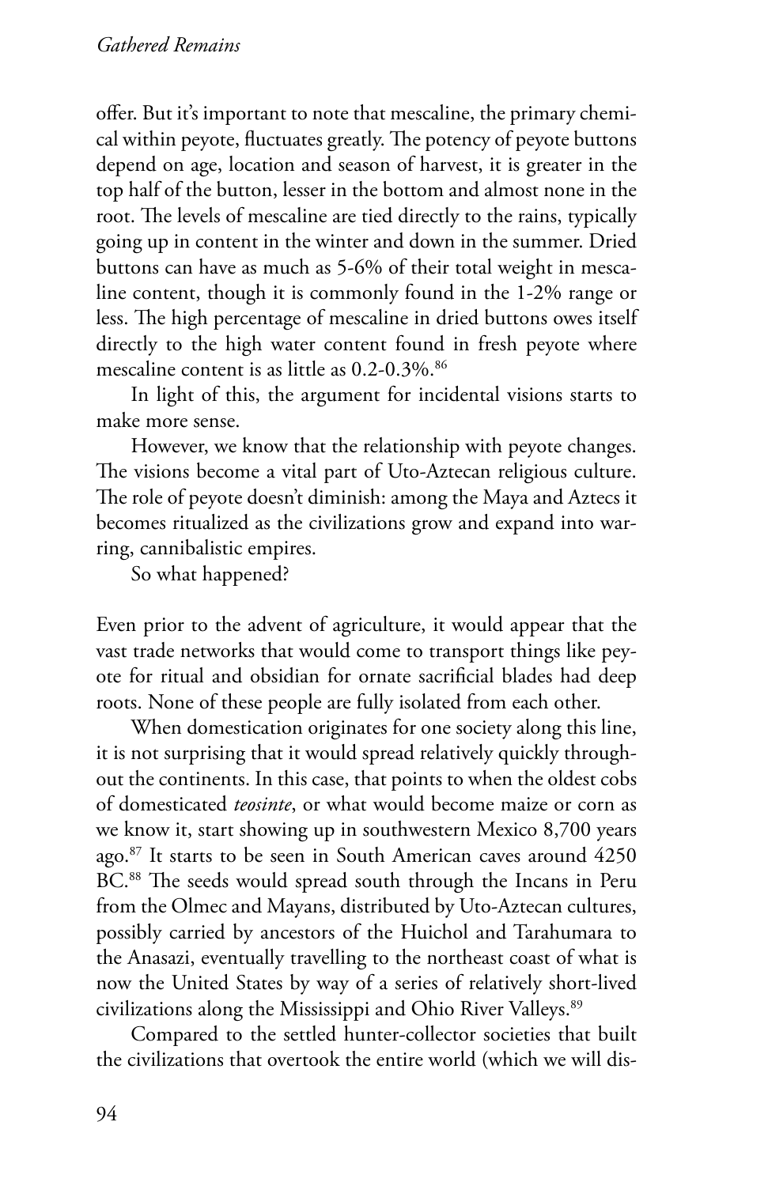offer. But it's important to note that mescaline, the primary chemical within peyote, fluctuates greatly. The potency of peyote buttons depend on age, location and season of harvest, it is greater in the top half of the button, lesser in the bottom and almost none in the root. The levels of mescaline are tied directly to the rains, typically going up in content in the winter and down in the summer. Dried buttons can have as much as 5-6% of their total weight in mescaline content, though it is commonly found in the 1-2% range or less. The high percentage of mescaline in dried buttons owes itself directly to the high water content found in fresh peyote where mescaline content is as little as 0.2-0.3%.[86]

In light of this, the argument for incidental visions starts to make more sense.

However, we know that the relationship with peyote changes. The visions become a vital part of Uto-Aztecan religious culture. The role of peyote doesn't diminish: among the Maya and Aztecs it becomes ritualized as the civilizations grow and expand into warring, cannibalistic empires.

So what happened?

Even prior to the advent of agriculture, it would appear that the vast trade networks that would come to transport things like peyote for ritual and obsidian for ornate sacrificial blades had deep roots. None of these people are fully isolated from each other.

When domestication originates for one society along this line, it is not surprising that it would spread relatively quickly throughout the continents. In this case, that points to when the oldest cobs of domesticated *teosinte*, or what would become maize or corn as we know it, start showing up in southwestern Mexico 8,700 years ago.[87] It starts to be seen in South American caves around 4250 BC.[88] The seeds would spread south through the Incans in Peru from the Olmec and Mayans, distributed by Uto-Aztecan cultures, possibly carried by ancestors of the Huichol and Tarahumara to the Anasazi, eventually travelling to the northeast coast of what is now the United States by way of a series of relatively short-lived civilizations along the Mississippi and Ohio River Valleys.[89]

Compared to the settled hunter-collector societies that built the civilizations that overtook the entire world (which we will dis-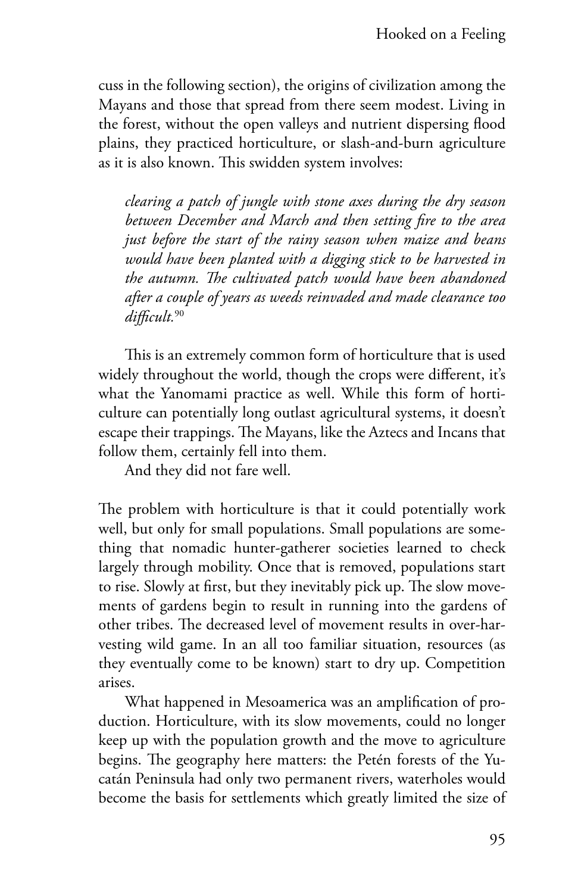cuss in the following section), the origins of civilization among the Mayans and those that spread from there seem modest. Living in the forest, without the open valleys and nutrient dispersing flood plains, they practiced horticulture, or slash-and-burn agriculture as it is also known. This swidden system involves:

> *clearing a patch of jungle with stone axes during the dry season between December and March and then setting fire to the area just before the start of the rainy season when maize and beans would have been planted with a digging stick to be harvested in the autumn. The cultivated patch would have been abandoned after a couple of years as weeds reinvaded and made clearance too difficult.*[90]

This is an extremely common form of horticulture that is used widely throughout the world, though the crops were different, it's what the Yanomami practice as well. While this form of horticulture can potentially long outlast agricultural systems, it doesn't escape their trappings. The Mayans, like the Aztecs and Incans that follow them, certainly fell into them.

And they did not fare well.

The problem with horticulture is that it could potentially work well, but only for small populations. Small populations are something that nomadic hunter-gatherer societies learned to check largely through mobility. Once that is removed, populations start to rise. Slowly at first, but they inevitably pick up. The slow movements of gardens begin to result in running into the gardens of other tribes. The decreased level of movement results in over-harvesting wild game. In an all too familiar situation, resources (as they eventually come to be known) start to dry up. Competition arises.

What happened in Mesoamerica was an amplification of production. Horticulture, with its slow movements, could no longer keep up with the population growth and the move to agriculture begins. The geography here matters: the Petén forests of the Yucatán Peninsula had only two permanent rivers, waterholes would become the basis for settlements which greatly limited the size of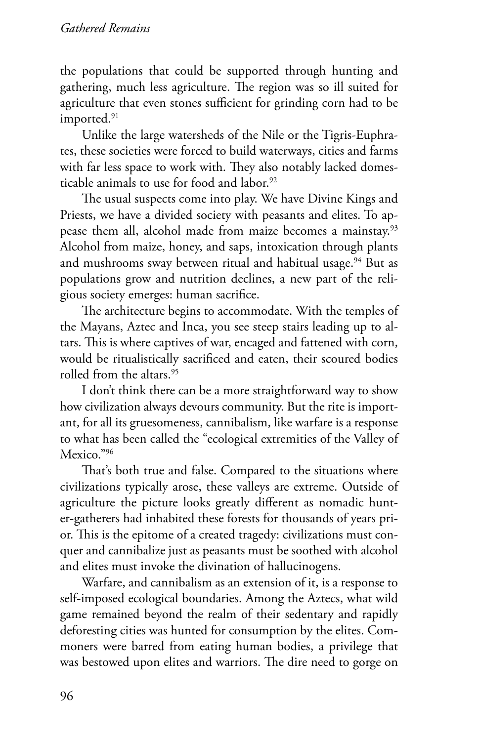the populations that could be supported through hunting and gathering, much less agriculture. The region was so ill suited for agriculture that even stones sufficient for grinding corn had to be imported.[91]

Unlike the large watersheds of the Nile or the Tigris-Euphrates, these societies were forced to build waterways, cities and farms with far less space to work with. They also notably lacked domesticable animals to use for food and labor.[92]

The usual suspects come into play. We have Divine Kings and Priests, we have a divided society with peasants and elites. To appease them all, alcohol made from maize becomes a mainstay.[93] Alcohol from maize, honey, and saps, intoxication through plants and mushrooms sway between ritual and habitual usage.[94] But as populations grow and nutrition declines, a new part of the religious society emerges: human sacrifice.

The architecture begins to accommodate. With the temples of the Mayans, Aztec and Inca, you see steep stairs leading up to altars. This is where captives of war, encaged and fattened with corn, would be ritualistically sacrificed and eaten, their scoured bodies rolled from the altars.[95]

I don't think there can be a more straightforward way to show how civilization always devours community. But the rite is important, for all its gruesomeness, cannibalism, like warfare is a response to what has been called the "ecological extremities of the Valley of Mexico."[96]

That's both true and false. Compared to the situations where civilizations typically arose, these valleys are extreme. Outside of agriculture the picture looks greatly different as nomadic hunter-gatherers had inhabited these forests for thousands of years prior. This is the epitome of a created tragedy: civilizations must conquer and cannibalize just as peasants must be soothed with alcohol and elites must invoke the divination of hallucinogens.

Warfare, and cannibalism as an extension of it, is a response to self-imposed ecological boundaries. Among the Aztecs, what wild game remained beyond the realm of their sedentary and rapidly deforesting cities was hunted for consumption by the elites. Commoners were barred from eating human bodies, a privilege that was bestowed upon elites and warriors. The dire need to gorge on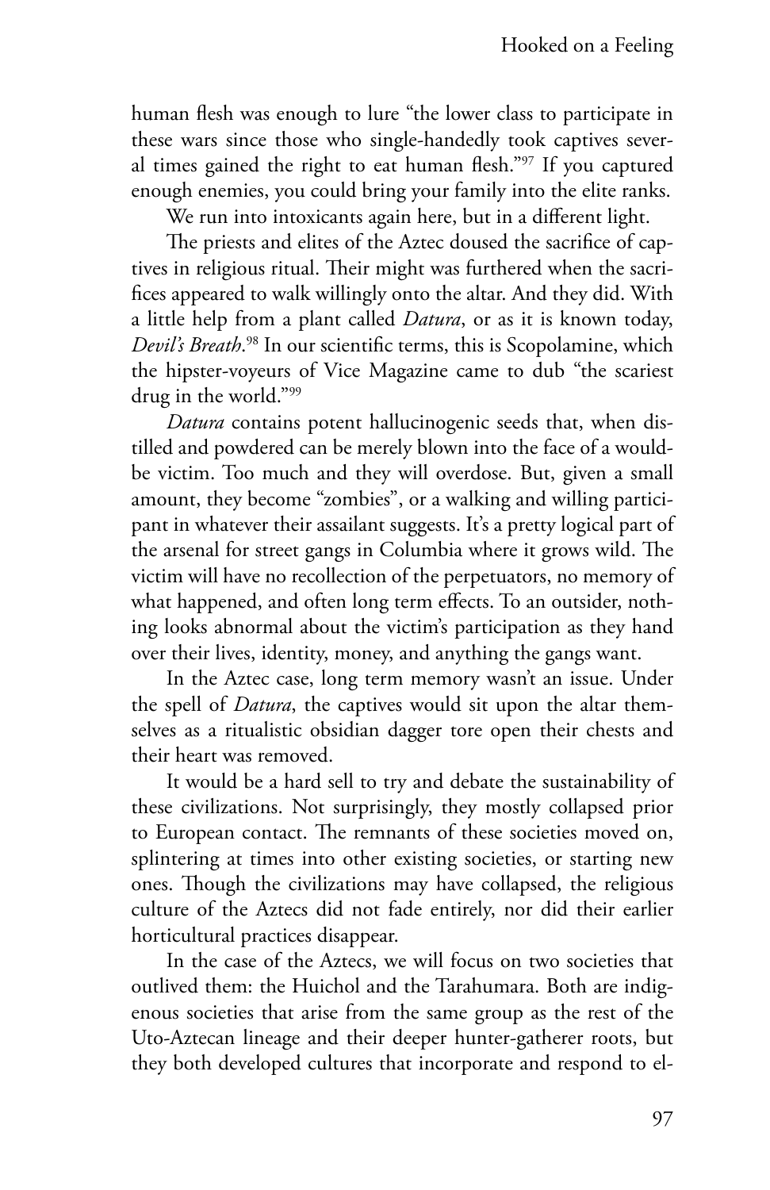human flesh was enough to lure "the lower class to participate in these wars since those who single-handedly took captives several times gained the right to eat human flesh."[97] If you captured enough enemies, you could bring your family into the elite ranks.

We run into intoxicants again here, but in a different light.

The priests and elites of the Aztec doused the sacrifice of captives in religious ritual. Their might was furthered when the sacrifices appeared to walk willingly onto the altar. And they did. With a little help from a plant called *Datura*, or as it is known today, *Devil's Breath*.[98] In our scientific terms, this is Scopolamine, which the hipster-voyeurs of Vice Magazine came to dub "the scariest drug in the world."[99]

*Datura* contains potent hallucinogenic seeds that, when distilled and powdered can be merely blown into the face of a would-be victim. Too much and they will overdose. But, given a small amount, they become "zombies", or a walking and willing participant in whatever their assailant suggests. It's a pretty logical part of the arsenal for street gangs in Columbia where it grows wild. The victim will have no recollection of the perpetuators, no memory of what happened, and often long term effects. To an outsider, nothing looks abnormal about the victim's participation as they hand over their lives, identity, money, and anything the gangs want.

In the Aztec case, long term memory wasn't an issue. Under the spell of *Datura*, the captives would sit upon the altar themselves as a ritualistic obsidian dagger tore open their chests and their heart was removed.

It would be a hard sell to try and debate the sustainability of these civilizations. Not surprisingly, they mostly collapsed prior to European contact. The remnants of these societies moved on, splintering at times into other existing societies, or starting new ones. Though the civilizations may have collapsed, the religious culture of the Aztecs did not fade entirely, nor did their earlier horticultural practices disappear.

In the case of the Aztecs, we will focus on two societies that outlived them: the Huichol and the Tarahumara. Both are indigenous societies that arise from the same group as the rest of the Uto-Aztecan lineage and their deeper hunter-gatherer roots, but they both developed cultures that incorporate and respond to el-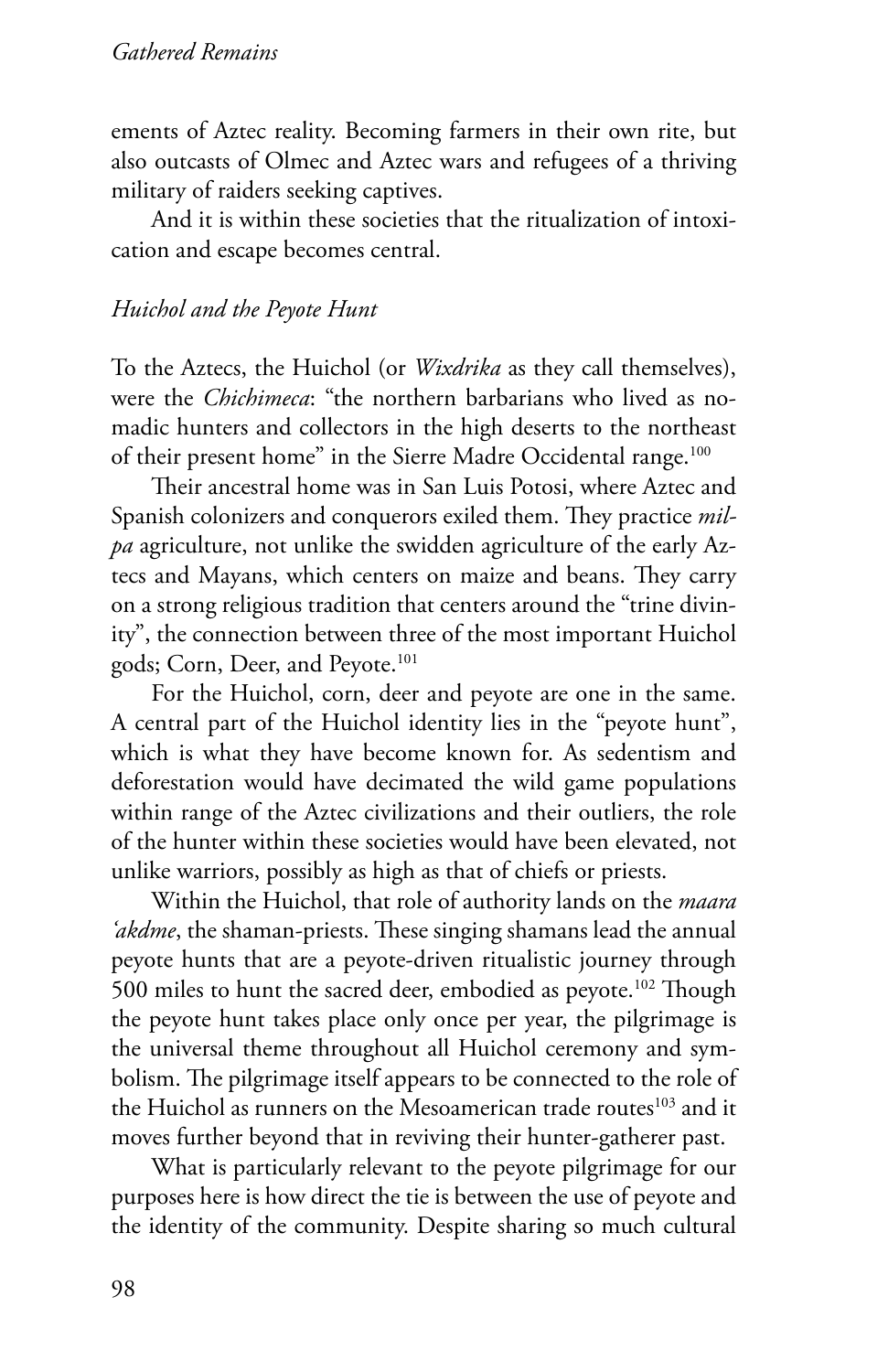ements of Aztec reality. Becoming farmers in their own rite, but also outcasts of Olmec and Aztec wars and refugees of a thriving military of raiders seeking captives.

And it is within these societies that the ritualization of intoxication and escape becomes central.

### *Huichol and the Peyote Hunt*

To the Aztecs, the Huichol (or *Wixdrika* as they call themselves), were the *Chichimeca*: "the northern barbarians who lived as nomadic hunters and collectors in the high deserts to the northeast of their present home" in the Sierre Madre Occidental range.[100]

Their ancestral home was in San Luis Potosi, where Aztec and Spanish colonizers and conquerors exiled them. They practice *milpa* agriculture, not unlike the swidden agriculture of the early Aztecs and Mayans, which centers on maize and beans. They carry on a strong religious tradition that centers around the "trine divinity", the connection between three of the most important Huichol gods; Corn, Deer, and Peyote.[101]

For the Huichol, corn, deer and peyote are one in the same. A central part of the Huichol identity lies in the "peyote hunt", which is what they have become known for. As sedentism and deforestation would have decimated the wild game populations within range of the Aztec civilizations and their outliers, the role of the hunter within these societies would have been elevated, not unlike warriors, possibly as high as that of chiefs or priests.

Within the Huichol, that role of authority lands on the *maara 'akdme*, the shaman-priests. These singing shamans lead the annual peyote hunts that are a peyote-driven ritualistic journey through 500 miles to hunt the sacred deer, embodied as peyote.[102] Though the peyote hunt takes place only once per year, the pilgrimage is the universal theme throughout all Huichol ceremony and symbolism. The pilgrimage itself appears to be connected to the role of the Huichol as runners on the Mesoamerican trade routes[103] and it moves further beyond that in reviving their hunter-gatherer past.

What is particularly relevant to the peyote pilgrimage for our purposes here is how direct the tie is between the use of peyote and the identity of the community. Despite sharing so much cultural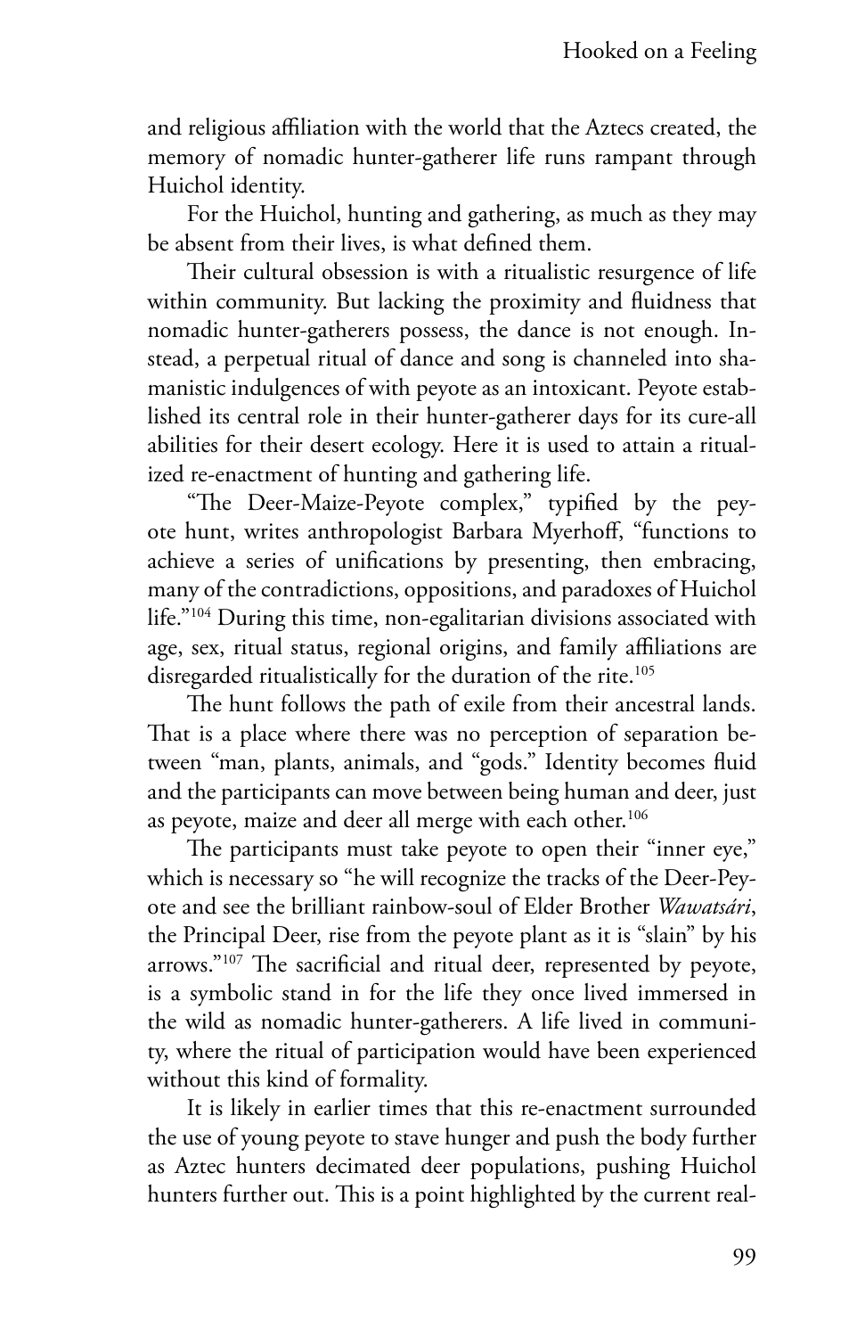and religious affiliation with the world that the Aztecs created, the memory of nomadic hunter-gatherer life runs rampant through Huichol identity.

For the Huichol, hunting and gathering, as much as they may be absent from their lives, is what defined them.

Their cultural obsession is with a ritualistic resurgence of life within community. But lacking the proximity and fluidness that nomadic hunter-gatherers possess, the dance is not enough. Instead, a perpetual ritual of dance and song is channeled into shamanistic indulgences of with peyote as an intoxicant. Peyote established its central role in their hunter-gatherer days for its cure-all abilities for their desert ecology. Here it is used to attain a ritualized re-enactment of hunting and gathering life.

"The Deer-Maize-Peyote complex," typified by the peyote hunt, writes anthropologist Barbara Myerhoff, "functions to achieve a series of unifications by presenting, then embracing, many of the contradictions, oppositions, and paradoxes of Huichol life."[104] During this time, non-egalitarian divisions associated with age, sex, ritual status, regional origins, and family affiliations are disregarded ritualistically for the duration of the rite.[105]

The hunt follows the path of exile from their ancestral lands. That is a place where there was no perception of separation between "man, plants, animals, and "gods." Identity becomes fluid and the participants can move between being human and deer, just as peyote, maize and deer all merge with each other.[106]

The participants must take peyote to open their "inner eye," which is necessary so "he will recognize the tracks of the Deer-Peyote and see the brilliant rainbow-soul of Elder Brother *Wawatsári*, the Principal Deer, rise from the peyote plant as it is "slain" by his arrows."[107] The sacrificial and ritual deer, represented by peyote, is a symbolic stand in for the life they once lived immersed in the wild as nomadic hunter-gatherers. A life lived in community, where the ritual of participation would have been experienced without this kind of formality.

It is likely in earlier times that this re-enactment surrounded the use of young peyote to stave hunger and push the body further as Aztec hunters decimated deer populations, pushing Huichol hunters further out. This is a point highlighted by the current real-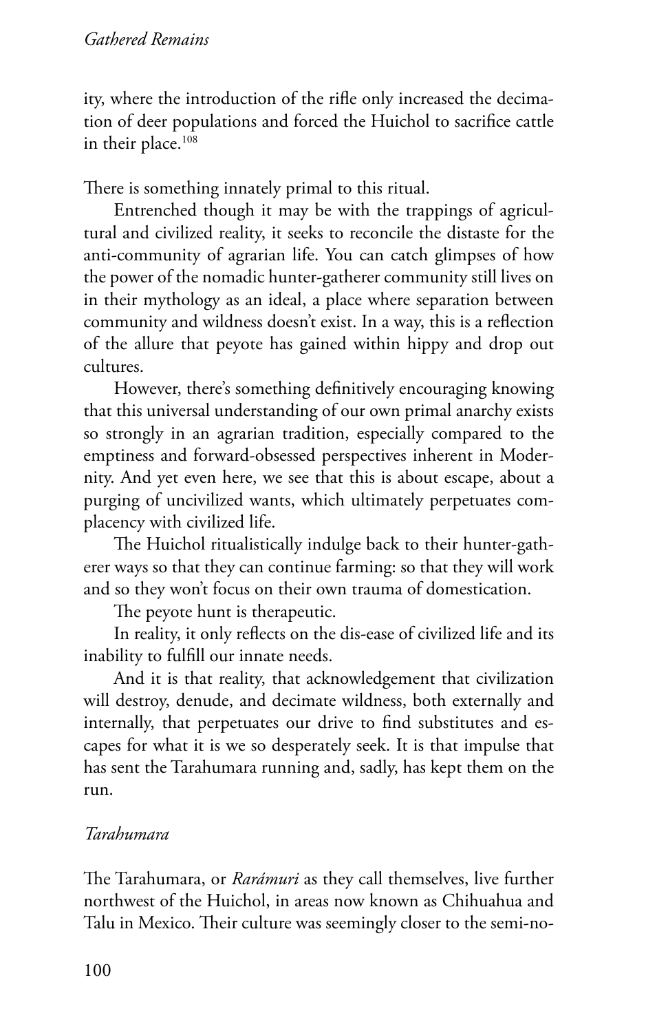ity, where the introduction of the rifle only increased the decimation of deer populations and forced the Huichol to sacrifice cattle in their place.[108]

There is something innately primal to this ritual.

Entrenched though it may be with the trappings of agricultural and civilized reality, it seeks to reconcile the distaste for the anti-community of agrarian life. You can catch glimpses of how the power of the nomadic hunter-gatherer community still lives on in their mythology as an ideal, a place where separation between community and wildness doesn't exist. In a way, this is a reflection of the allure that peyote has gained within hippy and drop out cultures.

However, there's something definitively encouraging knowing that this universal understanding of our own primal anarchy exists so strongly in an agrarian tradition, especially compared to the emptiness and forward-obsessed perspectives inherent in Modernity. And yet even here, we see that this is about escape, about a purging of uncivilized wants, which ultimately perpetuates complacency with civilized life.

The Huichol ritualistically indulge back to their hunter-gatherer ways so that they can continue farming: so that they will work and so they won't focus on their own trauma of domestication.

The peyote hunt is therapeutic.

In reality, it only reflects on the dis-ease of civilized life and its inability to fulfill our innate needs.

And it is that reality, that acknowledgement that civilization will destroy, denude, and decimate wildness, both externally and internally, that perpetuates our drive to find substitutes and escapes for what it is we so desperately seek. It is that impulse that has sent the Tarahumara running and, sadly, has kept them on the run.

### *Tarahumara*

The Tarahumara, or *Rarámuri* as they call themselves, live further northwest of the Huichol, in areas now known as Chihuahua and Talu in Mexico. Their culture was seemingly closer to the semi-no-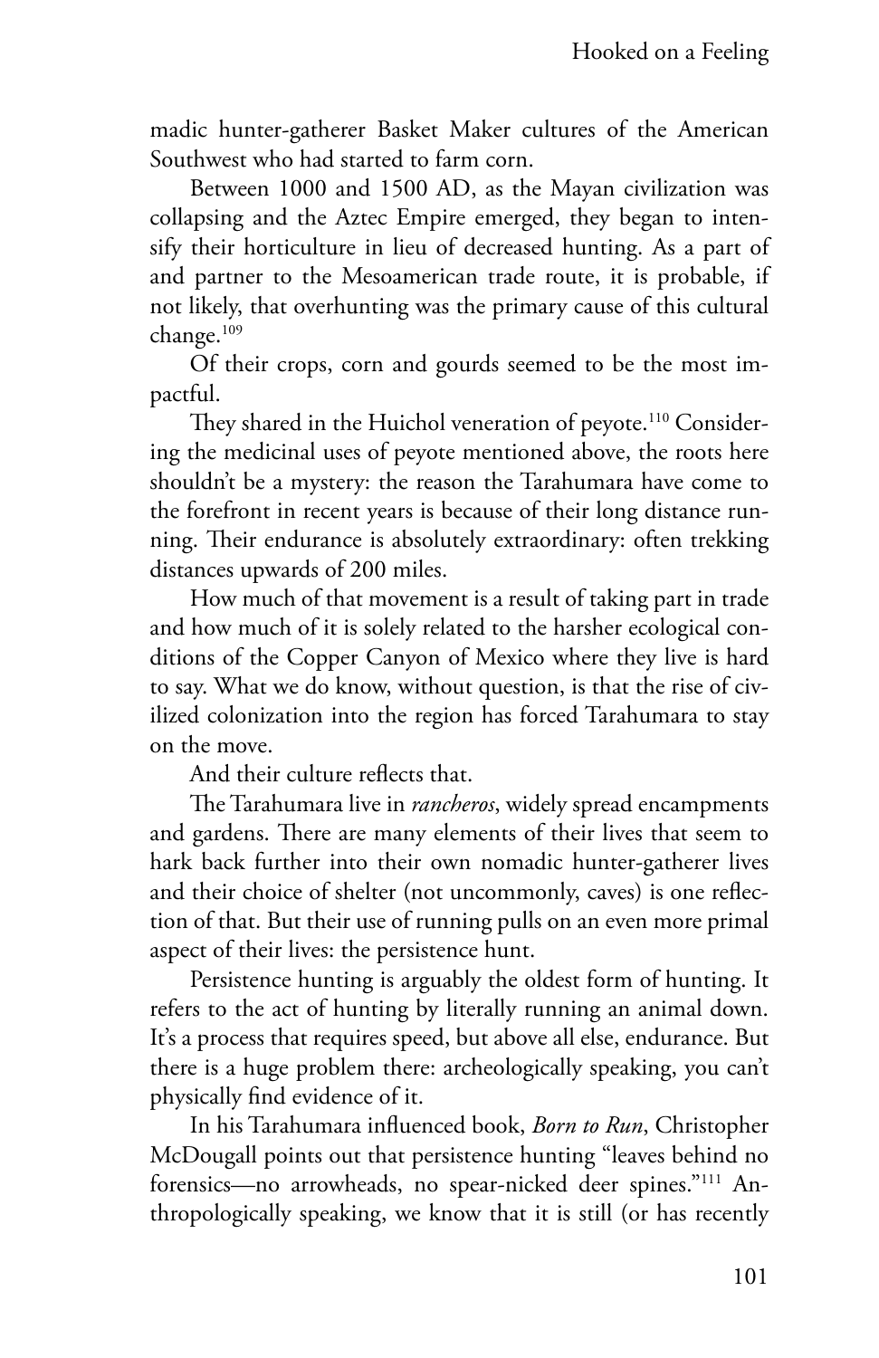madic hunter-gatherer Basket Maker cultures of the American Southwest who had started to farm corn.

Between 1000 and 1500 AD, as the Mayan civilization was collapsing and the Aztec Empire emerged, they began to intensify their horticulture in lieu of decreased hunting. As a part of and partner to the Mesoamerican trade route, it is probable, if not likely, that overhunting was the primary cause of this cultural change.[109]

Of their crops, corn and gourds seemed to be the most impactful.

They shared in the Huichol veneration of peyote.[110] Considering the medicinal uses of peyote mentioned above, the roots here shouldn't be a mystery: the reason the Tarahumara have come to the forefront in recent years is because of their long distance running. Their endurance is absolutely extraordinary: often trekking distances upwards of 200 miles.

How much of that movement is a result of taking part in trade and how much of it is solely related to the harsher ecological conditions of the Copper Canyon of Mexico where they live is hard to say. What we do know, without question, is that the rise of civilized colonization into the region has forced Tarahumara to stay on the move.

And their culture reflects that.

The Tarahumara live in *rancheros*, widely spread encampments and gardens. There are many elements of their lives that seem to hark back further into their own nomadic hunter-gatherer lives and their choice of shelter (not uncommonly, caves) is one reflection of that. But their use of running pulls on an even more primal aspect of their lives: the persistence hunt.

Persistence hunting is arguably the oldest form of hunting. It refers to the act of hunting by literally running an animal down. It's a process that requires speed, but above all else, endurance. But there is a huge problem there: archeologically speaking, you can't physically find evidence of it.

In his Tarahumara influenced book, *Born to Run*, Christopher McDougall points out that persistence hunting "leaves behind no forensics—no arrowheads, no spear-nicked deer spines."[111] Anthropologically speaking, we know that it is still (or has recently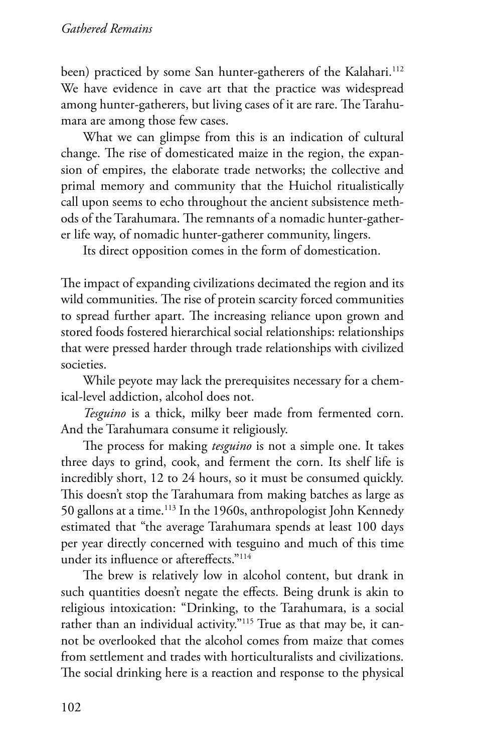been) practiced by some San hunter-gatherers of the Kalahari.[112] We have evidence in cave art that the practice was widespread among hunter-gatherers, but living cases of it are rare. The Tarahumara are among those few cases.

What we can glimpse from this is an indication of cultural change. The rise of domesticated maize in the region, the expansion of empires, the elaborate trade networks; the collective and primal memory and community that the Huichol ritualistically call upon seems to echo throughout the ancient subsistence methods of the Tarahumara. The remnants of a nomadic hunter-gatherer life way, of nomadic hunter-gatherer community, lingers.

Its direct opposition comes in the form of domestication.

The impact of expanding civilizations decimated the region and its wild communities. The rise of protein scarcity forced communities to spread further apart. The increasing reliance upon grown and stored foods fostered hierarchical social relationships: relationships that were pressed harder through trade relationships with civilized societies.

While peyote may lack the prerequisites necessary for a chemical-level addiction, alcohol does not.

*Tesguino* is a thick, milky beer made from fermented corn. And the Tarahumara consume it religiously.

The process for making *tesguino* is not a simple one. It takes three days to grind, cook, and ferment the corn. Its shelf life is incredibly short, 12 to 24 hours, so it must be consumed quickly. This doesn't stop the Tarahumara from making batches as large as 50 gallons at a time.[113] In the 1960s, anthropologist John Kennedy estimated that "the average Tarahumara spends at least 100 days per year directly concerned with tesguino and much of this time under its influence or aftereffects."[114]

The brew is relatively low in alcohol content, but drank in such quantities doesn't negate the effects. Being drunk is akin to religious intoxication: "Drinking, to the Tarahumara, is a social rather than an individual activity."[115] True as that may be, it cannot be overlooked that the alcohol comes from maize that comes from settlement and trades with horticulturalists and civilizations. The social drinking here is a reaction and response to the physical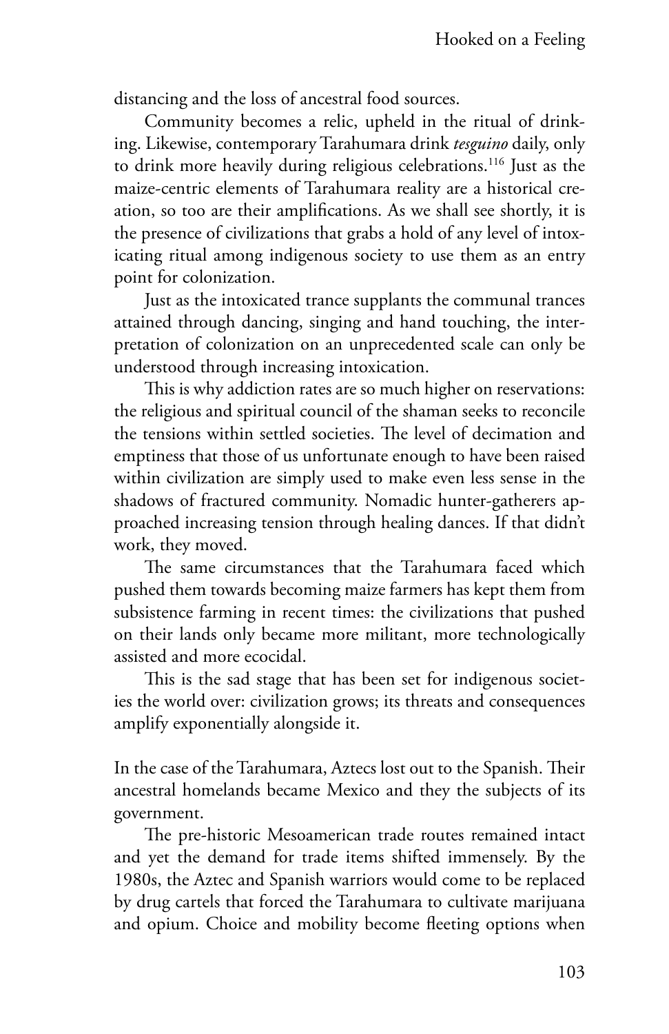distancing and the loss of ancestral food sources.

Community becomes a relic, upheld in the ritual of drinking. Likewise, contemporary Tarahumara drink *tesguino* daily, only to drink more heavily during religious celebrations.[116] Just as the maize-centric elements of Tarahumara reality are a historical creation, so too are their amplifications. As we shall see shortly, it is the presence of civilizations that grabs a hold of any level of intoxicating ritual among indigenous society to use them as an entry point for colonization.

Just as the intoxicated trance supplants the communal trances attained through dancing, singing and hand touching, the interpretation of colonization on an unprecedented scale can only be understood through increasing intoxication.

This is why addiction rates are so much higher on reservations: the religious and spiritual council of the shaman seeks to reconcile the tensions within settled societies. The level of decimation and emptiness that those of us unfortunate enough to have been raised within civilization are simply used to make even less sense in the shadows of fractured community. Nomadic hunter-gatherers approached increasing tension through healing dances. If that didn't work, they moved.

The same circumstances that the Tarahumara faced which pushed them towards becoming maize farmers has kept them from subsistence farming in recent times: the civilizations that pushed on their lands only became more militant, more technologically assisted and more ecocidal.

This is the sad stage that has been set for indigenous societies the world over: civilization grows; its threats and consequences amplify exponentially alongside it.

In the case of the Tarahumara, Aztecs lost out to the Spanish. Their ancestral homelands became Mexico and they the subjects of its government.

The pre-historic Mesoamerican trade routes remained intact and yet the demand for trade items shifted immensely. By the 1980s, the Aztec and Spanish warriors would come to be replaced by drug cartels that forced the Tarahumara to cultivate marijuana and opium. Choice and mobility become fleeting options when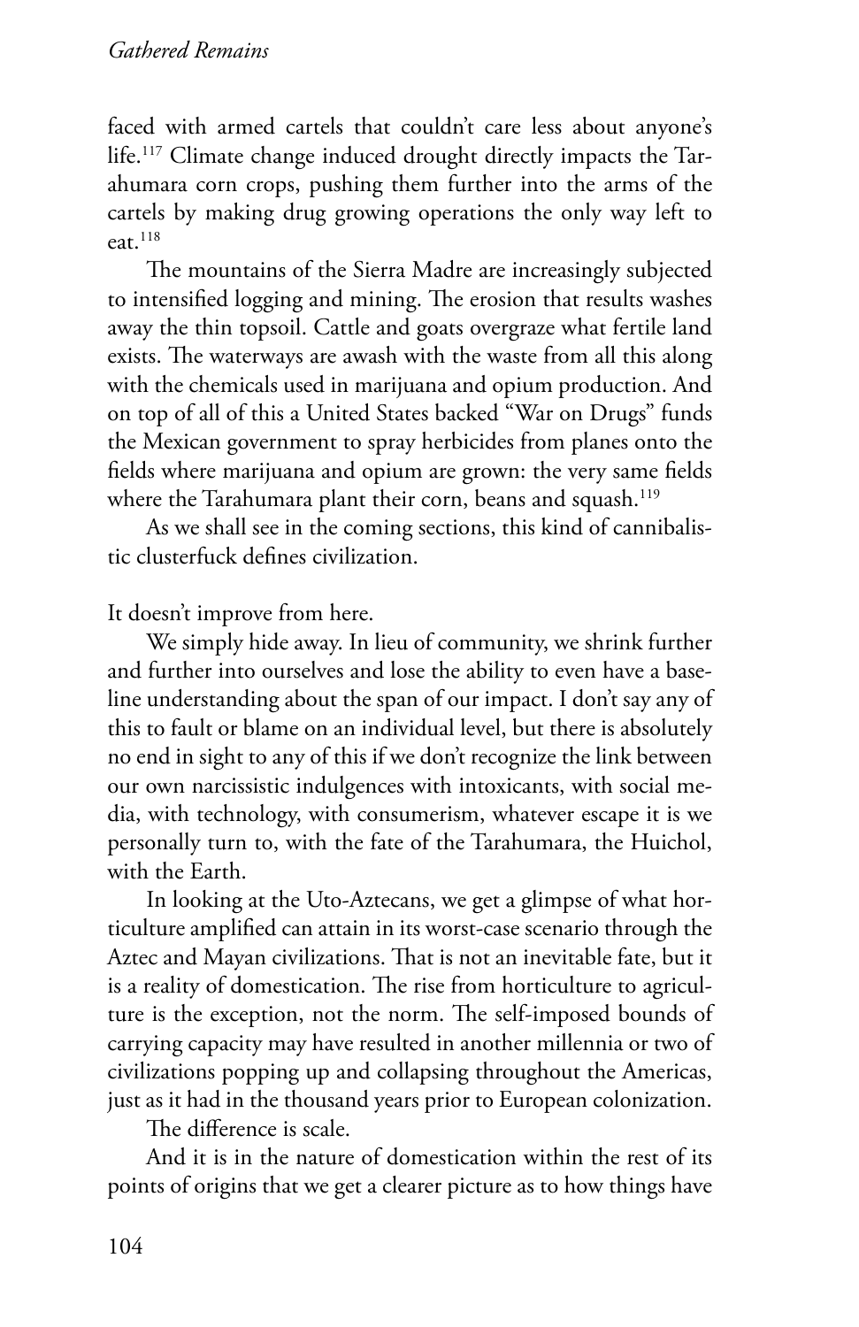faced with armed cartels that couldn't care less about anyone's life.[117] Climate change induced drought directly impacts the Tarahumara corn crops, pushing them further into the arms of the cartels by making drug growing operations the only way left to eat.[118]

The mountains of the Sierra Madre are increasingly subjected to intensified logging and mining. The erosion that results washes away the thin topsoil. Cattle and goats overgraze what fertile land exists. The waterways are awash with the waste from all this along with the chemicals used in marijuana and opium production. And on top of all of this a United States backed "War on Drugs" funds the Mexican government to spray herbicides from planes onto the fields where marijuana and opium are grown: the very same fields where the Tarahumara plant their corn, beans and squash.[119]

As we shall see in the coming sections, this kind of cannibalistic clusterfuck defines civilization.

It doesn't improve from here.

We simply hide away. In lieu of community, we shrink further and further into ourselves and lose the ability to even have a baseline understanding about the span of our impact. I don't say any of this to fault or blame on an individual level, but there is absolutely no end in sight to any of this if we don't recognize the link between our own narcissistic indulgences with intoxicants, with social media, with technology, with consumerism, whatever escape it is we personally turn to, with the fate of the Tarahumara, the Huichol, with the Earth.

In looking at the Uto-Aztecans, we get a glimpse of what horticulture amplified can attain in its worst-case scenario through the Aztec and Mayan civilizations. That is not an inevitable fate, but it is a reality of domestication. The rise from horticulture to agriculture is the exception, not the norm. The self-imposed bounds of carrying capacity may have resulted in another millennia or two of civilizations popping up and collapsing throughout the Americas, just as it had in the thousand years prior to European colonization.

The difference is scale.

And it is in the nature of domestication within the rest of its points of origins that we get a clearer picture as to how things have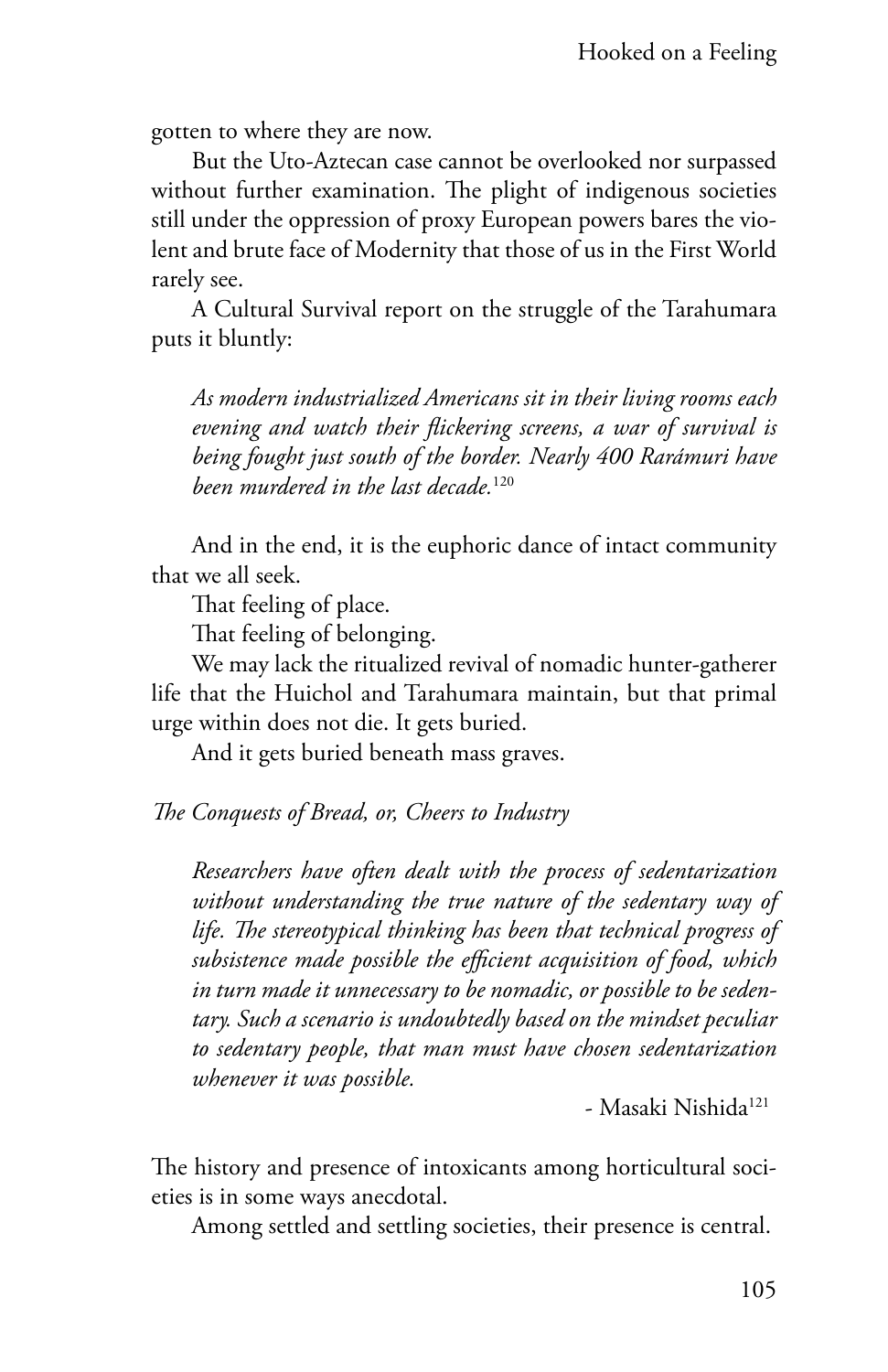gotten to where they are now.

But the Uto-Aztecan case cannot be overlooked nor surpassed without further examination. The plight of indigenous societies still under the oppression of proxy European powers bares the violent and brute face of Modernity that those of us in the First World rarely see.

A Cultural Survival report on the struggle of the Tarahumara puts it bluntly:

> *As modern industrialized Americans sit in their living rooms each evening and watch their flickering screens, a war of survival is being fought just south of the border. Nearly 400 Rarámuri have been murdered in the last decade.*[120]

And in the end, it is the euphoric dance of intact community that we all seek.

That feeling of place.

That feeling of belonging.

We may lack the ritualized revival of nomadic hunter-gatherer life that the Huichol and Tarahumara maintain, but that primal urge within does not die. It gets buried.

And it gets buried beneath mass graves.

### *The Conquests of Bread, or, Cheers to Industry*

> *Researchers have often dealt with the process of sedentarization without understanding the true nature of the sedentary way of life. The stereotypical thinking has been that technical progress of subsistence made possible the efficient acquisition of food, which in turn made it unnecessary to be nomadic, or possible to be sedentary. Such a scenario is undoubtedly based on the mindset peculiar to sedentary people, that man must have chosen sedentarization whenever it was possible.*
>
> \- Masaki Nishida[121]

The history and presence of intoxicants among horticultural societies is in some ways anecdotal.

Among settled and settling societies, their presence is central.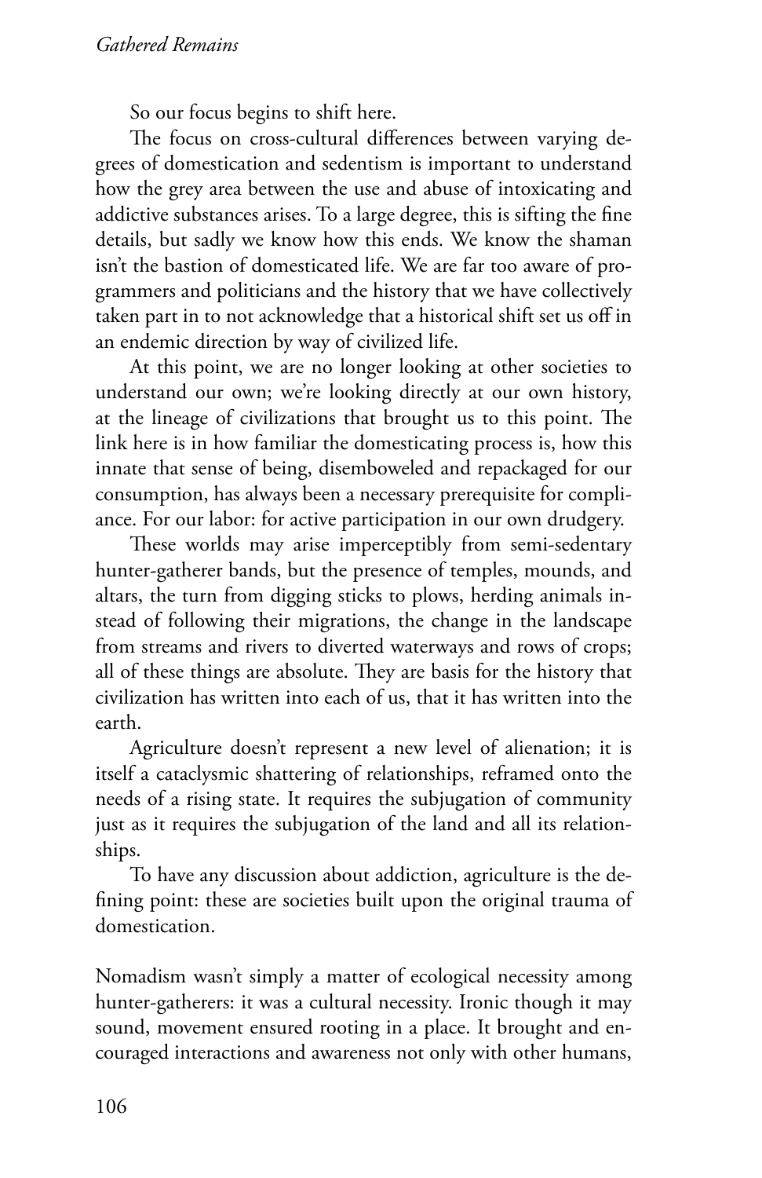So our focus begins to shift here.

The focus on cross-cultural differences between varying degrees of domestication and sedentism is important to understand how the grey area between the use and abuse of intoxicating and addictive substances arises. To a large degree, this is sifting the fine details, but sadly we know how this ends. We know the shaman isn't the bastion of domesticated life. We are far too aware of programmers and politicians and the history that we have collectively taken part in to not acknowledge that a historical shift set us off in an endemic direction by way of civilized life.

At this point, we are no longer looking at other societies to understand our own; we're looking directly at our own history, at the lineage of civilizations that brought us to this point. The link here is in how familiar the domesticating process is, how this innate that sense of being, disemboweled and repackaged for our consumption, has always been a necessary prerequisite for compliance. For our labor: for active participation in our own drudgery.

These worlds may arise imperceptibly from semi-sedentary hunter-gatherer bands, but the presence of temples, mounds, and altars, the turn from digging sticks to plows, herding animals instead of following their migrations, the change in the landscape from streams and rivers to diverted waterways and rows of crops; all of these things are absolute. They are basis for the history that civilization has written into each of us, that it has written into the earth.

Agriculture doesn't represent a new level of alienation; it is itself a cataclysmic shattering of relationships, reframed onto the needs of a rising state. It requires the subjugation of community just as it requires the subjugation of the land and all its relationships.

To have any discussion about addiction, agriculture is the defining point: these are societies built upon the original trauma of domestication.

Nomadism wasn't simply a matter of ecological necessity among hunter-gatherers: it was a cultural necessity. Ironic though it may sound, movement ensured rooting in a place. It brought and encouraged interactions and awareness not only with other humans,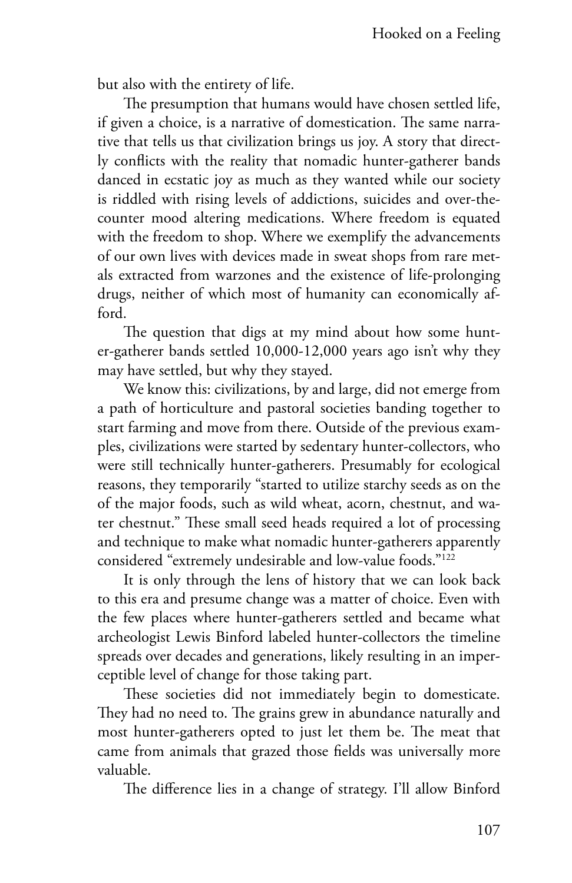but also with the entirety of life.

The presumption that humans would have chosen settled life, if given a choice, is a narrative of domestication. The same narrative that tells us that civilization brings us joy. A story that directly conflicts with the reality that nomadic hunter-gatherer bands danced in ecstatic joy as much as they wanted while our society is riddled with rising levels of addictions, suicides and over-the-counter mood altering medications. Where freedom is equated with the freedom to shop. Where we exemplify the advancements of our own lives with devices made in sweat shops from rare metals extracted from warzones and the existence of life-prolonging drugs, neither of which most of humanity can economically afford.

The question that digs at my mind about how some hunter-gatherer bands settled 10,000-12,000 years ago isn't why they may have settled, but why they stayed.

We know this: civilizations, by and large, did not emerge from a path of horticulture and pastoral societies banding together to start farming and move from there. Outside of the previous examples, civilizations were started by sedentary hunter-collectors, who were still technically hunter-gatherers. Presumably for ecological reasons, they temporarily "started to utilize starchy seeds as on the of the major foods, such as wild wheat, acorn, chestnut, and water chestnut." These small seed heads required a lot of processing and technique to make what nomadic hunter-gatherers apparently considered "extremely undesirable and low-value foods."[122]

It is only through the lens of history that we can look back to this era and presume change was a matter of choice. Even with the few places where hunter-gatherers settled and became what archeologist Lewis Binford labeled hunter-collectors the timeline spreads over decades and generations, likely resulting in an imperceptible level of change for those taking part.

These societies did not immediately begin to domesticate. They had no need to. The grains grew in abundance naturally and most hunter-gatherers opted to just let them be. The meat that came from animals that grazed those fields was universally more valuable.

The difference lies in a change of strategy. I'll allow Binford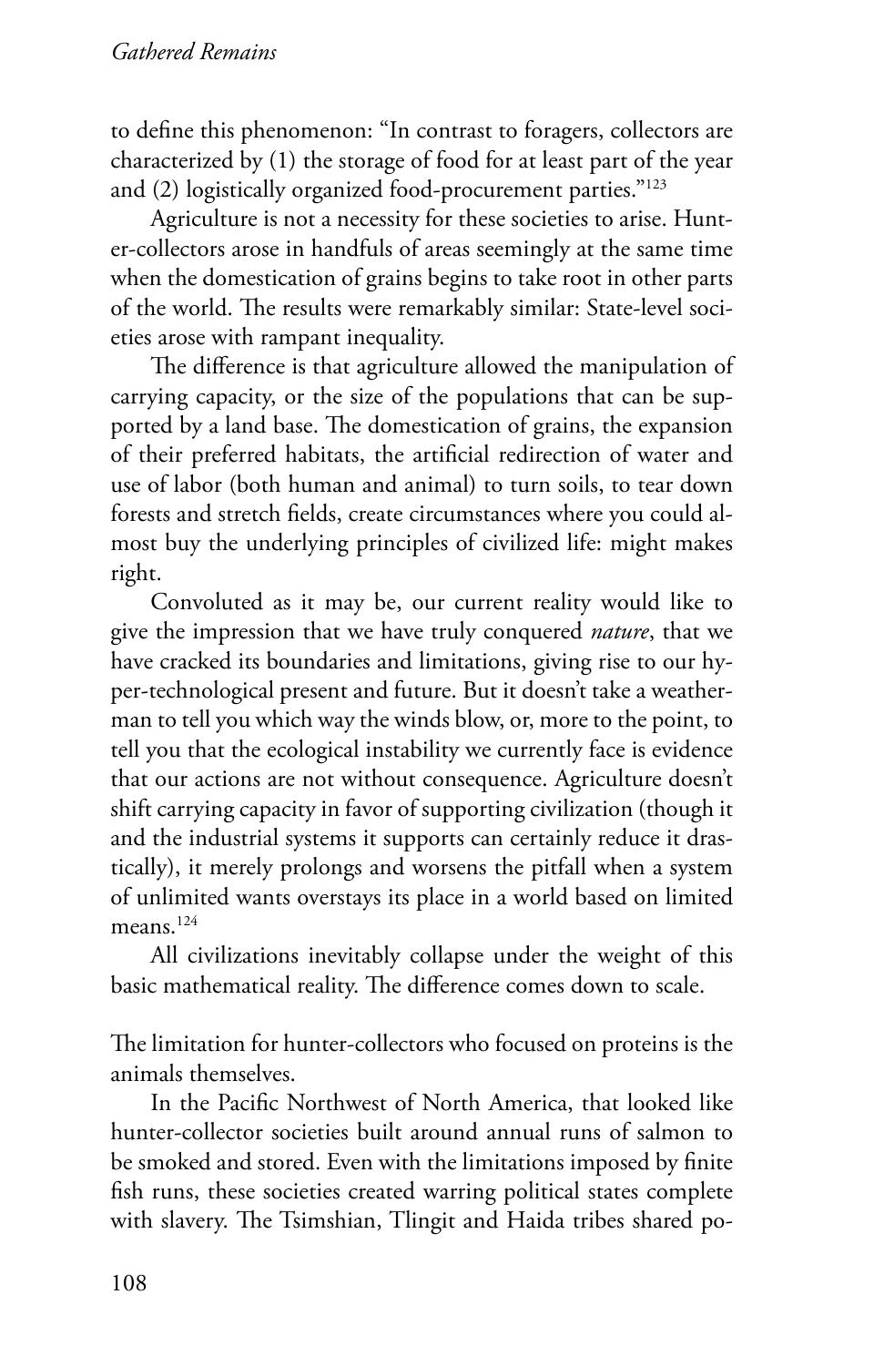to define this phenomenon: "In contrast to foragers, collectors are characterized by (1) the storage of food for at least part of the year and (2) logistically organized food-procurement parties."[123]

Agriculture is not a necessity for these societies to arise. Hunter-collectors arose in handfuls of areas seemingly at the same time when the domestication of grains begins to take root in other parts of the world. The results were remarkably similar: State-level societies arose with rampant inequality.

The difference is that agriculture allowed the manipulation of carrying capacity, or the size of the populations that can be supported by a land base. The domestication of grains, the expansion of their preferred habitats, the artificial redirection of water and use of labor (both human and animal) to turn soils, to tear down forests and stretch fields, create circumstances where you could almost buy the underlying principles of civilized life: might makes right.

Convoluted as it may be, our current reality would like to give the impression that we have truly conquered *nature*, that we have cracked its boundaries and limitations, giving rise to our hyper-technological present and future. But it doesn't take a weatherman to tell you which way the winds blow, or, more to the point, to tell you that the ecological instability we currently face is evidence that our actions are not without consequence. Agriculture doesn't shift carrying capacity in favor of supporting civilization (though it and the industrial systems it supports can certainly reduce it drastically), it merely prolongs and worsens the pitfall when a system of unlimited wants overstays its place in a world based on limited means.[124]

All civilizations inevitably collapse under the weight of this basic mathematical reality. The difference comes down to scale.

The limitation for hunter-collectors who focused on proteins is the animals themselves.

In the Pacific Northwest of North America, that looked like hunter-collector societies built around annual runs of salmon to be smoked and stored. Even with the limitations imposed by finite fish runs, these societies created warring political states complete with slavery. The Tsimshian, Tlingit and Haida tribes shared po-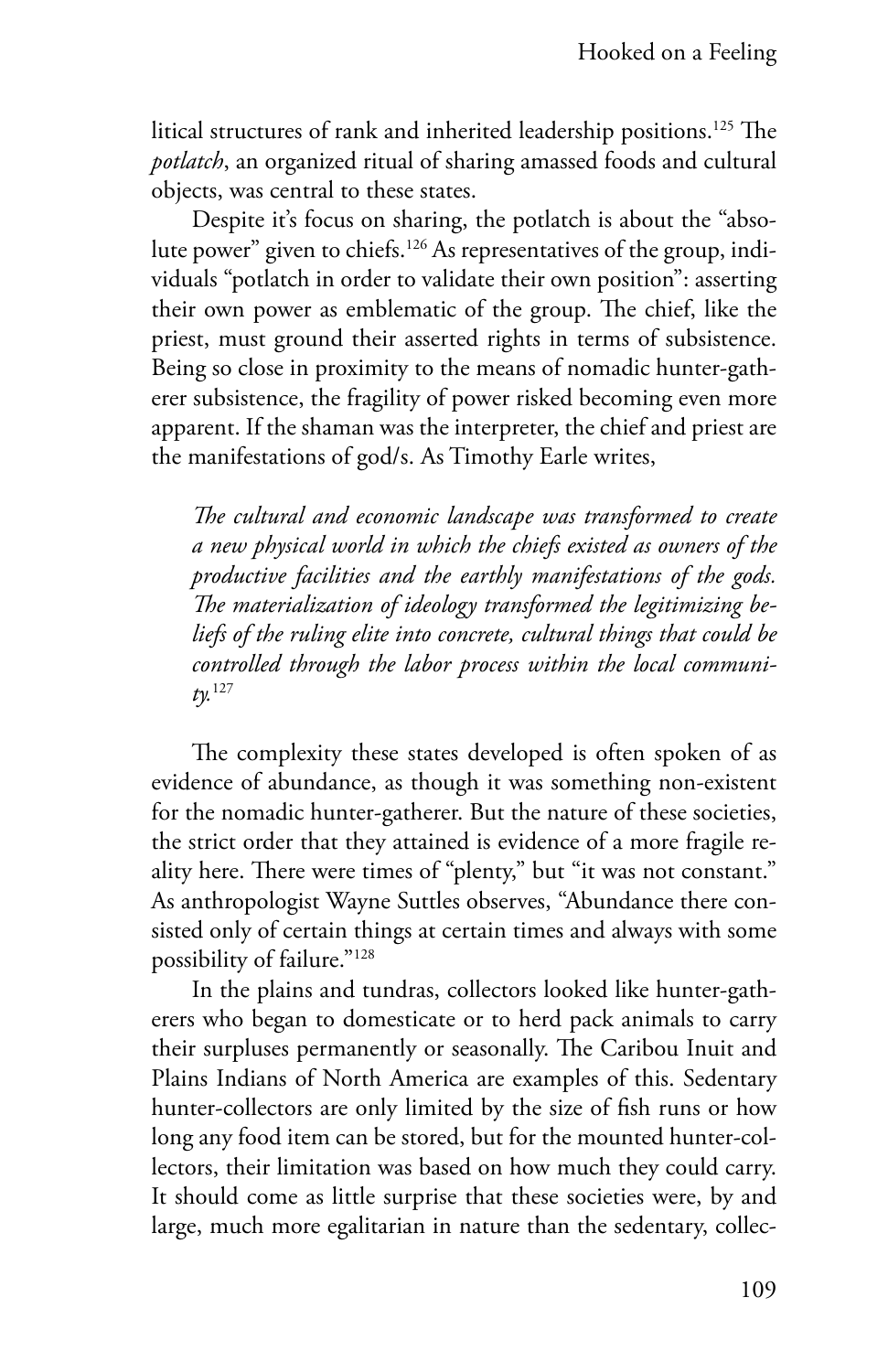litical structures of rank and inherited leadership positions.[125] The *potlatch*, an organized ritual of sharing amassed foods and cultural objects, was central to these states.

Despite it's focus on sharing, the potlatch is about the "absolute power" given to chiefs.[126] As representatives of the group, individuals "potlatch in order to validate their own position": asserting their own power as emblematic of the group. The chief, like the priest, must ground their asserted rights in terms of subsistence. Being so close in proximity to the means of nomadic hunter-gatherer subsistence, the fragility of power risked becoming even more apparent. If the shaman was the interpreter, the chief and priest are the manifestations of god/s. As Timothy Earle writes,

> *The cultural and economic landscape was transformed to create a new physical world in which the chiefs existed as owners of the productive facilities and the earthly manifestations of the gods. The materialization of ideology transformed the legitimizing beliefs of the ruling elite into concrete, cultural things that could be controlled through the labor process within the local community.*[127]

The complexity these states developed is often spoken of as evidence of abundance, as though it was something non-existent for the nomadic hunter-gatherer. But the nature of these societies, the strict order that they attained is evidence of a more fragile reality here. There were times of "plenty," but "it was not constant." As anthropologist Wayne Suttles observes, "Abundance there consisted only of certain things at certain times and always with some possibility of failure."[128]

In the plains and tundras, collectors looked like hunter-gatherers who began to domesticate or to herd pack animals to carry their surpluses permanently or seasonally. The Caribou Inuit and Plains Indians of North America are examples of this. Sedentary hunter-collectors are only limited by the size of fish runs or how long any food item can be stored, but for the mounted hunter-collectors, their limitation was based on how much they could carry. It should come as little surprise that these societies were, by and large, much more egalitarian in nature than the sedentary, collec-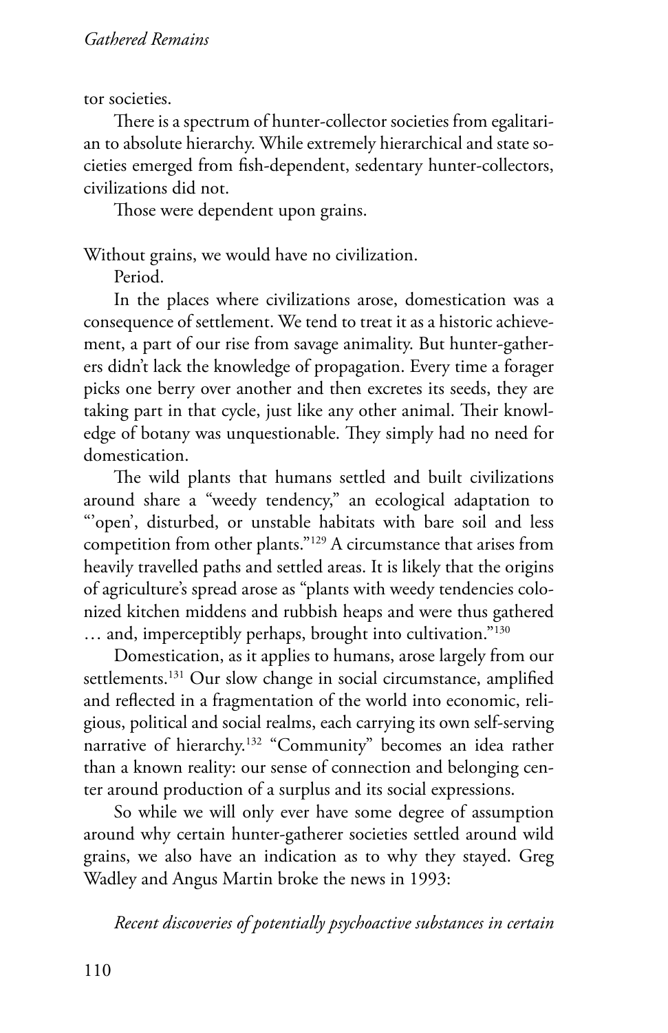tor societies.

There is a spectrum of hunter-collector societies from egalitarian to absolute hierarchy. While extremely hierarchical and state societies emerged from fish-dependent, sedentary hunter-collectors, civilizations did not.

Those were dependent upon grains.

Without grains, we would have no civilization.

Period.

In the places where civilizations arose, domestication was a consequence of settlement. We tend to treat it as a historic achievement, a part of our rise from savage animality. But hunter-gatherers didn't lack the knowledge of propagation. Every time a forager picks one berry over another and then excretes its seeds, they are taking part in that cycle, just like any other animal. Their knowledge of botany was unquestionable. They simply had no need for domestication.

The wild plants that humans settled and built civilizations around share a "weedy tendency," an ecological adaptation to "'open', disturbed, or unstable habitats with bare soil and less competition from other plants."[129] A circumstance that arises from heavily travelled paths and settled areas. It is likely that the origins of agriculture's spread arose as "plants with weedy tendencies colonized kitchen middens and rubbish heaps and were thus gathered … and, imperceptibly perhaps, brought into cultivation."[130]

Domestication, as it applies to humans, arose largely from our settlements.[131] Our slow change in social circumstance, amplified and reflected in a fragmentation of the world into economic, religious, political and social realms, each carrying its own self-serving narrative of hierarchy.[132] "Community" becomes an idea rather than a known reality: our sense of connection and belonging center around production of a surplus and its social expressions.

So while we will only ever have some degree of assumption around why certain hunter-gatherer societies settled around wild grains, we also have an indication as to why they stayed. Greg Wadley and Angus Martin broke the news in 1993:

*Recent discoveries of potentially psychoactive substances in certain*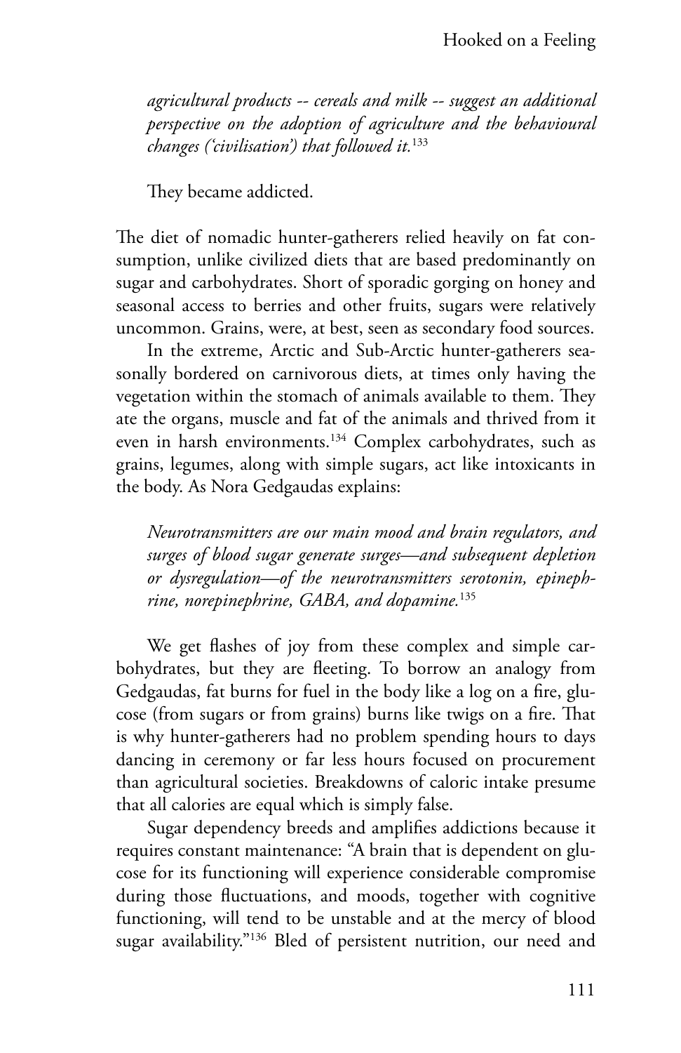*agricultural products -- cereals and milk -- suggest an additional perspective on the adoption of agriculture and the behavioural changes ('civilisation') that followed it.*[133]

They became addicted.

The diet of nomadic hunter-gatherers relied heavily on fat consumption, unlike civilized diets that are based predominantly on sugar and carbohydrates. Short of sporadic gorging on honey and seasonal access to berries and other fruits, sugars were relatively uncommon. Grains, were, at best, seen as secondary food sources.

In the extreme, Arctic and Sub-Arctic hunter-gatherers seasonally bordered on carnivorous diets, at times only having the vegetation within the stomach of animals available to them. They ate the organs, muscle and fat of the animals and thrived from it even in harsh environments.[134] Complex carbohydrates, such as grains, legumes, along with simple sugars, act like intoxicants in the body. As Nora Gedgaudas explains:

*Neurotransmitters are our main mood and brain regulators, and surges of blood sugar generate surges—and subsequent depletion or dysregulation—of the neurotransmitters serotonin, epinephrine, norepinephrine, GABA, and dopamine.*[135]

We get flashes of joy from these complex and simple carbohydrates, but they are fleeting. To borrow an analogy from Gedgaudas, fat burns for fuel in the body like a log on a fire, glucose (from sugars or from grains) burns like twigs on a fire. That is why hunter-gatherers had no problem spending hours to days dancing in ceremony or far less hours focused on procurement than agricultural societies. Breakdowns of caloric intake presume that all calories are equal which is simply false.

Sugar dependency breeds and amplifies addictions because it requires constant maintenance: "A brain that is dependent on glucose for its functioning will experience considerable compromise during those fluctuations, and moods, together with cognitive functioning, will tend to be unstable and at the mercy of blood sugar availability."[136] Bled of persistent nutrition, our need and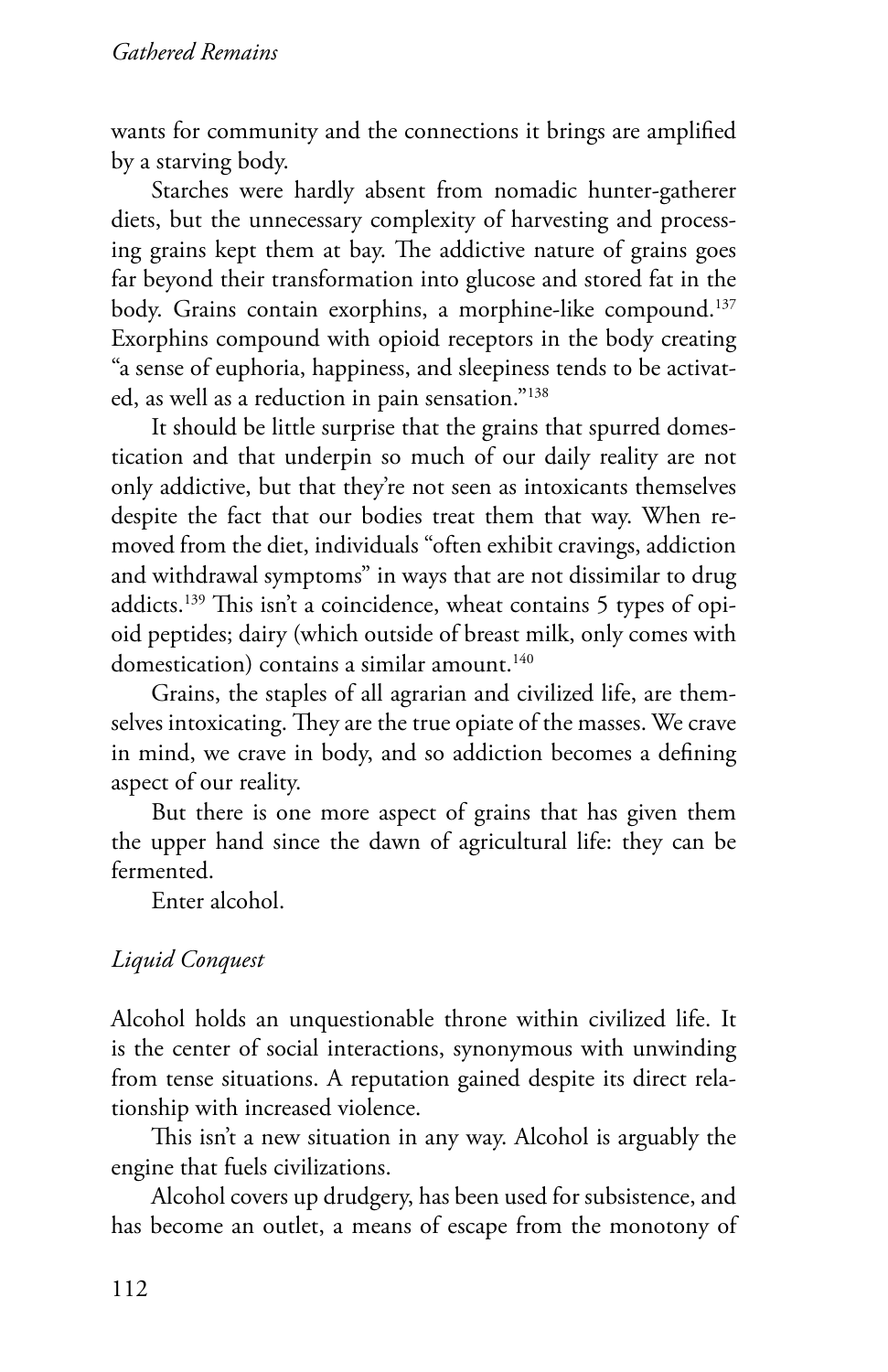wants for community and the connections it brings are amplified by a starving body.

Starches were hardly absent from nomadic hunter-gatherer diets, but the unnecessary complexity of harvesting and processing grains kept them at bay. The addictive nature of grains goes far beyond their transformation into glucose and stored fat in the body. Grains contain exorphins, a morphine-like compound.[137] Exorphins compound with opioid receptors in the body creating "a sense of euphoria, happiness, and sleepiness tends to be activated, as well as a reduction in pain sensation."[138]

It should be little surprise that the grains that spurred domestication and that underpin so much of our daily reality are not only addictive, but that they're not seen as intoxicants themselves despite the fact that our bodies treat them that way. When removed from the diet, individuals "often exhibit cravings, addiction and withdrawal symptoms" in ways that are not dissimilar to drug addicts.[139] This isn't a coincidence, wheat contains 5 types of opioid peptides; dairy (which outside of breast milk, only comes with domestication) contains a similar amount.[140]

Grains, the staples of all agrarian and civilized life, are themselves intoxicating. They are the true opiate of the masses. We crave in mind, we crave in body, and so addiction becomes a defining aspect of our reality.

But there is one more aspect of grains that has given them the upper hand since the dawn of agricultural life: they can be fermented.

Enter alcohol.

## *Liquid Conquest*

Alcohol holds an unquestionable throne within civilized life. It is the center of social interactions, synonymous with unwinding from tense situations. A reputation gained despite its direct relationship with increased violence.

This isn't a new situation in any way. Alcohol is arguably the engine that fuels civilizations.

Alcohol covers up drudgery, has been used for subsistence, and has become an outlet, a means of escape from the monotony of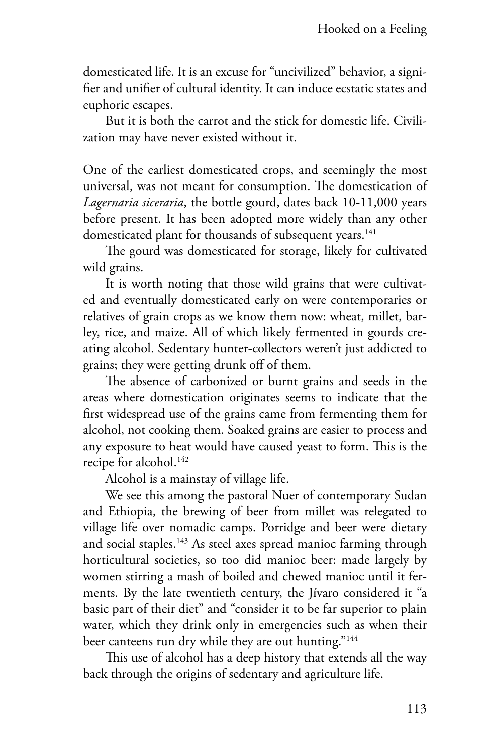domesticated life. It is an excuse for "uncivilized" behavior, a signifier and unifier of cultural identity. It can induce ecstatic states and euphoric escapes.

But it is both the carrot and the stick for domestic life. Civilization may have never existed without it.

One of the earliest domesticated crops, and seemingly the most universal, was not meant for consumption. The domestication of *Lagernaria siceraria*, the bottle gourd, dates back 10-11,000 years before present. It has been adopted more widely than any other domesticated plant for thousands of subsequent years.[141]

The gourd was domesticated for storage, likely for cultivated wild grains.

It is worth noting that those wild grains that were cultivated and eventually domesticated early on were contemporaries or relatives of grain crops as we know them now: wheat, millet, barley, rice, and maize. All of which likely fermented in gourds creating alcohol. Sedentary hunter-collectors weren't just addicted to grains; they were getting drunk off of them.

The absence of carbonized or burnt grains and seeds in the areas where domestication originates seems to indicate that the first widespread use of the grains came from fermenting them for alcohol, not cooking them. Soaked grains are easier to process and any exposure to heat would have caused yeast to form. This is the recipe for alcohol.[142]

Alcohol is a mainstay of village life.

We see this among the pastoral Nuer of contemporary Sudan and Ethiopia, the brewing of beer from millet was relegated to village life over nomadic camps. Porridge and beer were dietary and social staples.[143] As steel axes spread manioc farming through horticultural societies, so too did manioc beer: made largely by women stirring a mash of boiled and chewed manioc until it ferments. By the late twentieth century, the Jívaro considered it "a basic part of their diet" and "consider it to be far superior to plain water, which they drink only in emergencies such as when their beer canteens run dry while they are out hunting."[144]

This use of alcohol has a deep history that extends all the way back through the origins of sedentary and agriculture life.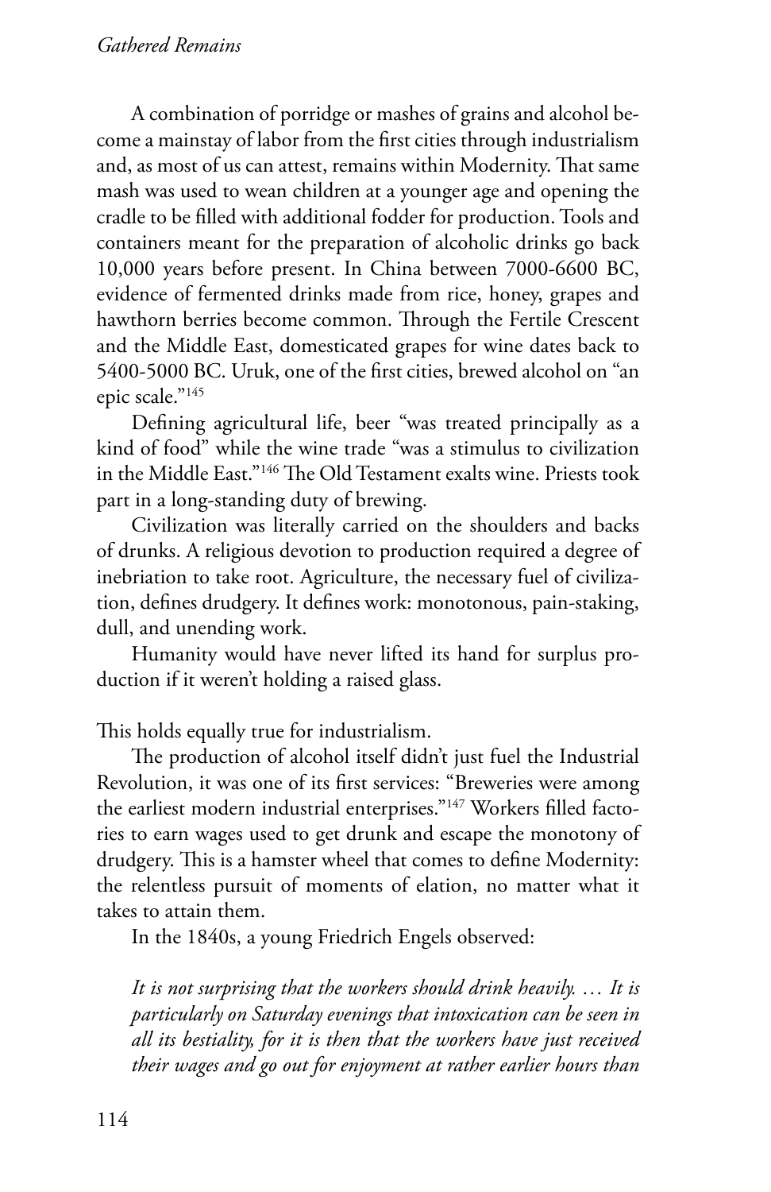A combination of porridge or mashes of grains and alcohol become a mainstay of labor from the first cities through industrialism and, as most of us can attest, remains within Modernity. That same mash was used to wean children at a younger age and opening the cradle to be filled with additional fodder for production. Tools and containers meant for the preparation of alcoholic drinks go back 10,000 years before present. In China between 7000-6600 BC, evidence of fermented drinks made from rice, honey, grapes and hawthorn berries become common. Through the Fertile Crescent and the Middle East, domesticated grapes for wine dates back to 5400-5000 BC. Uruk, one of the first cities, brewed alcohol on "an epic scale."[145]

Defining agricultural life, beer "was treated principally as a kind of food" while the wine trade "was a stimulus to civilization in the Middle East."[146] The Old Testament exalts wine. Priests took part in a long-standing duty of brewing.

Civilization was literally carried on the shoulders and backs of drunks. A religious devotion to production required a degree of inebriation to take root. Agriculture, the necessary fuel of civilization, defines drudgery. It defines work: monotonous, pain-staking, dull, and unending work.

Humanity would have never lifted its hand for surplus production if it weren't holding a raised glass.

This holds equally true for industrialism.

The production of alcohol itself didn't just fuel the Industrial Revolution, it was one of its first services: "Breweries were among the earliest modern industrial enterprises."[147] Workers filled factories to earn wages used to get drunk and escape the monotony of drudgery. This is a hamster wheel that comes to define Modernity: the relentless pursuit of moments of elation, no matter what it takes to attain them.

In the 1840s, a young Friedrich Engels observed:

> *It is not surprising that the workers should drink heavily. … It is particularly on Saturday evenings that intoxication can be seen in all its bestiality, for it is then that the workers have just received their wages and go out for enjoyment at rather earlier hours than*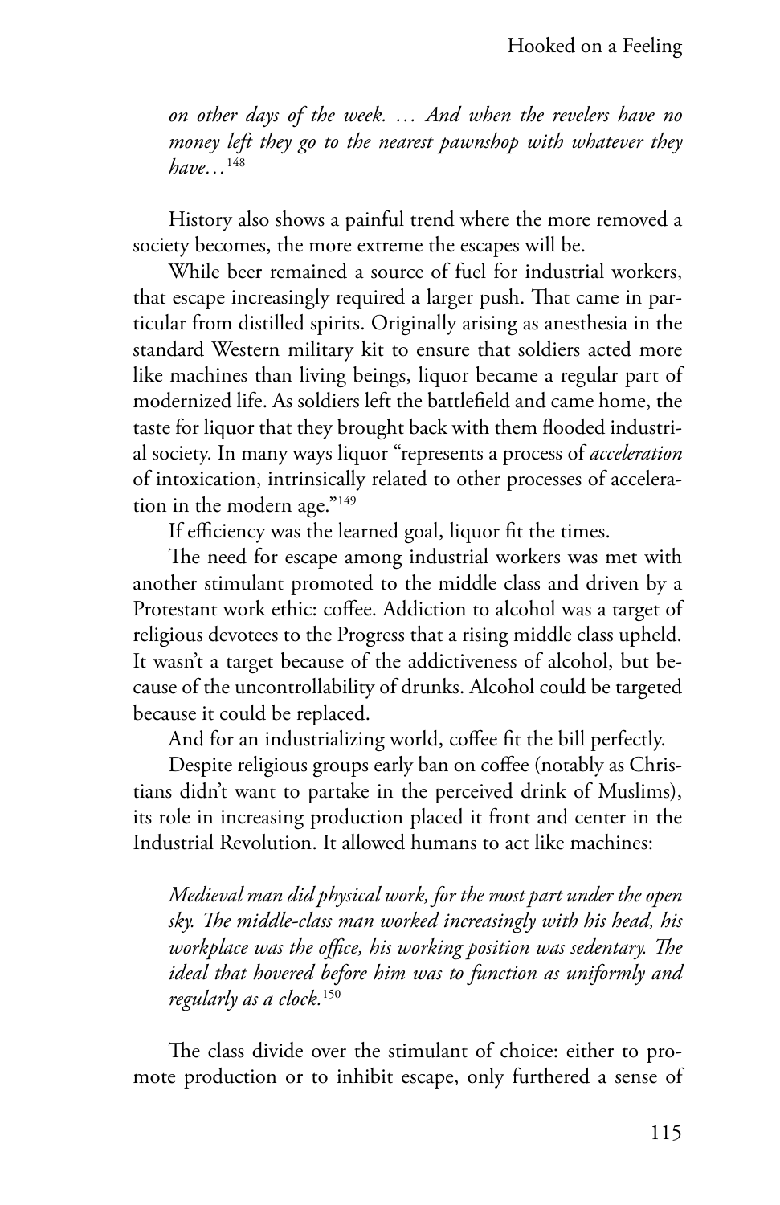*on other days of the week. … And when the revelers have no money left they go to the nearest pawnshop with whatever they have…*[148]

History also shows a painful trend where the more removed a society becomes, the more extreme the escapes will be.

While beer remained a source of fuel for industrial workers, that escape increasingly required a larger push. That came in particular from distilled spirits. Originally arising as anesthesia in the standard Western military kit to ensure that soldiers acted more like machines than living beings, liquor became a regular part of modernized life. As soldiers left the battlefield and came home, the taste for liquor that they brought back with them flooded industrial society. In many ways liquor "represents a process of *acceleration* of intoxication, intrinsically related to other processes of acceleration in the modern age."[149]

If efficiency was the learned goal, liquor fit the times.

The need for escape among industrial workers was met with another stimulant promoted to the middle class and driven by a Protestant work ethic: coffee. Addiction to alcohol was a target of religious devotees to the Progress that a rising middle class upheld. It wasn't a target because of the addictiveness of alcohol, but because of the uncontrollability of drunks. Alcohol could be targeted because it could be replaced.

And for an industrializing world, coffee fit the bill perfectly.

Despite religious groups early ban on coffee (notably as Christians didn't want to partake in the perceived drink of Muslims), its role in increasing production placed it front and center in the Industrial Revolution. It allowed humans to act like machines:

*Medieval man did physical work, for the most part under the open sky. The middle-class man worked increasingly with his head, his workplace was the office, his working position was sedentary. The ideal that hovered before him was to function as uniformly and regularly as a clock.*[150]

The class divide over the stimulant of choice: either to promote production or to inhibit escape, only furthered a sense of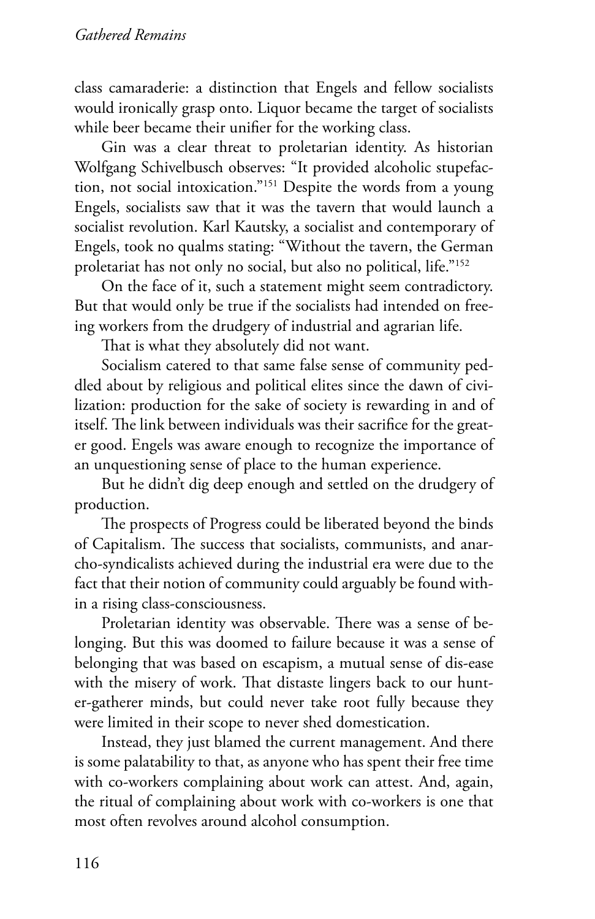class camaraderie: a distinction that Engels and fellow socialists would ironically grasp onto. Liquor became the target of socialists while beer became their unifier for the working class.

Gin was a clear threat to proletarian identity. As historian Wolfgang Schivelbusch observes: "It provided alcoholic stupefaction, not social intoxication."[151] Despite the words from a young Engels, socialists saw that it was the tavern that would launch a socialist revolution. Karl Kautsky, a socialist and contemporary of Engels, took no qualms stating: "Without the tavern, the German proletariat has not only no social, but also no political, life."[152]

On the face of it, such a statement might seem contradictory. But that would only be true if the socialists had intended on freeing workers from the drudgery of industrial and agrarian life.

That is what they absolutely did not want.

Socialism catered to that same false sense of community peddled about by religious and political elites since the dawn of civilization: production for the sake of society is rewarding in and of itself. The link between individuals was their sacrifice for the greater good. Engels was aware enough to recognize the importance of an unquestioning sense of place to the human experience.

But he didn't dig deep enough and settled on the drudgery of production.

The prospects of Progress could be liberated beyond the binds of Capitalism. The success that socialists, communists, and anarcho-syndicalists achieved during the industrial era were due to the fact that their notion of community could arguably be found within a rising class-consciousness.

Proletarian identity was observable. There was a sense of belonging. But this was doomed to failure because it was a sense of belonging that was based on escapism, a mutual sense of dis-ease with the misery of work. That distaste lingers back to our hunter-gatherer minds, but could never take root fully because they were limited in their scope to never shed domestication.

Instead, they just blamed the current management. And there is some palatability to that, as anyone who has spent their free time with co-workers complaining about work can attest. And, again, the ritual of complaining about work with co-workers is one that most often revolves around alcohol consumption.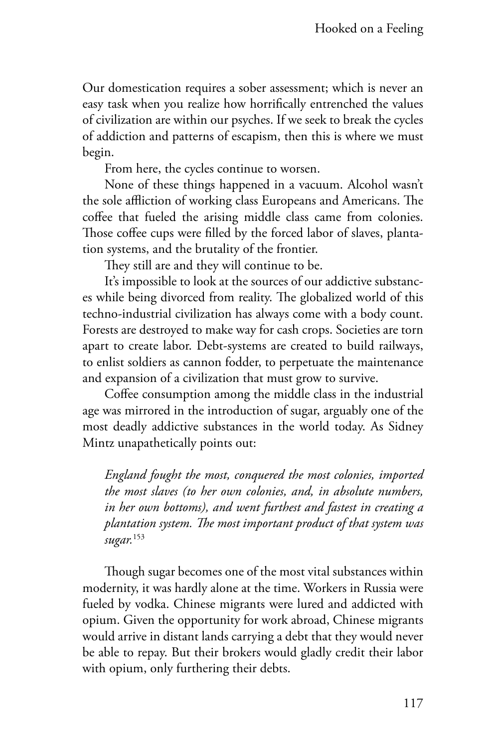Our domestication requires a sober assessment; which is never an easy task when you realize how horrifically entrenched the values of civilization are within our psyches. If we seek to break the cycles of addiction and patterns of escapism, then this is where we must begin.

From here, the cycles continue to worsen.

None of these things happened in a vacuum. Alcohol wasn't the sole affliction of working class Europeans and Americans. The coffee that fueled the arising middle class came from colonies. Those coffee cups were filled by the forced labor of slaves, plantation systems, and the brutality of the frontier.

They still are and they will continue to be.

It's impossible to look at the sources of our addictive substances while being divorced from reality. The globalized world of this techno-industrial civilization has always come with a body count. Forests are destroyed to make way for cash crops. Societies are torn apart to create labor. Debt-systems are created to build railways, to enlist soldiers as cannon fodder, to perpetuate the maintenance and expansion of a civilization that must grow to survive.

Coffee consumption among the middle class in the industrial age was mirrored in the introduction of sugar, arguably one of the most deadly addictive substances in the world today. As Sidney Mintz unapathetically points out:

> *England fought the most, conquered the most colonies, imported the most slaves (to her own colonies, and, in absolute numbers, in her own bottoms), and went furthest and fastest in creating a plantation system. The most important product of that system was sugar.*[153]

Though sugar becomes one of the most vital substances within modernity, it was hardly alone at the time. Workers in Russia were fueled by vodka. Chinese migrants were lured and addicted with opium. Given the opportunity for work abroad, Chinese migrants would arrive in distant lands carrying a debt that they would never be able to repay. But their brokers would gladly credit their labor with opium, only furthering their debts.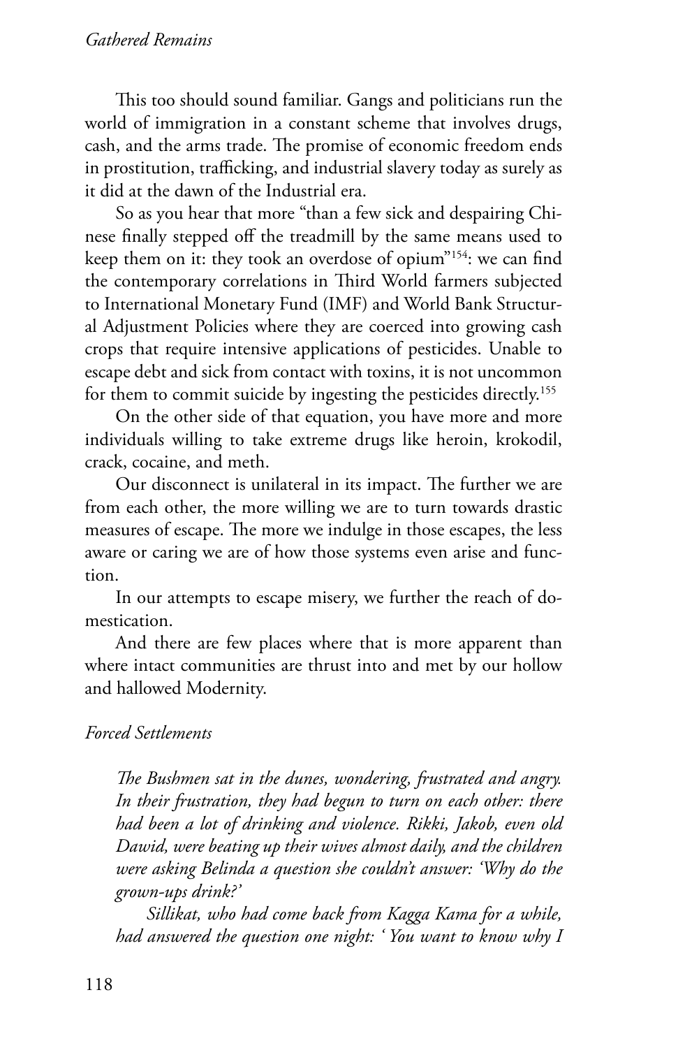This too should sound familiar. Gangs and politicians run the world of immigration in a constant scheme that involves drugs, cash, and the arms trade. The promise of economic freedom ends in prostitution, trafficking, and industrial slavery today as surely as it did at the dawn of the Industrial era.

So as you hear that more "than a few sick and despairing Chinese finally stepped off the treadmill by the same means used to keep them on it: they took an overdose of opium"[154]: we can find the contemporary correlations in Third World farmers subjected to International Monetary Fund (IMF) and World Bank Structural Adjustment Policies where they are coerced into growing cash crops that require intensive applications of pesticides. Unable to escape debt and sick from contact with toxins, it is not uncommon for them to commit suicide by ingesting the pesticides directly.[155]

On the other side of that equation, you have more and more individuals willing to take extreme drugs like heroin, krokodil, crack, cocaine, and meth.

Our disconnect is unilateral in its impact. The further we are from each other, the more willing we are to turn towards drastic measures of escape. The more we indulge in those escapes, the less aware or caring we are of how those systems even arise and function.

In our attempts to escape misery, we further the reach of domestication.

And there are few places where that is more apparent than where intact communities are thrust into and met by our hollow and hallowed Modernity.

### *Forced Settlements*

> *The Bushmen sat in the dunes, wondering, frustrated and angry. In their frustration, they had begun to turn on each other: there had been a lot of drinking and violence. Rikki, Jakob, even old Dawid, were beating up their wives almost daily, and the children were asking Belinda a question she couldn't answer: 'Why do the grown-ups drink?'*
>
> *Sillikat, who had come back from Kagga Kama for a while, had answered the question one night: ' You want to know why I*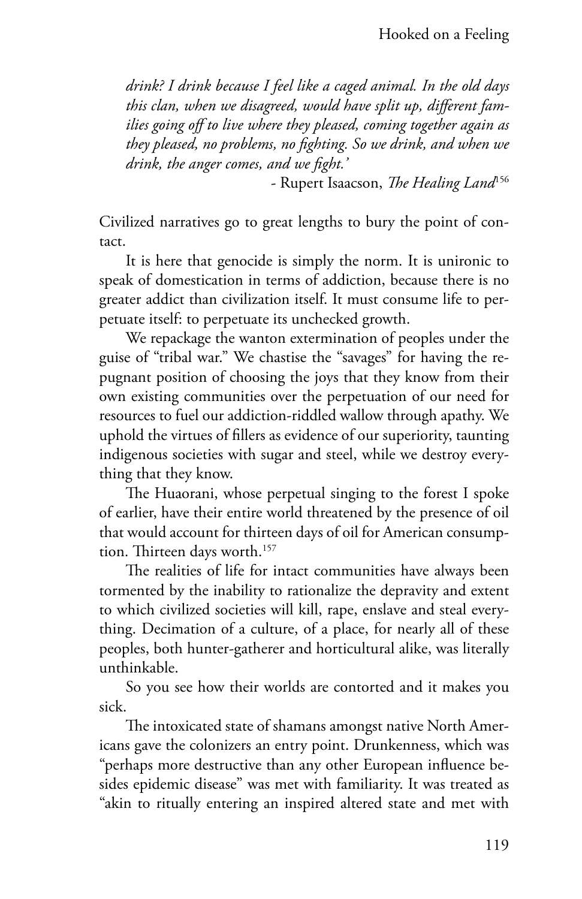*drink? I drink because I feel like a caged animal. In the old days this clan, when we disagreed, would have split up, different families going off to live where they pleased, coming together again as they pleased, no problems, no fighting. So we drink, and when we drink, the anger comes, and we fight.'*

- Rupert Isaacson, *The Healing Land*[156]

Civilized narratives go to great lengths to bury the point of contact.

It is here that genocide is simply the norm. It is unironic to speak of domestication in terms of addiction, because there is no greater addict than civilization itself. It must consume life to perpetuate itself: to perpetuate its unchecked growth.

We repackage the wanton extermination of peoples under the guise of "tribal war." We chastise the "savages" for having the repugnant position of choosing the joys that they know from their own existing communities over the perpetuation of our need for resources to fuel our addiction-riddled wallow through apathy. We uphold the virtues of fillers as evidence of our superiority, taunting indigenous societies with sugar and steel, while we destroy everything that they know.

The Huaorani, whose perpetual singing to the forest I spoke of earlier, have their entire world threatened by the presence of oil that would account for thirteen days of oil for American consumption. Thirteen days worth.[157]

The realities of life for intact communities have always been tormented by the inability to rationalize the depravity and extent to which civilized societies will kill, rape, enslave and steal everything. Decimation of a culture, of a place, for nearly all of these peoples, both hunter-gatherer and horticultural alike, was literally unthinkable.

So you see how their worlds are contorted and it makes you sick.

The intoxicated state of shamans amongst native North Americans gave the colonizers an entry point. Drunkenness, which was "perhaps more destructive than any other European influence besides epidemic disease" was met with familiarity. It was treated as "akin to ritually entering an inspired altered state and met with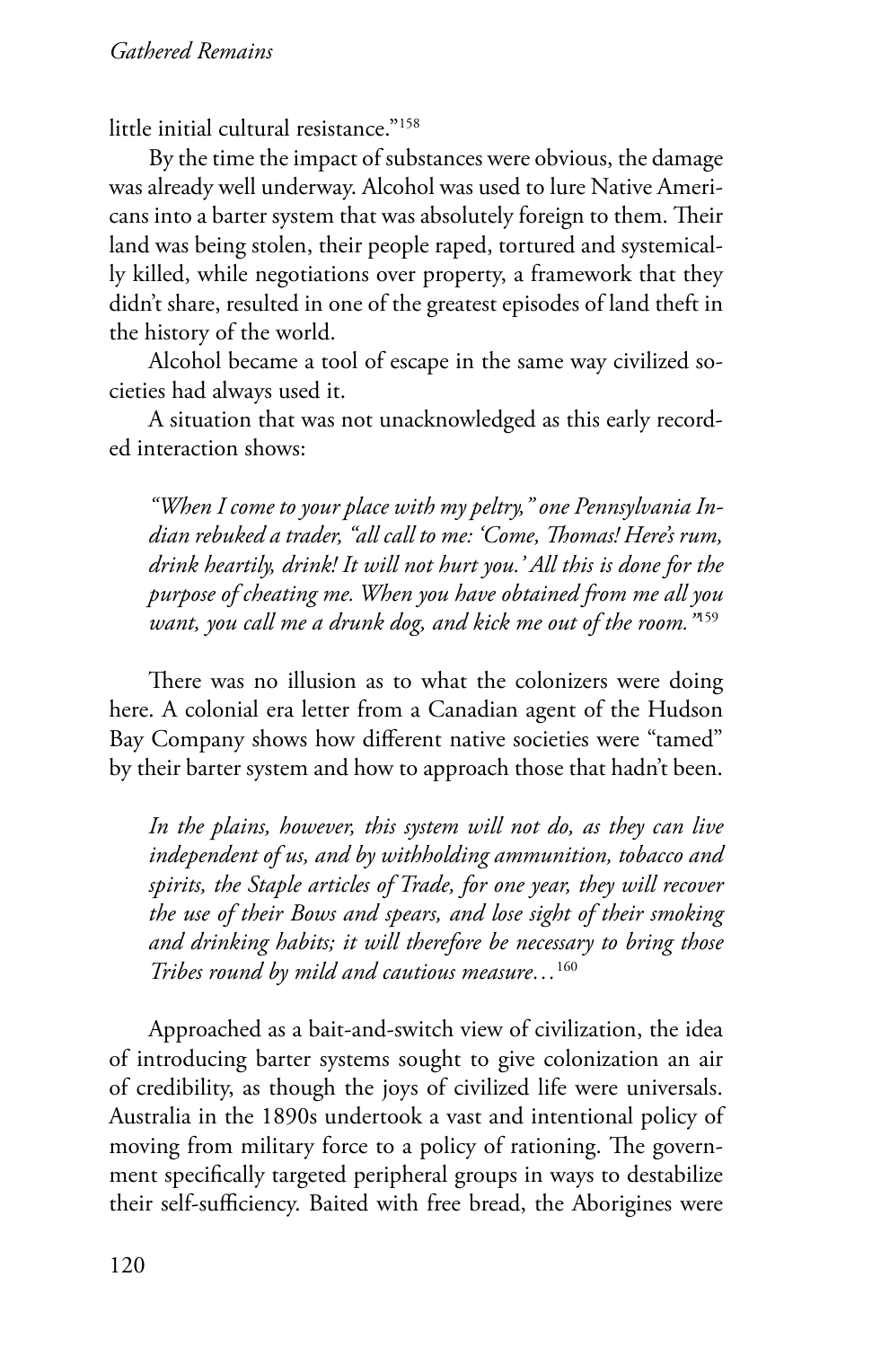little initial cultural resistance."[158]

By the time the impact of substances were obvious, the damage was already well underway. Alcohol was used to lure Native Americans into a barter system that was absolutely foreign to them. Their land was being stolen, their people raped, tortured and systemically killed, while negotiations over property, a framework that they didn't share, resulted in one of the greatest episodes of land theft in the history of the world.

Alcohol became a tool of escape in the same way civilized societies had always used it.

A situation that was not unacknowledged as this early recorded interaction shows:

> *"When I come to your place with my peltry," one Pennsylvania Indian rebuked a trader, "all call to me: 'Come, Thomas! Here's rum, drink heartily, drink! It will not hurt you.' All this is done for the purpose of cheating me. When you have obtained from me all you want, you call me a drunk dog, and kick me out of the room."*[159]

There was no illusion as to what the colonizers were doing here. A colonial era letter from a Canadian agent of the Hudson Bay Company shows how different native societies were "tamed" by their barter system and how to approach those that hadn't been.

> *In the plains, however, this system will not do, as they can live independent of us, and by withholding ammunition, tobacco and spirits, the Staple articles of Trade, for one year, they will recover the use of their Bows and spears, and lose sight of their smoking and drinking habits; it will therefore be necessary to bring those Tribes round by mild and cautious measure…*[160]

Approached as a bait-and-switch view of civilization, the idea of introducing barter systems sought to give colonization an air of credibility, as though the joys of civilized life were universals. Australia in the 1890s undertook a vast and intentional policy of moving from military force to a policy of rationing. The government specifically targeted peripheral groups in ways to destabilize their self-sufficiency. Baited with free bread, the Aborigines were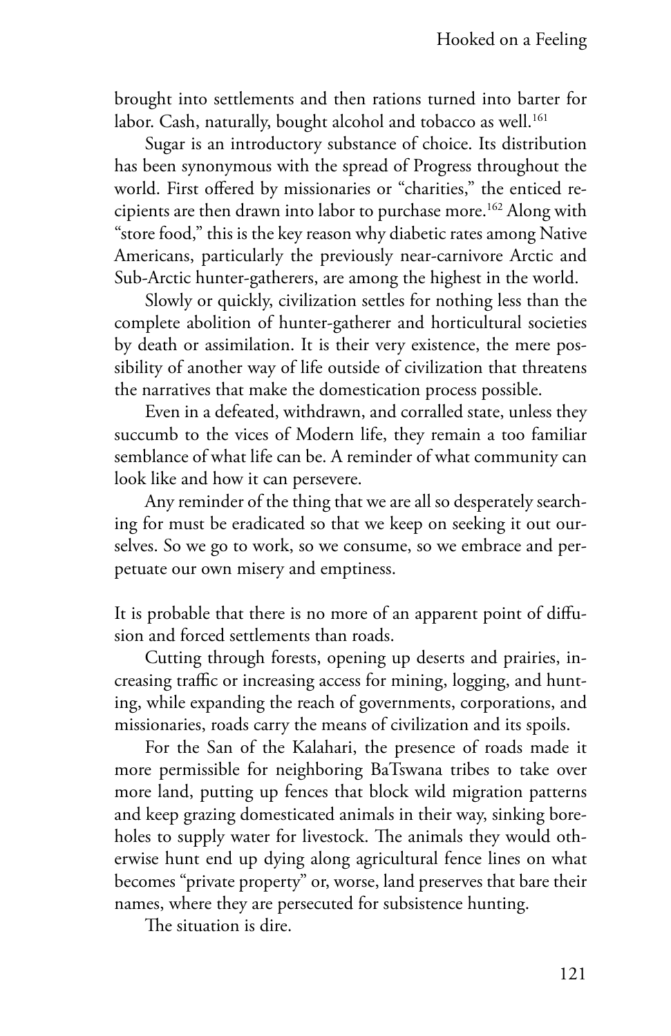brought into settlements and then rations turned into barter for labor. Cash, naturally, bought alcohol and tobacco as well.[161]

Sugar is an introductory substance of choice. Its distribution has been synonymous with the spread of Progress throughout the world. First offered by missionaries or "charities," the enticed recipients are then drawn into labor to purchase more.[162] Along with "store food," this is the key reason why diabetic rates among Native Americans, particularly the previously near-carnivore Arctic and Sub-Arctic hunter-gatherers, are among the highest in the world.

Slowly or quickly, civilization settles for nothing less than the complete abolition of hunter-gatherer and horticultural societies by death or assimilation. It is their very existence, the mere possibility of another way of life outside of civilization that threatens the narratives that make the domestication process possible.

Even in a defeated, withdrawn, and corralled state, unless they succumb to the vices of Modern life, they remain a too familiar semblance of what life can be. A reminder of what community can look like and how it can persevere.

Any reminder of the thing that we are all so desperately searching for must be eradicated so that we keep on seeking it out ourselves. So we go to work, so we consume, so we embrace and perpetuate our own misery and emptiness.

It is probable that there is no more of an apparent point of diffusion and forced settlements than roads.

Cutting through forests, opening up deserts and prairies, increasing traffic or increasing access for mining, logging, and hunting, while expanding the reach of governments, corporations, and missionaries, roads carry the means of civilization and its spoils.

For the San of the Kalahari, the presence of roads made it more permissible for neighboring BaTswana tribes to take over more land, putting up fences that block wild migration patterns and keep grazing domesticated animals in their way, sinking boreholes to supply water for livestock. The animals they would otherwise hunt end up dying along agricultural fence lines on what becomes "private property" or, worse, land preserves that bare their names, where they are persecuted for subsistence hunting.

The situation is dire.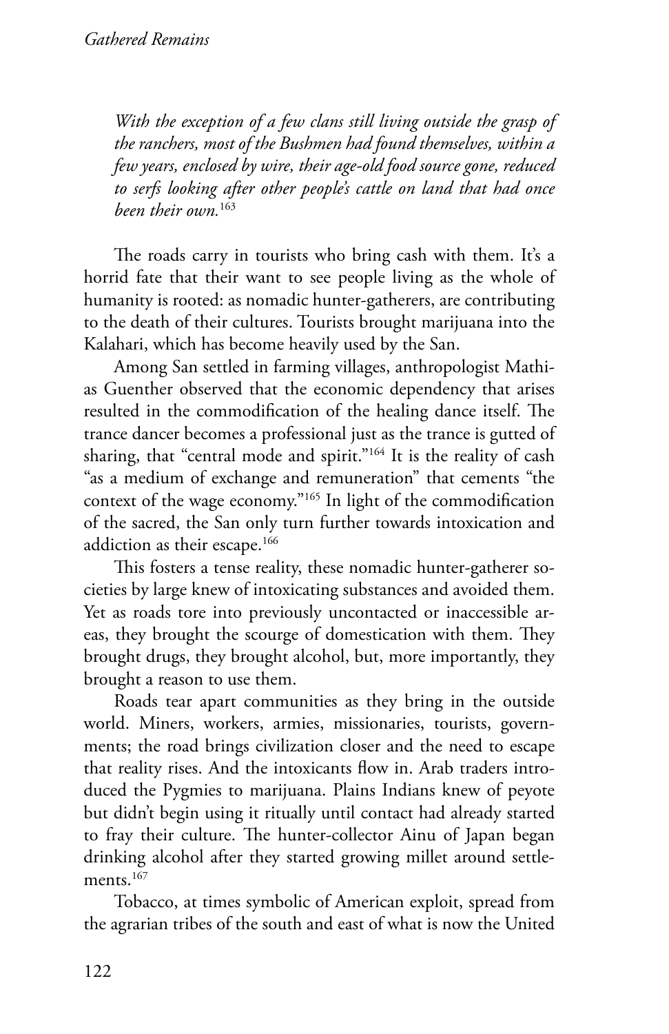*With the exception of a few clans still living outside the grasp of the ranchers, most of the Bushmen had found themselves, within a few years, enclosed by wire, their age-old food source gone, reduced to serfs looking after other people's cattle on land that had once been their own.*[163]

The roads carry in tourists who bring cash with them. It's a horrid fate that their want to see people living as the whole of humanity is rooted: as nomadic hunter-gatherers, are contributing to the death of their cultures. Tourists brought marijuana into the Kalahari, which has become heavily used by the San.

Among San settled in farming villages, anthropologist Mathias Guenther observed that the economic dependency that arises resulted in the commodification of the healing dance itself. The trance dancer becomes a professional just as the trance is gutted of sharing, that "central mode and spirit."[164] It is the reality of cash "as a medium of exchange and remuneration" that cements "the context of the wage economy."[165] In light of the commodification of the sacred, the San only turn further towards intoxication and addiction as their escape.[166]

This fosters a tense reality, these nomadic hunter-gatherer societies by large knew of intoxicating substances and avoided them. Yet as roads tore into previously uncontacted or inaccessible areas, they brought the scourge of domestication with them. They brought drugs, they brought alcohol, but, more importantly, they brought a reason to use them.

Roads tear apart communities as they bring in the outside world. Miners, workers, armies, missionaries, tourists, governments; the road brings civilization closer and the need to escape that reality rises. And the intoxicants flow in. Arab traders introduced the Pygmies to marijuana. Plains Indians knew of peyote but didn't begin using it ritually until contact had already started to fray their culture. The hunter-collector Ainu of Japan began drinking alcohol after they started growing millet around settlements.[167]

Tobacco, at times symbolic of American exploit, spread from the agrarian tribes of the south and east of what is now the United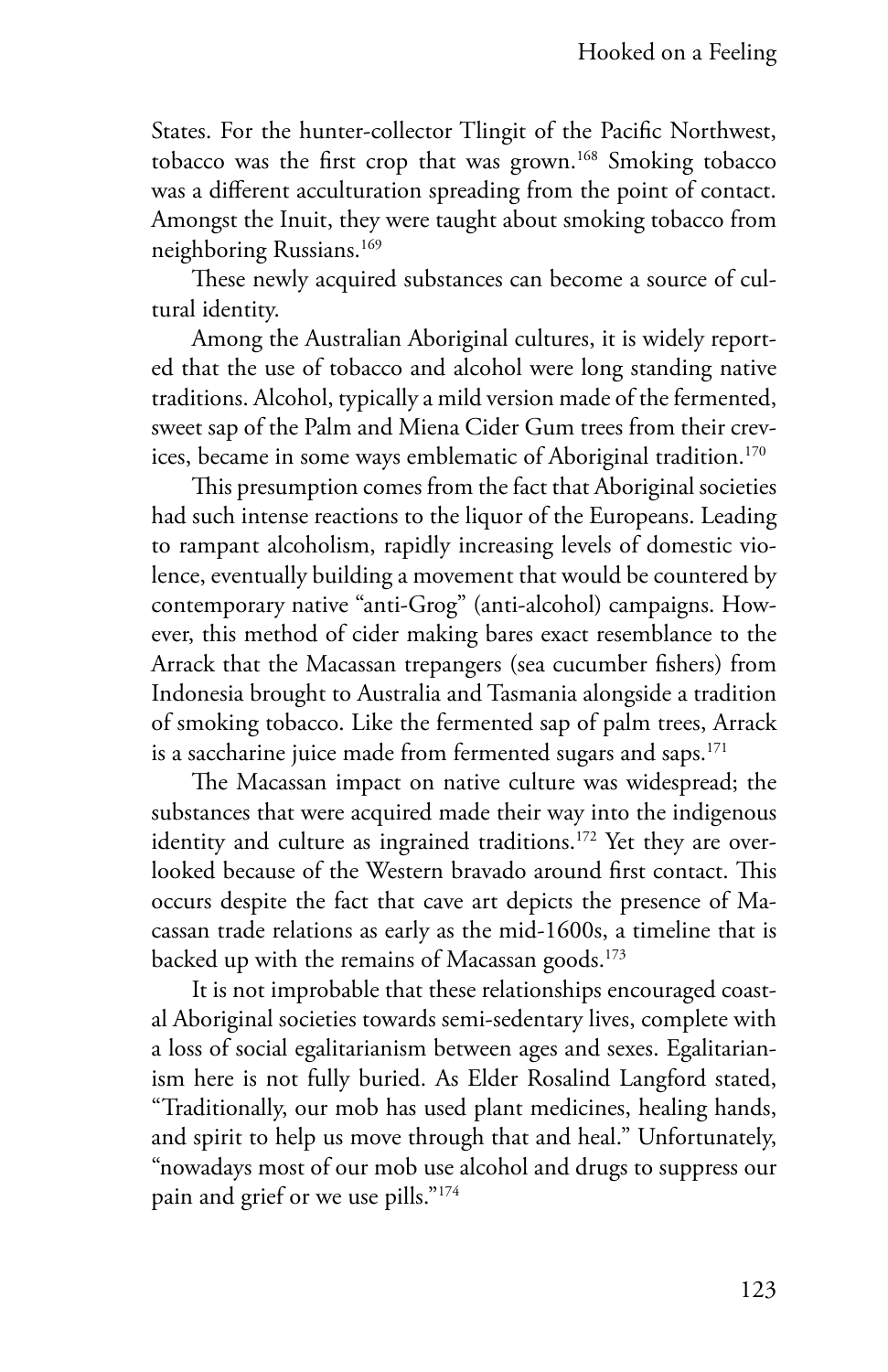States. For the hunter-collector Tlingit of the Pacific Northwest, tobacco was the first crop that was grown.[168] Smoking tobacco was a different acculturation spreading from the point of contact. Amongst the Inuit, they were taught about smoking tobacco from neighboring Russians.[169]

These newly acquired substances can become a source of cultural identity.

Among the Australian Aboriginal cultures, it is widely reported that the use of tobacco and alcohol were long standing native traditions. Alcohol, typically a mild version made of the fermented, sweet sap of the Palm and Miena Cider Gum trees from their crevices, became in some ways emblematic of Aboriginal tradition.[170]

This presumption comes from the fact that Aboriginal societies had such intense reactions to the liquor of the Europeans. Leading to rampant alcoholism, rapidly increasing levels of domestic violence, eventually building a movement that would be countered by contemporary native "anti-Grog" (anti-alcohol) campaigns. However, this method of cider making bares exact resemblance to the Arrack that the Macassan trepangers (sea cucumber fishers) from Indonesia brought to Australia and Tasmania alongside a tradition of smoking tobacco. Like the fermented sap of palm trees, Arrack is a saccharine juice made from fermented sugars and saps.[171]

The Macassan impact on native culture was widespread; the substances that were acquired made their way into the indigenous identity and culture as ingrained traditions.[172] Yet they are overlooked because of the Western bravado around first contact. This occurs despite the fact that cave art depicts the presence of Macassan trade relations as early as the mid-1600s, a timeline that is backed up with the remains of Macassan goods.[173]

It is not improbable that these relationships encouraged coastal Aboriginal societies towards semi-sedentary lives, complete with a loss of social egalitarianism between ages and sexes. Egalitarianism here is not fully buried. As Elder Rosalind Langford stated, "Traditionally, our mob has used plant medicines, healing hands, and spirit to help us move through that and heal." Unfortunately, "nowadays most of our mob use alcohol and drugs to suppress our pain and grief or we use pills."[174]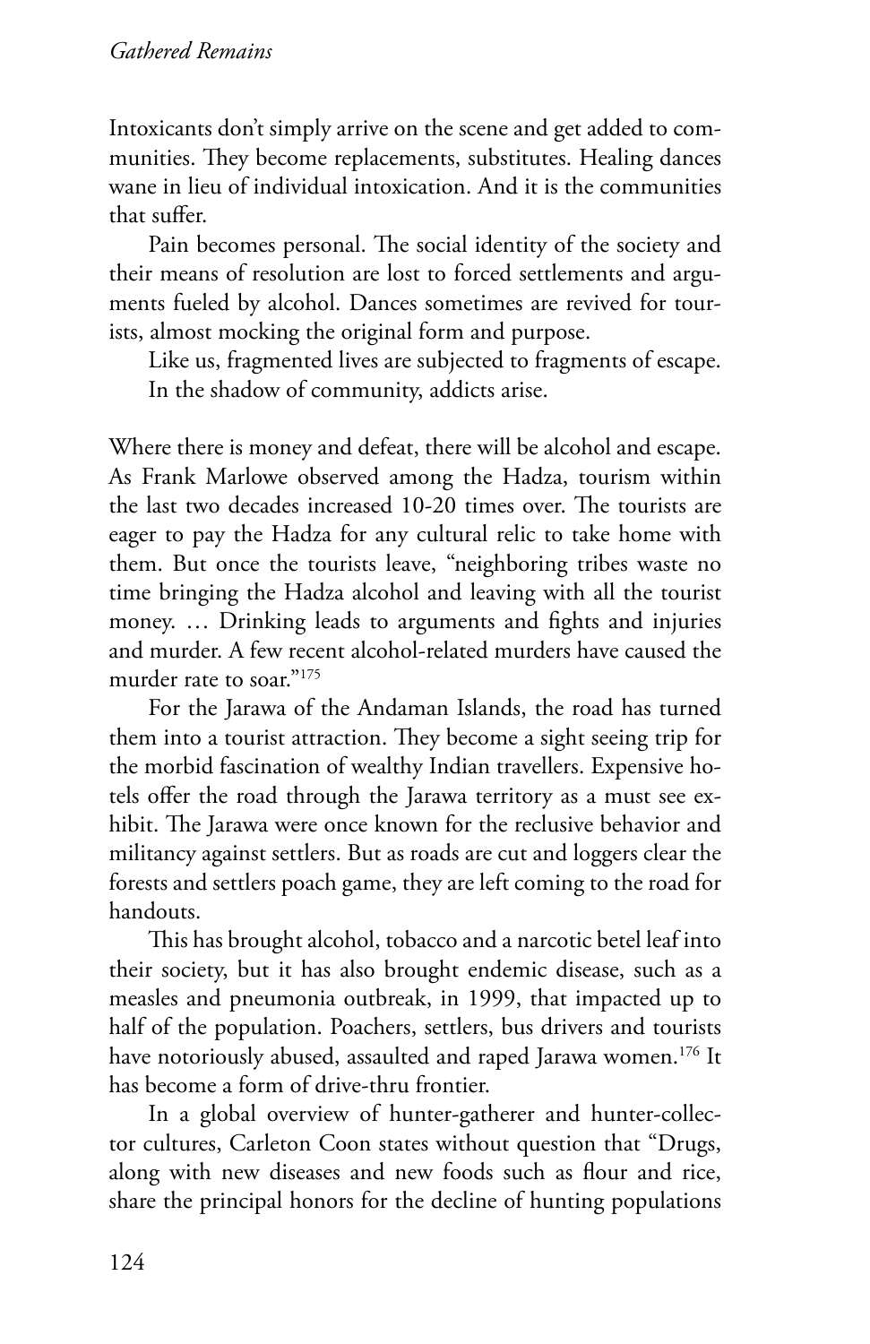Intoxicants don't simply arrive on the scene and get added to communities. They become replacements, substitutes. Healing dances wane in lieu of individual intoxication. And it is the communities that suffer.

Pain becomes personal. The social identity of the society and their means of resolution are lost to forced settlements and arguments fueled by alcohol. Dances sometimes are revived for tourists, almost mocking the original form and purpose.

Like us, fragmented lives are subjected to fragments of escape.

In the shadow of community, addicts arise.

Where there is money and defeat, there will be alcohol and escape. As Frank Marlowe observed among the Hadza, tourism within the last two decades increased 10-20 times over. The tourists are eager to pay the Hadza for any cultural relic to take home with them. But once the tourists leave, "neighboring tribes waste no time bringing the Hadza alcohol and leaving with all the tourist money. … Drinking leads to arguments and fights and injuries and murder. A few recent alcohol-related murders have caused the murder rate to soar."[175]

For the Jarawa of the Andaman Islands, the road has turned them into a tourist attraction. They become a sight seeing trip for the morbid fascination of wealthy Indian travellers. Expensive hotels offer the road through the Jarawa territory as a must see exhibit. The Jarawa were once known for the reclusive behavior and militancy against settlers. But as roads are cut and loggers clear the forests and settlers poach game, they are left coming to the road for handouts.

This has brought alcohol, tobacco and a narcotic betel leaf into their society, but it has also brought endemic disease, such as a measles and pneumonia outbreak, in 1999, that impacted up to half of the population. Poachers, settlers, bus drivers and tourists have notoriously abused, assaulted and raped Jarawa women.[176] It has become a form of drive-thru frontier.

In a global overview of hunter-gatherer and hunter-collector cultures, Carleton Coon states without question that "Drugs, along with new diseases and new foods such as flour and rice, share the principal honors for the decline of hunting populations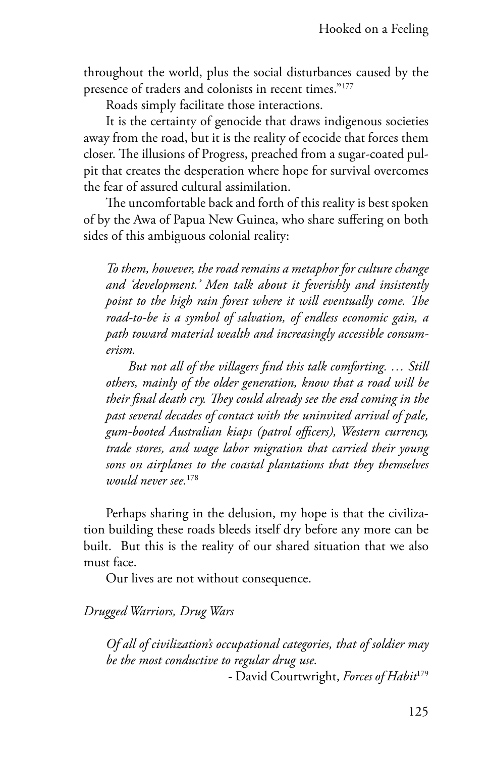throughout the world, plus the social disturbances caused by the presence of traders and colonists in recent times."[177]

Roads simply facilitate those interactions.

It is the certainty of genocide that draws indigenous societies away from the road, but it is the reality of ecocide that forces them closer. The illusions of Progress, preached from a sugar-coated pulpit that creates the desperation where hope for survival overcomes the fear of assured cultural assimilation.

The uncomfortable back and forth of this reality is best spoken of by the Awa of Papua New Guinea, who share suffering on both sides of this ambiguous colonial reality:

> *To them, however, the road remains a metaphor for culture change and 'development.' Men talk about it feverishly and insistently point to the high rain forest where it will eventually come. The road-to-be is a symbol of salvation, of endless economic gain, a path toward material wealth and increasingly accessible consumerism.*
>
> *But not all of the villagers find this talk comforting. … Still others, mainly of the older generation, know that a road will be their final death cry. They could already see the end coming in the past several decades of contact with the uninvited arrival of pale, gum-booted Australian kiaps (patrol officers), Western currency, trade stores, and wage labor migration that carried their young sons on airplanes to the coastal plantations that they themselves would never see.*[178]

Perhaps sharing in the delusion, my hope is that the civilization building these roads bleeds itself dry before any more can be built. But this is the reality of our shared situation that we also must face.

Our lives are not without consequence.

### *Drugged Warriors, Drug Wars*

> *Of all of civilization's occupational categories, that of soldier may be the most conductive to regular drug use.*
>
> \- David Courtwright, *Forces of Habit*[179]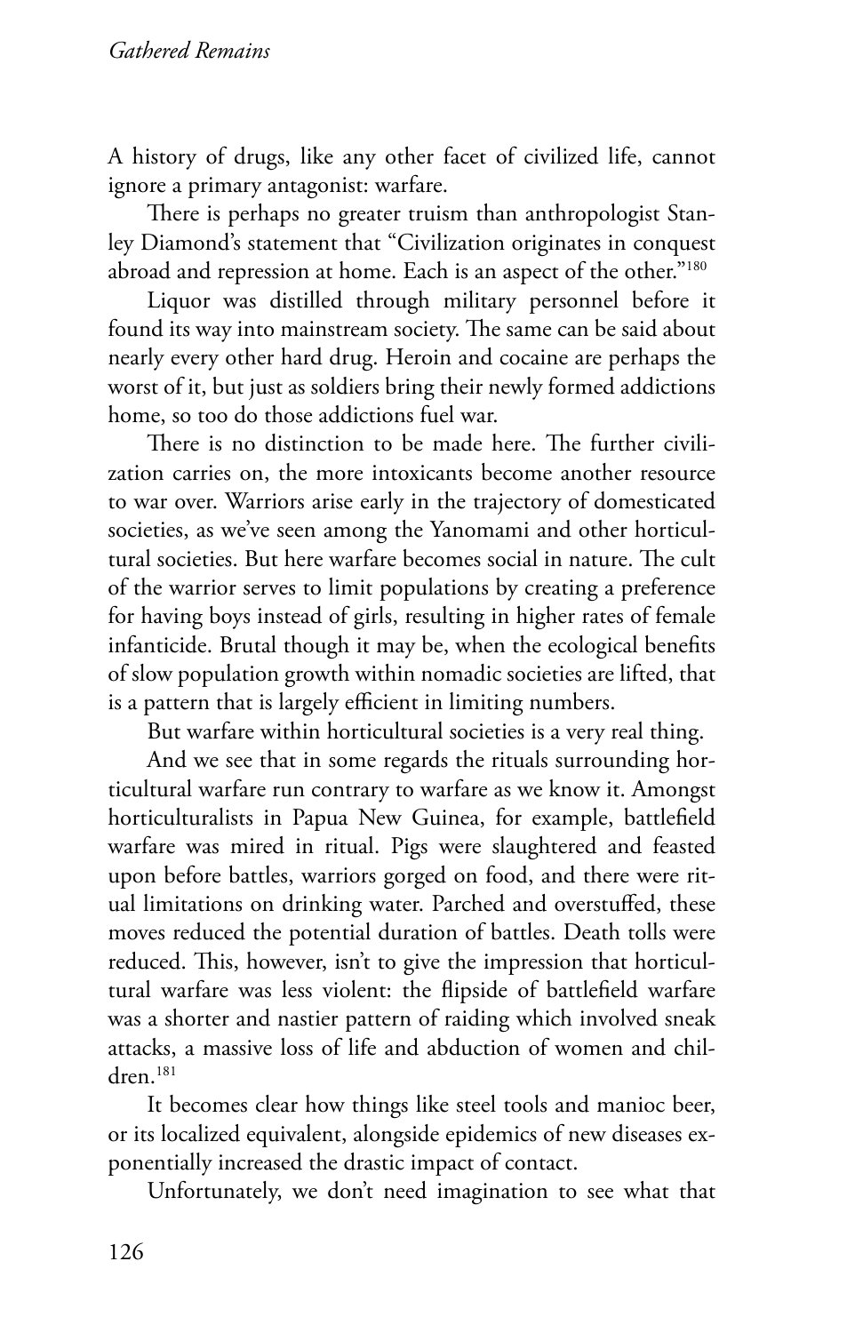A history of drugs, like any other facet of civilized life, cannot ignore a primary antagonist: warfare.

There is perhaps no greater truism than anthropologist Stanley Diamond's statement that "Civilization originates in conquest abroad and repression at home. Each is an aspect of the other."[180]

Liquor was distilled through military personnel before it found its way into mainstream society. The same can be said about nearly every other hard drug. Heroin and cocaine are perhaps the worst of it, but just as soldiers bring their newly formed addictions home, so too do those addictions fuel war.

There is no distinction to be made here. The further civilization carries on, the more intoxicants become another resource to war over. Warriors arise early in the trajectory of domesticated societies, as we've seen among the Yanomami and other horticultural societies. But here warfare becomes social in nature. The cult of the warrior serves to limit populations by creating a preference for having boys instead of girls, resulting in higher rates of female infanticide. Brutal though it may be, when the ecological benefits of slow population growth within nomadic societies are lifted, that is a pattern that is largely efficient in limiting numbers.

But warfare within horticultural societies is a very real thing.

And we see that in some regards the rituals surrounding horticultural warfare run contrary to warfare as we know it. Amongst horticulturalists in Papua New Guinea, for example, battlefield warfare was mired in ritual. Pigs were slaughtered and feasted upon before battles, warriors gorged on food, and there were ritual limitations on drinking water. Parched and overstuffed, these moves reduced the potential duration of battles. Death tolls were reduced. This, however, isn't to give the impression that horticultural warfare was less violent: the flipside of battlefield warfare was a shorter and nastier pattern of raiding which involved sneak attacks, a massive loss of life and abduction of women and children.[181]

It becomes clear how things like steel tools and manioc beer, or its localized equivalent, alongside epidemics of new diseases exponentially increased the drastic impact of contact.

Unfortunately, we don't need imagination to see what that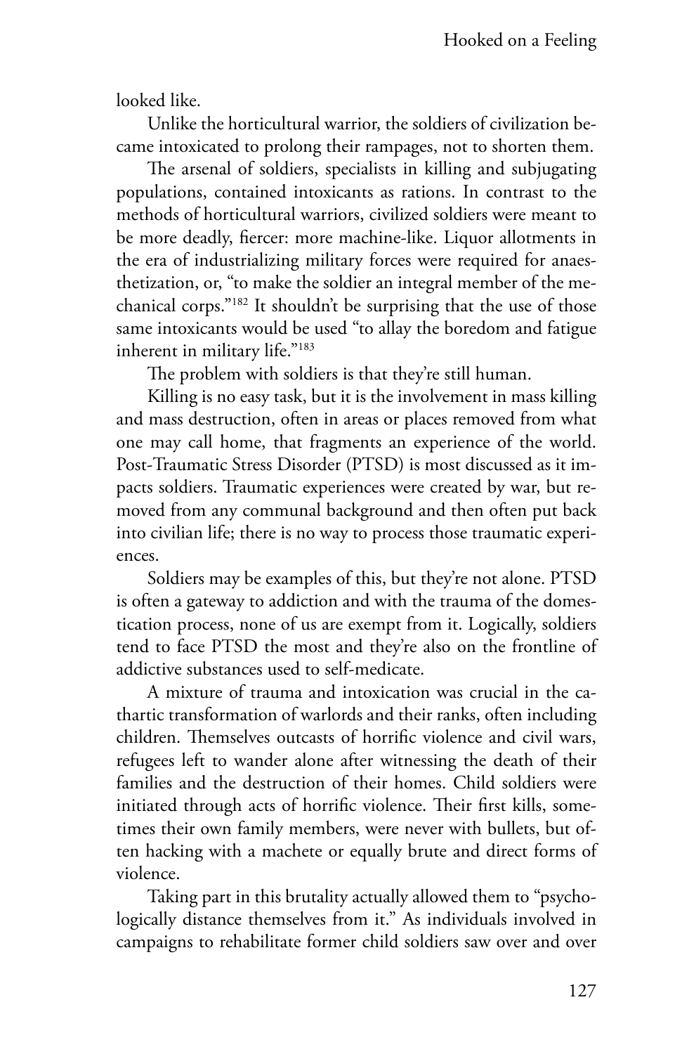looked like.

Unlike the horticultural warrior, the soldiers of civilization became intoxicated to prolong their rampages, not to shorten them.

The arsenal of soldiers, specialists in killing and subjugating populations, contained intoxicants as rations. In contrast to the methods of horticultural warriors, civilized soldiers were meant to be more deadly, fiercer: more machine-like. Liquor allotments in the era of industrializing military forces were required for anaesthetization, or, "to make the soldier an integral member of the mechanical corps."[182] It shouldn't be surprising that the use of those same intoxicants would be used "to allay the boredom and fatigue inherent in military life."[183]

The problem with soldiers is that they're still human.

Killing is no easy task, but it is the involvement in mass killing and mass destruction, often in areas or places removed from what one may call home, that fragments an experience of the world. Post-Traumatic Stress Disorder (PTSD) is most discussed as it impacts soldiers. Traumatic experiences were created by war, but removed from any communal background and then often put back into civilian life; there is no way to process those traumatic experiences.

Soldiers may be examples of this, but they're not alone. PTSD is often a gateway to addiction and with the trauma of the domestication process, none of us are exempt from it. Logically, soldiers tend to face PTSD the most and they're also on the frontline of addictive substances used to self-medicate.

A mixture of trauma and intoxication was crucial in the cathartic transformation of warlords and their ranks, often including children. Themselves outcasts of horrific violence and civil wars, refugees left to wander alone after witnessing the death of their families and the destruction of their homes. Child soldiers were initiated through acts of horrific violence. Their first kills, sometimes their own family members, were never with bullets, but often hacking with a machete or equally brute and direct forms of violence.

Taking part in this brutality actually allowed them to "psychologically distance themselves from it." As individuals involved in campaigns to rehabilitate former child soldiers saw over and over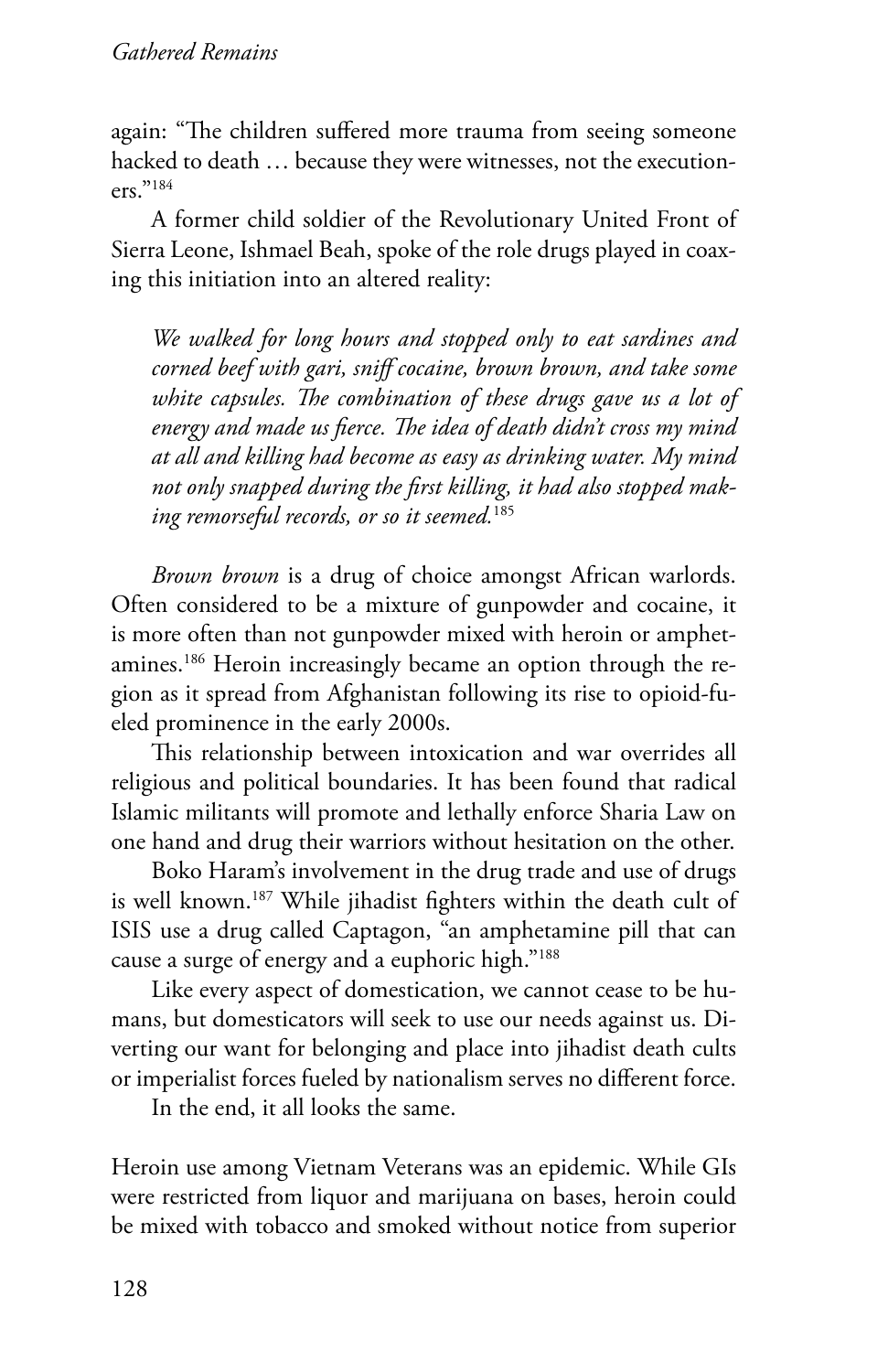again: "The children suffered more trauma from seeing someone hacked to death … because they were witnesses, not the executioners."[184]

A former child soldier of the Revolutionary United Front of Sierra Leone, Ishmael Beah, spoke of the role drugs played in coaxing this initiation into an altered reality:

> *We walked for long hours and stopped only to eat sardines and corned beef with gari, sniff cocaine, brown brown, and take some white capsules. The combination of these drugs gave us a lot of energy and made us fierce. The idea of death didn't cross my mind at all and killing had become as easy as drinking water. My mind not only snapped during the first killing, it had also stopped making remorseful records, or so it seemed.*[185]

*Brown brown* is a drug of choice amongst African warlords. Often considered to be a mixture of gunpowder and cocaine, it is more often than not gunpowder mixed with heroin or amphetamines.[186] Heroin increasingly became an option through the region as it spread from Afghanistan following its rise to opioid-fueled prominence in the early 2000s.

This relationship between intoxication and war overrides all religious and political boundaries. It has been found that radical Islamic militants will promote and lethally enforce Sharia Law on one hand and drug their warriors without hesitation on the other.

Boko Haram's involvement in the drug trade and use of drugs is well known.[187] While jihadist fighters within the death cult of ISIS use a drug called Captagon, "an amphetamine pill that can cause a surge of energy and a euphoric high."[188]

Like every aspect of domestication, we cannot cease to be humans, but domesticators will seek to use our needs against us. Diverting our want for belonging and place into jihadist death cults or imperialist forces fueled by nationalism serves no different force.

In the end, it all looks the same.

Heroin use among Vietnam Veterans was an epidemic. While GIs were restricted from liquor and marijuana on bases, heroin could be mixed with tobacco and smoked without notice from superior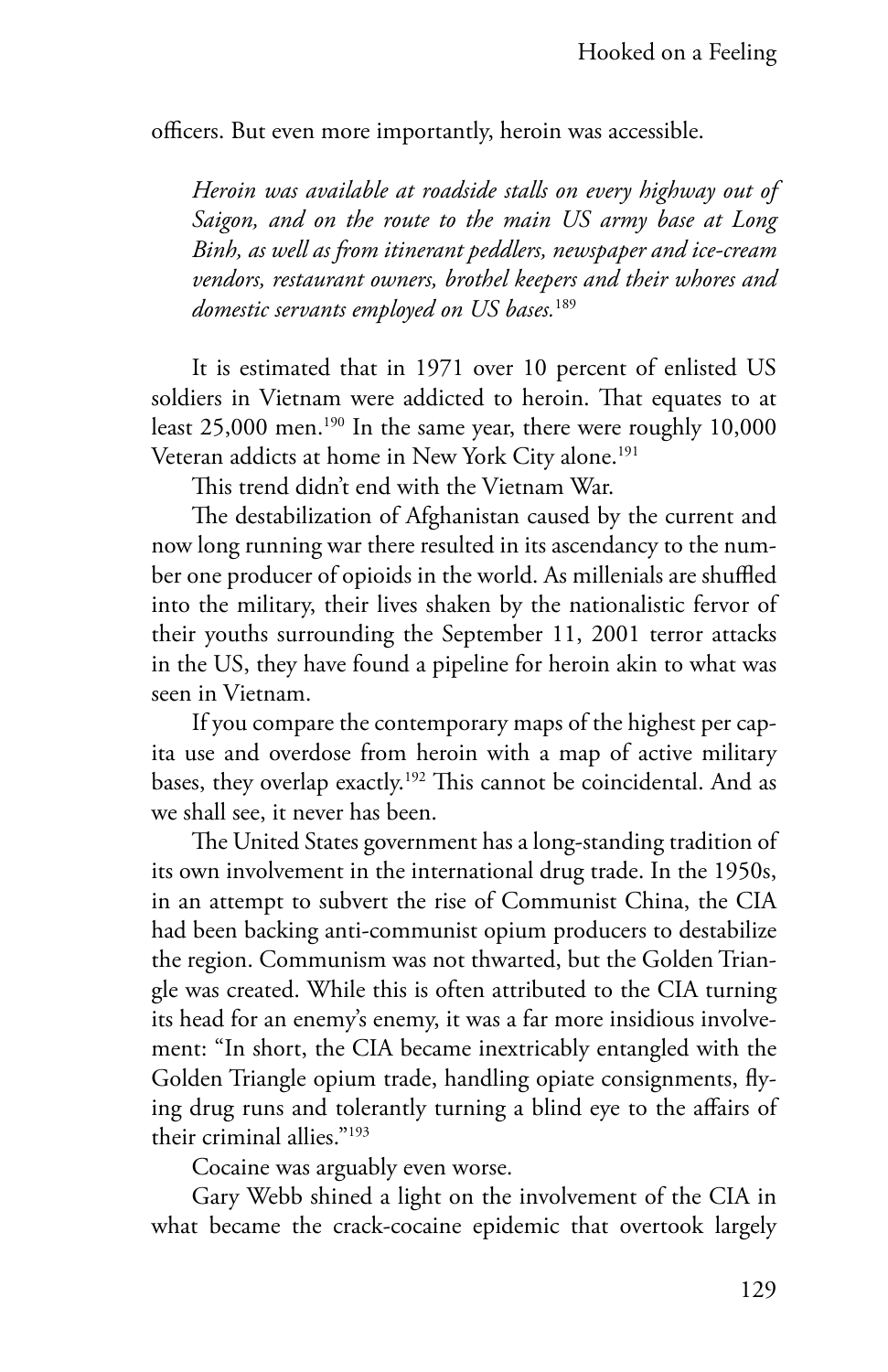officers. But even more importantly, heroin was accessible.

> *Heroin was available at roadside stalls on every highway out of Saigon, and on the route to the main US army base at Long Binh, as well as from itinerant peddlers, newspaper and ice-cream vendors, restaurant owners, brothel keepers and their whores and domestic servants employed on US bases.*[189]

It is estimated that in 1971 over 10 percent of enlisted US soldiers in Vietnam were addicted to heroin. That equates to at least 25,000 men.[190] In the same year, there were roughly 10,000 Veteran addicts at home in New York City alone.[191]

This trend didn't end with the Vietnam War.

The destabilization of Afghanistan caused by the current and now long running war there resulted in its ascendancy to the number one producer of opioids in the world. As millenials are shuffled into the military, their lives shaken by the nationalistic fervor of their youths surrounding the September 11, 2001 terror attacks in the US, they have found a pipeline for heroin akin to what was seen in Vietnam.

If you compare the contemporary maps of the highest per capita use and overdose from heroin with a map of active military bases, they overlap exactly.[192] This cannot be coincidental. And as we shall see, it never has been.

The United States government has a long-standing tradition of its own involvement in the international drug trade. In the 1950s, in an attempt to subvert the rise of Communist China, the CIA had been backing anti-communist opium producers to destabilize the region. Communism was not thwarted, but the Golden Triangle was created. While this is often attributed to the CIA turning its head for an enemy's enemy, it was a far more insidious involvement: "In short, the CIA became inextricably entangled with the Golden Triangle opium trade, handling opiate consignments, flying drug runs and tolerantly turning a blind eye to the affairs of their criminal allies."[193]

Cocaine was arguably even worse.

Gary Webb shined a light on the involvement of the CIA in what became the crack-cocaine epidemic that overtook largely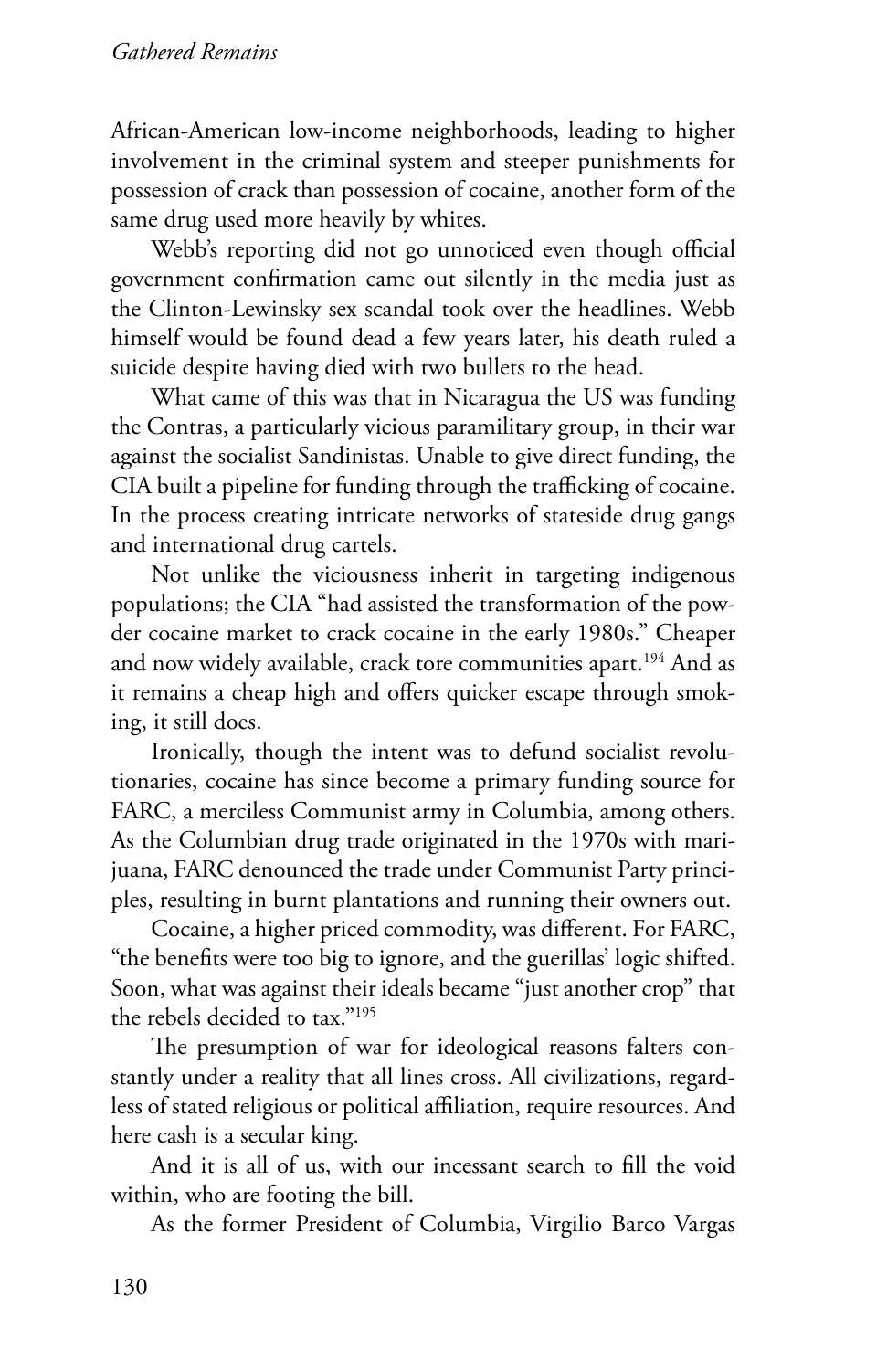African-American low-income neighborhoods, leading to higher involvement in the criminal system and steeper punishments for possession of crack than possession of cocaine, another form of the same drug used more heavily by whites.

Webb's reporting did not go unnoticed even though official government confirmation came out silently in the media just as the Clinton-Lewinsky sex scandal took over the headlines. Webb himself would be found dead a few years later, his death ruled a suicide despite having died with two bullets to the head.

What came of this was that in Nicaragua the US was funding the Contras, a particularly vicious paramilitary group, in their war against the socialist Sandinistas. Unable to give direct funding, the CIA built a pipeline for funding through the trafficking of cocaine. In the process creating intricate networks of stateside drug gangs and international drug cartels.

Not unlike the viciousness inherit in targeting indigenous populations; the CIA "had assisted the transformation of the powder cocaine market to crack cocaine in the early 1980s." Cheaper and now widely available, crack tore communities apart.[194] And as it remains a cheap high and offers quicker escape through smoking, it still does.

Ironically, though the intent was to defund socialist revolutionaries, cocaine has since become a primary funding source for FARC, a merciless Communist army in Columbia, among others. As the Columbian drug trade originated in the 1970s with marijuana, FARC denounced the trade under Communist Party principles, resulting in burnt plantations and running their owners out.

Cocaine, a higher priced commodity, was different. For FARC, "the benefits were too big to ignore, and the guerillas' logic shifted. Soon, what was against their ideals became "just another crop" that the rebels decided to tax."[195]

The presumption of war for ideological reasons falters constantly under a reality that all lines cross. All civilizations, regardless of stated religious or political affiliation, require resources. And here cash is a secular king.

And it is all of us, with our incessant search to fill the void within, who are footing the bill.

As the former President of Columbia, Virgilio Barco Vargas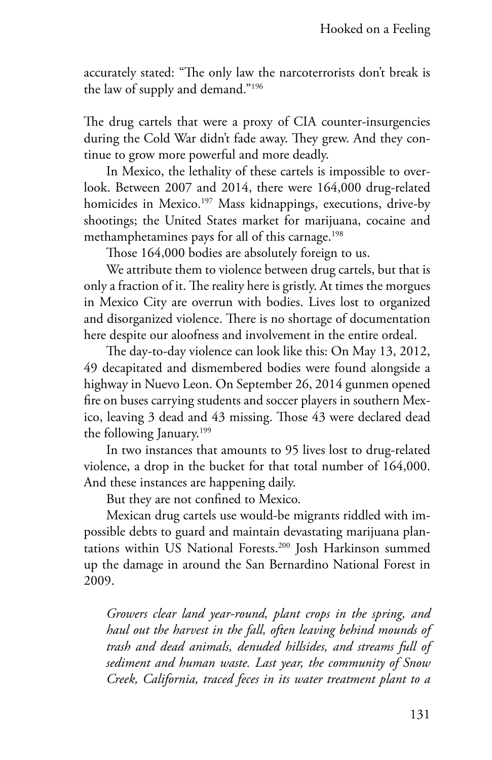accurately stated: "The only law the narcoterrorists don't break is the law of supply and demand."[196]

The drug cartels that were a proxy of CIA counter-insurgencies during the Cold War didn't fade away. They grew. And they continue to grow more powerful and more deadly.

In Mexico, the lethality of these cartels is impossible to overlook. Between 2007 and 2014, there were 164,000 drug-related homicides in Mexico.[197] Mass kidnappings, executions, drive-by shootings; the United States market for marijuana, cocaine and methamphetamines pays for all of this carnage.[198]

Those 164,000 bodies are absolutely foreign to us.

We attribute them to violence between drug cartels, but that is only a fraction of it. The reality here is gristly. At times the morgues in Mexico City are overrun with bodies. Lives lost to organized and disorganized violence. There is no shortage of documentation here despite our aloofness and involvement in the entire ordeal.

The day-to-day violence can look like this: On May 13, 2012, 49 decapitated and dismembered bodies were found alongside a highway in Nuevo Leon. On September 26, 2014 gunmen opened fire on buses carrying students and soccer players in southern Mexico, leaving 3 dead and 43 missing. Those 43 were declared dead the following January.[199]

In two instances that amounts to 95 lives lost to drug-related violence, a drop in the bucket for that total number of 164,000. And these instances are happening daily.

But they are not confined to Mexico.

Mexican drug cartels use would-be migrants riddled with impossible debts to guard and maintain devastating marijuana plantations within US National Forests.[200] Josh Harkinson summed up the damage in around the San Bernardino National Forest in 2009.

> *Growers clear land year-round, plant crops in the spring, and haul out the harvest in the fall, often leaving behind mounds of trash and dead animals, denuded hillsides, and streams full of sediment and human waste. Last year, the community of Snow Creek, California, traced feces in its water treatment plant to a*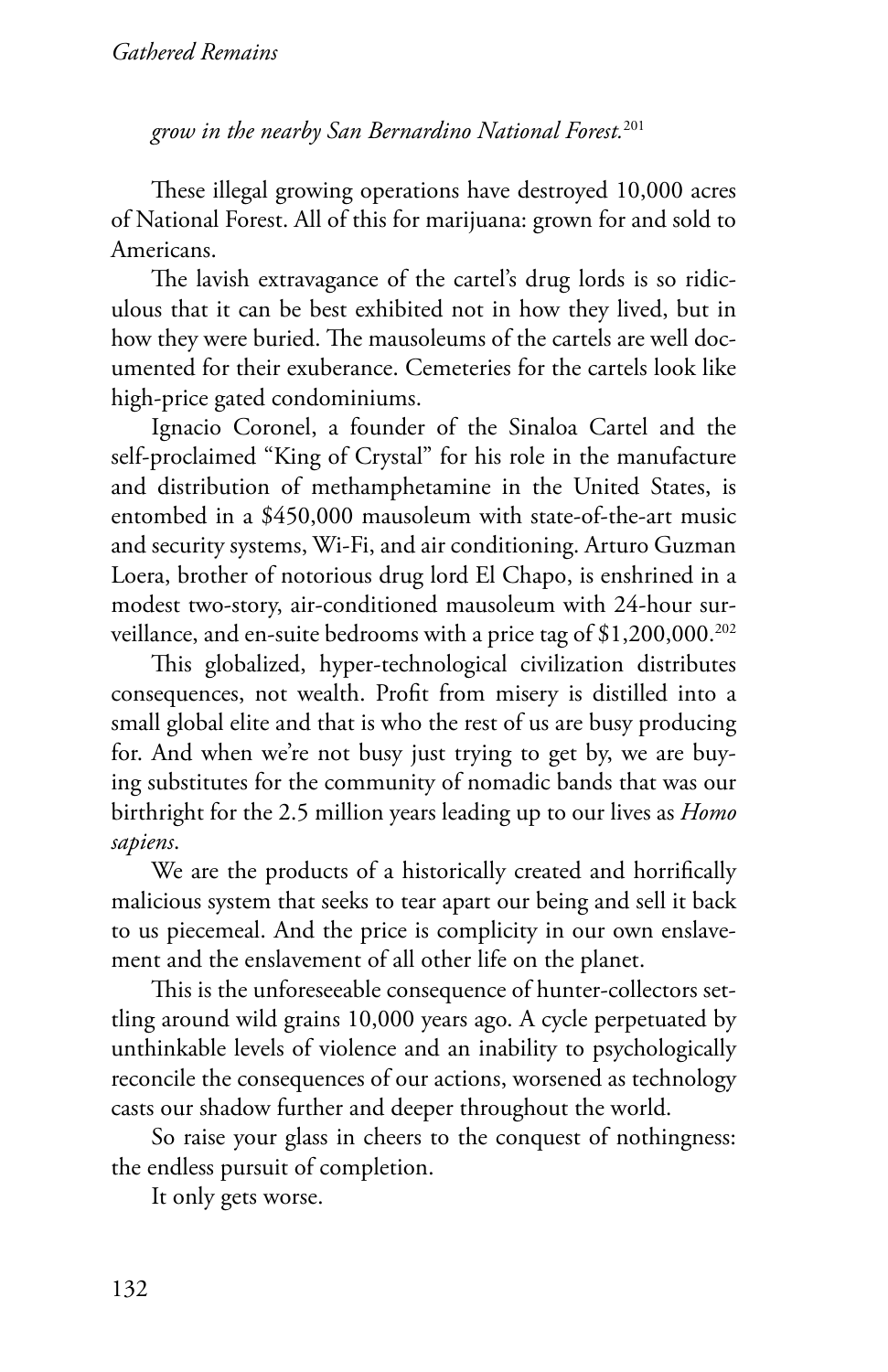*grow in the nearby San Bernardino National Forest.*[201]

These illegal growing operations have destroyed 10,000 acres of National Forest. All of this for marijuana: grown for and sold to Americans.

The lavish extravagance of the cartel's drug lords is so ridiculous that it can be best exhibited not in how they lived, but in how they were buried. The mausoleums of the cartels are well documented for their exuberance. Cemeteries for the cartels look like high-price gated condominiums.

Ignacio Coronel, a founder of the Sinaloa Cartel and the self-proclaimed "King of Crystal" for his role in the manufacture and distribution of methamphetamine in the United States, is entombed in a $450,000 mausoleum with state-of-the-art music and security systems, Wi-Fi, and air conditioning. Arturo Guzman Loera, brother of notorious drug lord El Chapo, is enshrined in a modest two-story, air-conditioned mausoleum with 24-hour surveillance, and en-suite bedrooms with a price tag of $1,200,000.[202]

This globalized, hyper-technological civilization distributes consequences, not wealth. Profit from misery is distilled into a small global elite and that is who the rest of us are busy producing for. And when we're not busy just trying to get by, we are buying substitutes for the community of nomadic bands that was our birthright for the 2.5 million years leading up to our lives as *Homo sapiens*.

We are the products of a historically created and horrifically malicious system that seeks to tear apart our being and sell it back to us piecemeal. And the price is complicity in our own enslavement and the enslavement of all other life on the planet.

This is the unforeseeable consequence of hunter-collectors settling around wild grains 10,000 years ago. A cycle perpetuated by unthinkable levels of violence and an inability to psychologically reconcile the consequences of our actions, worsened as technology casts our shadow further and deeper throughout the world.

So raise your glass in cheers to the conquest of nothingness: the endless pursuit of completion.

It only gets worse.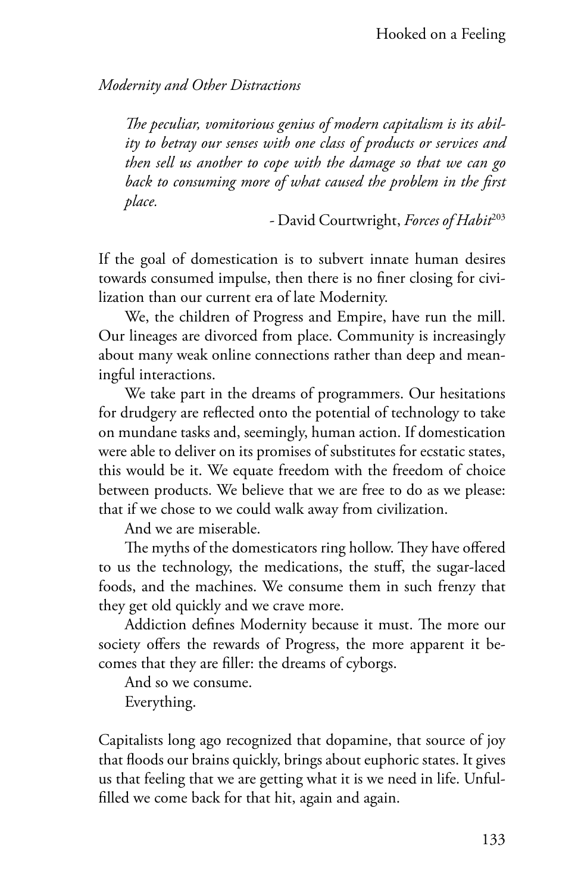*Modernity and Other Distractions*

> *The peculiar, vomitorious genius of modern capitalism is its ability to betray our senses with one class of products or services and then sell us another to cope with the damage so that we can go back to consuming more of what caused the problem in the first place.*
>
> - David Courtwright, *Forces of Habit*[203]

If the goal of domestication is to subvert innate human desires towards consumed impulse, then there is no finer closing for civilization than our current era of late Modernity.

We, the children of Progress and Empire, have run the mill. Our lineages are divorced from place. Community is increasingly about many weak online connections rather than deep and meaningful interactions.

We take part in the dreams of programmers. Our hesitations for drudgery are reflected onto the potential of technology to take on mundane tasks and, seemingly, human action. If domestication were able to deliver on its promises of substitutes for ecstatic states, this would be it. We equate freedom with the freedom of choice between products. We believe that we are free to do as we please: that if we chose to we could walk away from civilization.

And we are miserable.

The myths of the domesticators ring hollow. They have offered to us the technology, the medications, the stuff, the sugar-laced foods, and the machines. We consume them in such frenzy that they get old quickly and we crave more.

Addiction defines Modernity because it must. The more our society offers the rewards of Progress, the more apparent it becomes that they are filler: the dreams of cyborgs.

And so we consume.

Everything.

Capitalists long ago recognized that dopamine, that source of joy that floods our brains quickly, brings about euphoric states. It gives us that feeling that we are getting what it is we need in life. Unfulfilled we come back for that hit, again and again.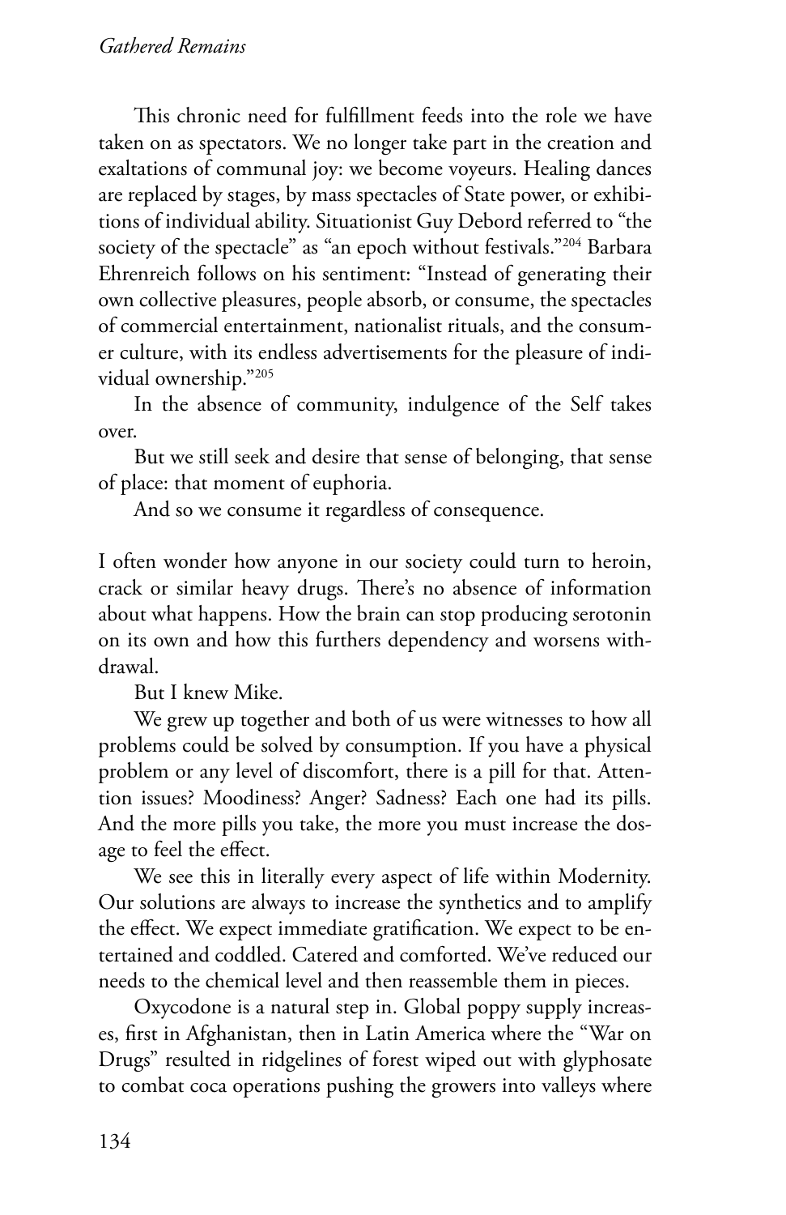This chronic need for fulfillment feeds into the role we have taken on as spectators. We no longer take part in the creation and exaltations of communal joy: we become voyeurs. Healing dances are replaced by stages, by mass spectacles of State power, or exhibitions of individual ability. Situationist Guy Debord referred to "the society of the spectacle" as "an epoch without festivals."[204] Barbara Ehrenreich follows on his sentiment: "Instead of generating their own collective pleasures, people absorb, or consume, the spectacles of commercial entertainment, nationalist rituals, and the consumer culture, with its endless advertisements for the pleasure of individual ownership."[205]

In the absence of community, indulgence of the Self takes over.

But we still seek and desire that sense of belonging, that sense of place: that moment of euphoria.

And so we consume it regardless of consequence.

I often wonder how anyone in our society could turn to heroin, crack or similar heavy drugs. There's no absence of information about what happens. How the brain can stop producing serotonin on its own and how this furthers dependency and worsens withdrawal.

But I knew Mike.

We grew up together and both of us were witnesses to how all problems could be solved by consumption. If you have a physical problem or any level of discomfort, there is a pill for that. Attention issues? Moodiness? Anger? Sadness? Each one had its pills. And the more pills you take, the more you must increase the dosage to feel the effect.

We see this in literally every aspect of life within Modernity. Our solutions are always to increase the synthetics and to amplify the effect. We expect immediate gratification. We expect to be entertained and coddled. Catered and comforted. We've reduced our needs to the chemical level and then reassemble them in pieces.

Oxycodone is a natural step in. Global poppy supply increases, first in Afghanistan, then in Latin America where the "War on Drugs" resulted in ridgelines of forest wiped out with glyphosate to combat coca operations pushing the growers into valleys where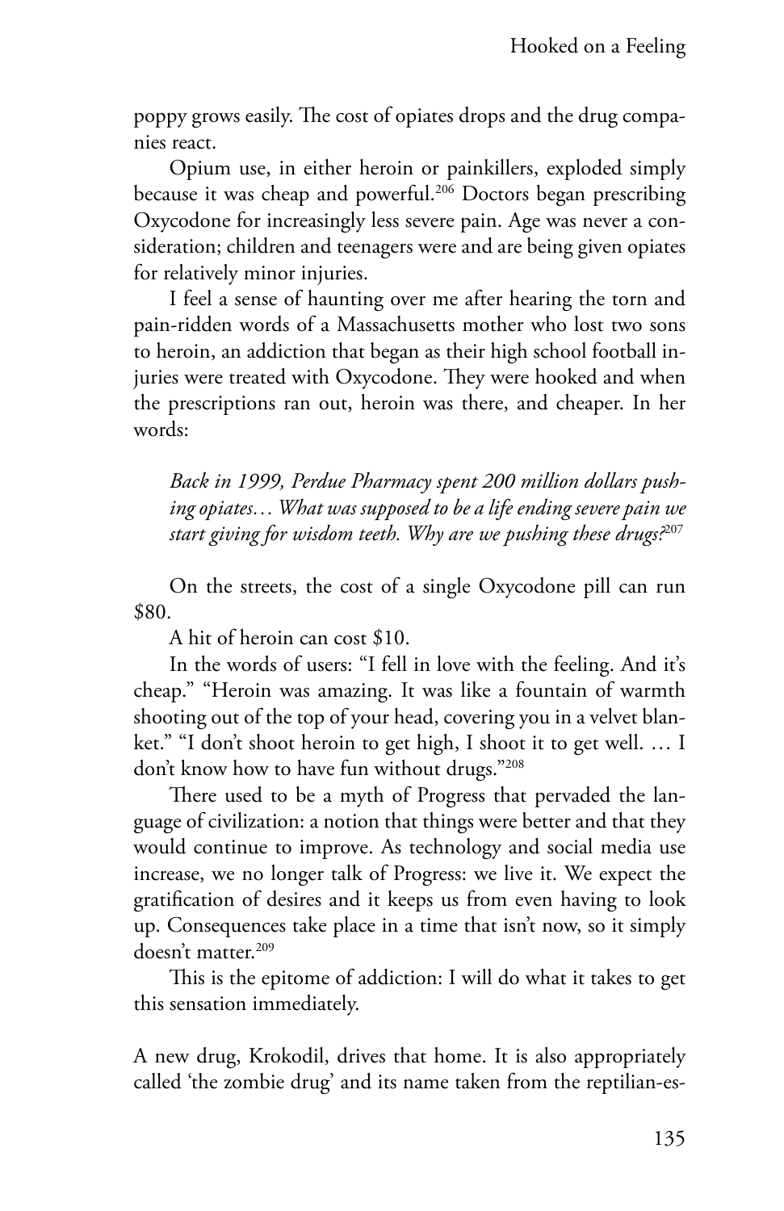poppy grows easily. The cost of opiates drops and the drug companies react.

Opium use, in either heroin or painkillers, exploded simply because it was cheap and powerful.[206] Doctors began prescribing Oxycodone for increasingly less severe pain. Age was never a consideration; children and teenagers were and are being given opiates for relatively minor injuries.

I feel a sense of haunting over me after hearing the torn and pain-ridden words of a Massachusetts mother who lost two sons to heroin, an addiction that began as their high school football injuries were treated with Oxycodone. They were hooked and when the prescriptions ran out, heroin was there, and cheaper. In her words:

> *Back in 1999, Perdue Pharmacy spent 200 million dollars pushing opiates… What was supposed to be a life ending severe pain we start giving for wisdom teeth. Why are we pushing these drugs?*[207]

On the streets, the cost of a single Oxycodone pill can run $80.

A hit of heroin can cost $10.

In the words of users: "I fell in love with the feeling. And it's cheap." "Heroin was amazing. It was like a fountain of warmth shooting out of the top of your head, covering you in a velvet blanket." "I don't shoot heroin to get high, I shoot it to get well. … I don't know how to have fun without drugs."[208]

There used to be a myth of Progress that pervaded the language of civilization: a notion that things were better and that they would continue to improve. As technology and social media use increase, we no longer talk of Progress: we live it. We expect the gratification of desires and it keeps us from even having to look up. Consequences take place in a time that isn't now, so it simply doesn't matter.[209]

This is the epitome of addiction: I will do what it takes to get this sensation immediately.

A new drug, Krokodil, drives that home. It is also appropriately called 'the zombie drug' and its name taken from the reptilian-es-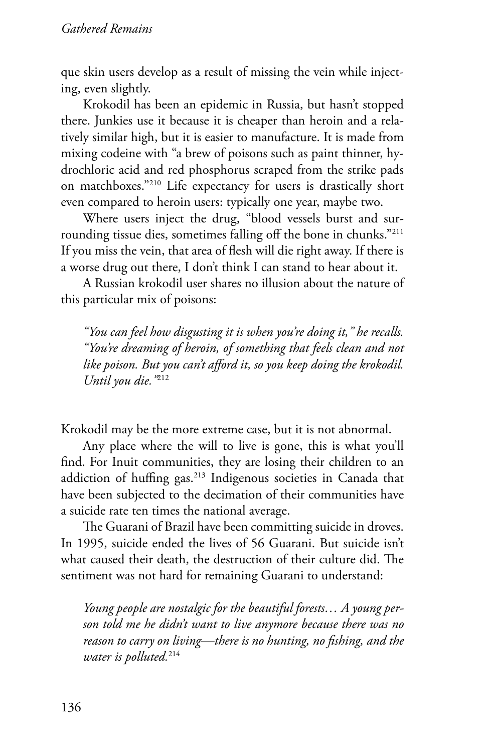que skin users develop as a result of missing the vein while injecting, even slightly.

Krokodil has been an epidemic in Russia, but hasn't stopped there. Junkies use it because it is cheaper than heroin and a relatively similar high, but it is easier to manufacture. It is made from mixing codeine with "a brew of poisons such as paint thinner, hydrochloric acid and red phosphorus scraped from the strike pads on matchboxes."[210] Life expectancy for users is drastically short even compared to heroin users: typically one year, maybe two.

Where users inject the drug, "blood vessels burst and surrounding tissue dies, sometimes falling off the bone in chunks."[211] If you miss the vein, that area of flesh will die right away. If there is a worse drug out there, I don't think I can stand to hear about it.

A Russian krokodil user shares no illusion about the nature of this particular mix of poisons:

> *"You can feel how disgusting it is when you're doing it," he recalls. "You're dreaming of heroin, of something that feels clean and not like poison. But you can't afford it, so you keep doing the krokodil. Until you die."*[212]

Krokodil may be the more extreme case, but it is not abnormal.

Any place where the will to live is gone, this is what you'll find. For Inuit communities, they are losing their children to an addiction of huffing gas.[213] Indigenous societies in Canada that have been subjected to the decimation of their communities have a suicide rate ten times the national average.

The Guarani of Brazil have been committing suicide in droves. In 1995, suicide ended the lives of 56 Guarani. But suicide isn't what caused their death, the destruction of their culture did. The sentiment was not hard for remaining Guarani to understand:

> *Young people are nostalgic for the beautiful forests… A young person told me he didn't want to live anymore because there was no reason to carry on living—there is no hunting, no fishing, and the water is polluted.*[214]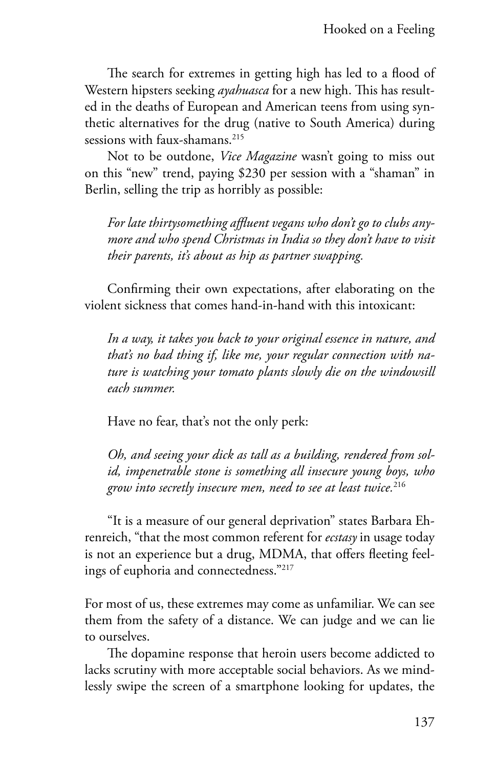The search for extremes in getting high has led to a flood of Western hipsters seeking *ayahuasca* for a new high. This has resulted in the deaths of European and American teens from using synthetic alternatives for the drug (native to South America) during sessions with faux-shamans.[215]

Not to be outdone, *Vice Magazine* wasn't going to miss out on this "new" trend, paying $230 per session with a "shaman" in Berlin, selling the trip as horribly as possible:

> *For late thirtysomething affluent vegans who don't go to clubs anymore and who spend Christmas in India so they don't have to visit their parents, it's about as hip as partner swapping.*

Confirming their own expectations, after elaborating on the violent sickness that comes hand-in-hand with this intoxicant:

> *In a way, it takes you back to your original essence in nature, and that's no bad thing if, like me, your regular connection with nature is watching your tomato plants slowly die on the windowsill each summer.*

Have no fear, that's not the only perk:

> *Oh, and seeing your dick as tall as a building, rendered from solid, impenetrable stone is something all insecure young boys, who grow into secretly insecure men, need to see at least twice.*[216]

"It is a measure of our general deprivation" states Barbara Ehrenreich, "that the most common referent for *ecstasy* in usage today is not an experience but a drug, MDMA, that offers fleeting feelings of euphoria and connectedness."[217]

For most of us, these extremes may come as unfamiliar. We can see them from the safety of a distance. We can judge and we can lie to ourselves.

The dopamine response that heroin users become addicted to lacks scrutiny with more acceptable social behaviors. As we mindlessly swipe the screen of a smartphone looking for updates, the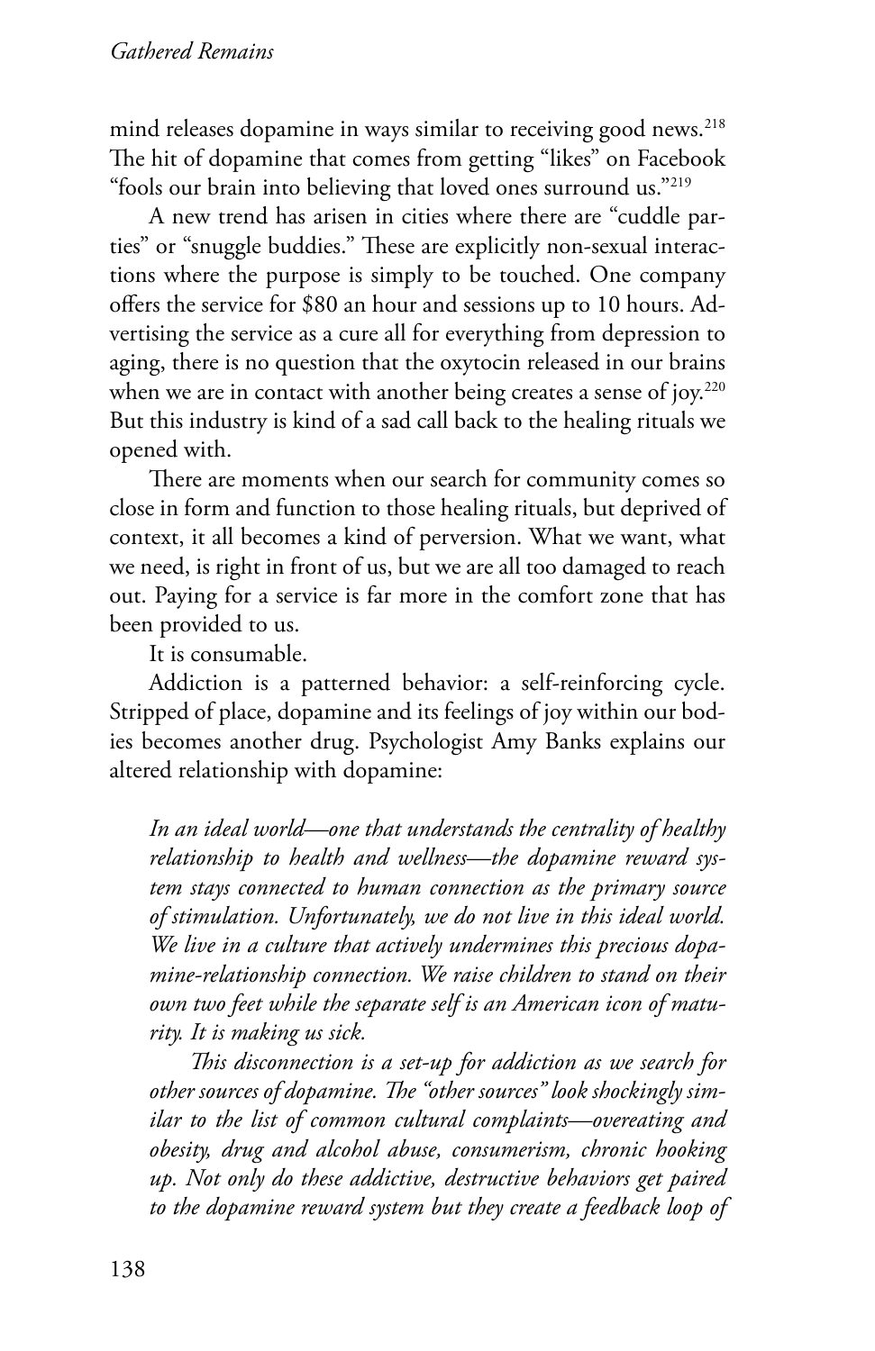mind releases dopamine in ways similar to receiving good news.[218] The hit of dopamine that comes from getting "likes" on Facebook "fools our brain into believing that loved ones surround us."[219]

A new trend has arisen in cities where there are "cuddle parties" or "snuggle buddies." These are explicitly non-sexual interactions where the purpose is simply to be touched. One company offers the service for $80 an hour and sessions up to 10 hours. Advertising the service as a cure all for everything from depression to aging, there is no question that the oxytocin released in our brains when we are in contact with another being creates a sense of joy.[220] But this industry is kind of a sad call back to the healing rituals we opened with.

There are moments when our search for community comes so close in form and function to those healing rituals, but deprived of context, it all becomes a kind of perversion. What we want, what we need, is right in front of us, but we are all too damaged to reach out. Paying for a service is far more in the comfort zone that has been provided to us.

It is consumable.

Addiction is a patterned behavior: a self-reinforcing cycle. Stripped of place, dopamine and its feelings of joy within our bodies becomes another drug. Psychologist Amy Banks explains our altered relationship with dopamine:

> *In an ideal world—one that understands the centrality of healthy relationship to health and wellness—the dopamine reward system stays connected to human connection as the primary source of stimulation. Unfortunately, we do not live in this ideal world. We live in a culture that actively undermines this precious dopamine-relationship connection. We raise children to stand on their own two feet while the separate self is an American icon of maturity. It is making us sick.*
>
> *This disconnection is a set-up for addiction as we search for other sources of dopamine. The "other sources" look shockingly similar to the list of common cultural complaints—overeating and obesity, drug and alcohol abuse, consumerism, chronic hooking up. Not only do these addictive, destructive behaviors get paired to the dopamine reward system but they create a feedback loop of*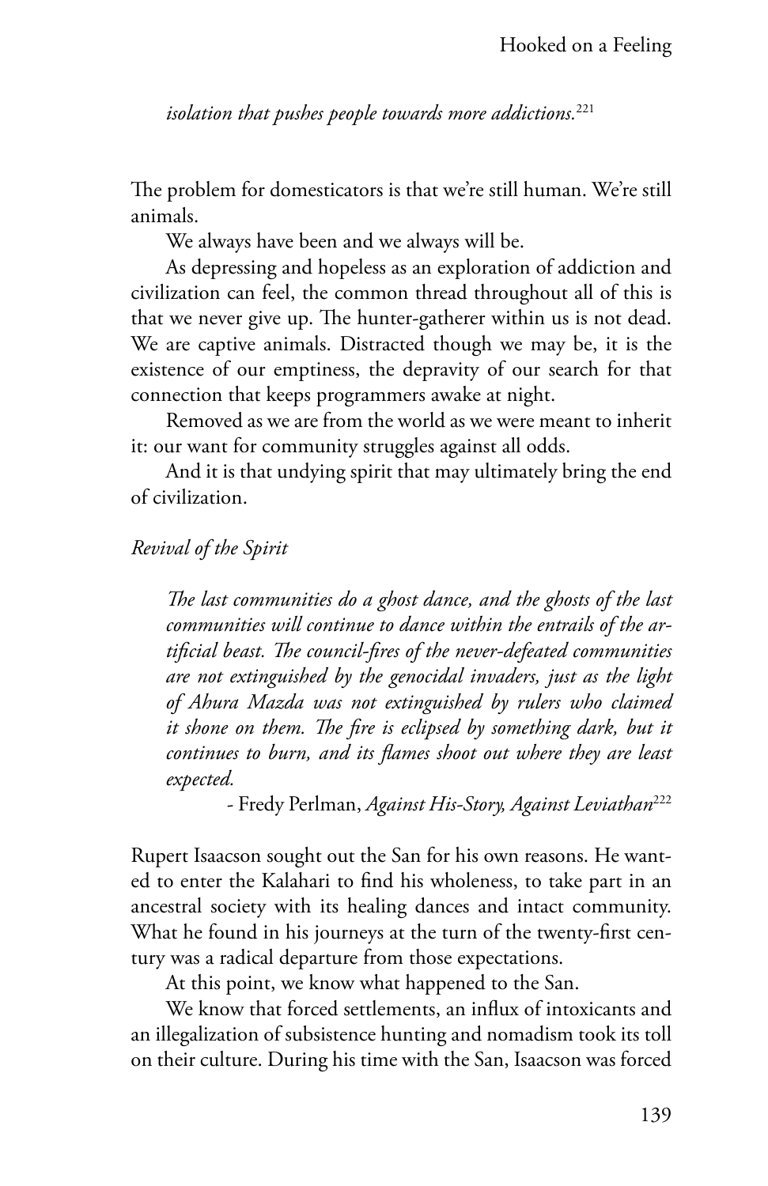*isolation that pushes people towards more addictions.*[221]

The problem for domesticators is that we're still human. We're still animals.

We always have been and we always will be.

As depressing and hopeless as an exploration of addiction and civilization can feel, the common thread throughout all of this is that we never give up. The hunter-gatherer within us is not dead. We are captive animals. Distracted though we may be, it is the existence of our emptiness, the depravity of our search for that connection that keeps programmers awake at night.

Removed as we are from the world as we were meant to inherit it: our want for community struggles against all odds.

And it is that undying spirit that may ultimately bring the end of civilization.

### *Revival of the Spirit*

> *The last communities do a ghost dance, and the ghosts of the last communities will continue to dance within the entrails of the artificial beast. The council-fires of the never-defeated communities are not extinguished by the genocidal invaders, just as the light of Ahura Mazda was not extinguished by rulers who claimed it shone on them. The fire is eclipsed by something dark, but it continues to burn, and its flames shoot out where they are least expected.*
>
> - Fredy Perlman, *Against His-Story, Against Leviathan*[222]

Rupert Isaacson sought out the San for his own reasons. He wanted to enter the Kalahari to find his wholeness, to take part in an ancestral society with its healing dances and intact community. What he found in his journeys at the turn of the twenty-first century was a radical departure from those expectations.

At this point, we know what happened to the San.

We know that forced settlements, an influx of intoxicants and an illegalization of subsistence hunting and nomadism took its toll on their culture. During his time with the San, Isaacson was forced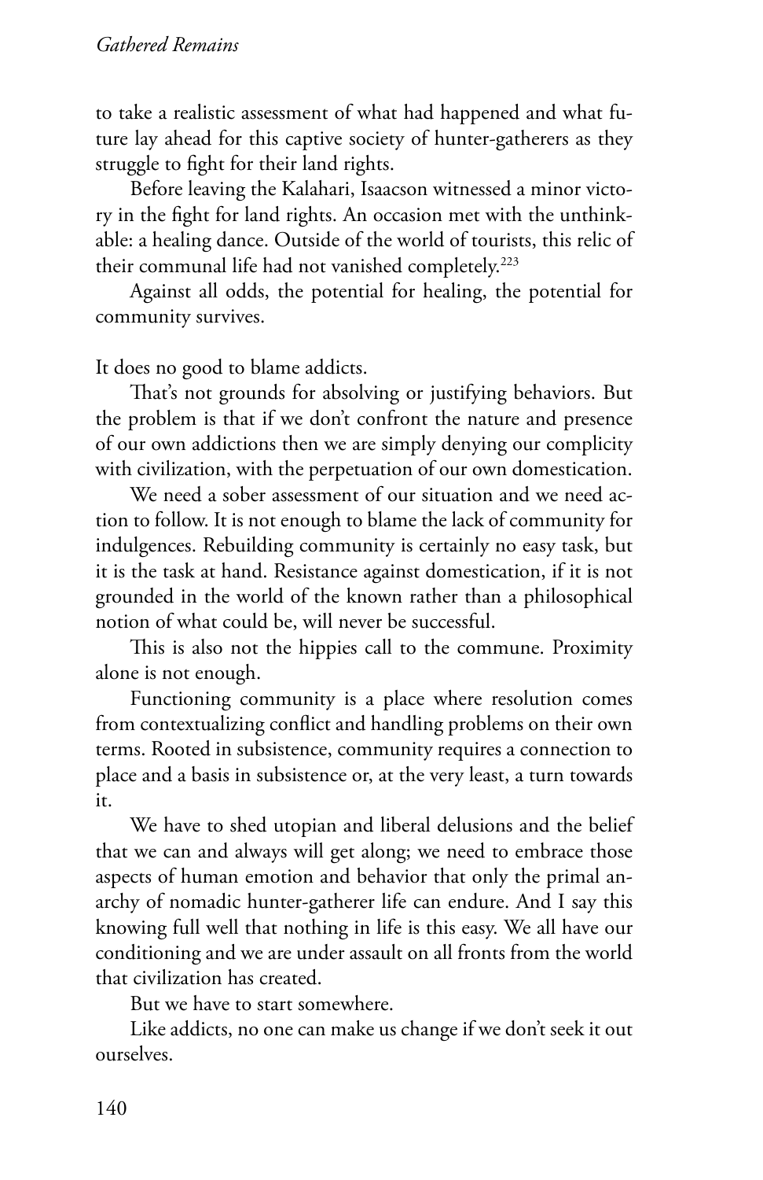to take a realistic assessment of what had happened and what future lay ahead for this captive society of hunter-gatherers as they struggle to fight for their land rights.

Before leaving the Kalahari, Isaacson witnessed a minor victory in the fight for land rights. An occasion met with the unthinkable: a healing dance. Outside of the world of tourists, this relic of their communal life had not vanished completely.[223]

Against all odds, the potential for healing, the potential for community survives.

It does no good to blame addicts.

That's not grounds for absolving or justifying behaviors. But the problem is that if we don't confront the nature and presence of our own addictions then we are simply denying our complicity with civilization, with the perpetuation of our own domestication.

We need a sober assessment of our situation and we need action to follow. It is not enough to blame the lack of community for indulgences. Rebuilding community is certainly no easy task, but it is the task at hand. Resistance against domestication, if it is not grounded in the world of the known rather than a philosophical notion of what could be, will never be successful.

This is also not the hippies call to the commune. Proximity alone is not enough.

Functioning community is a place where resolution comes from contextualizing conflict and handling problems on their own terms. Rooted in subsistence, community requires a connection to place and a basis in subsistence or, at the very least, a turn towards it.

We have to shed utopian and liberal delusions and the belief that we can and always will get along; we need to embrace those aspects of human emotion and behavior that only the primal anarchy of nomadic hunter-gatherer life can endure. And I say this knowing full well that nothing in life is this easy. We all have our conditioning and we are under assault on all fronts from the world that civilization has created.

But we have to start somewhere.

Like addicts, no one can make us change if we don't seek it out ourselves.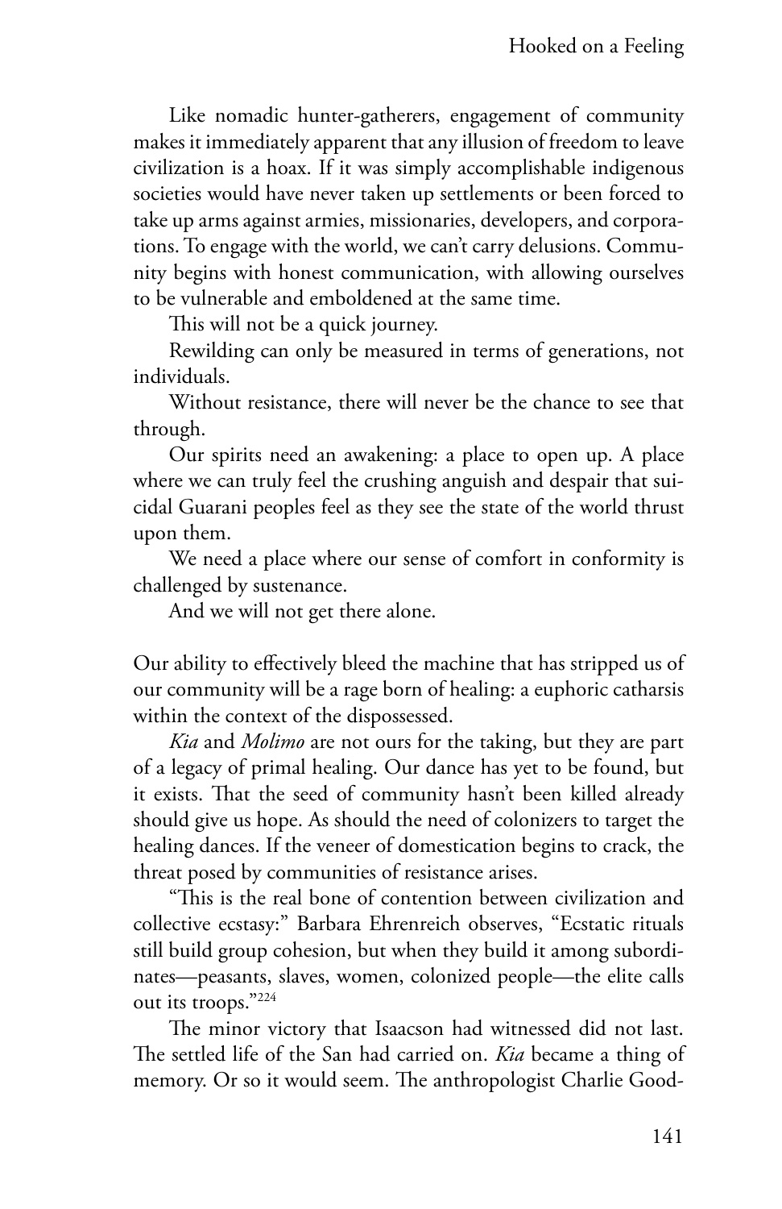Like nomadic hunter-gatherers, engagement of community makes it immediately apparent that any illusion of freedom to leave civilization is a hoax. If it was simply accomplishable indigenous societies would have never taken up settlements or been forced to take up arms against armies, missionaries, developers, and corporations. To engage with the world, we can't carry delusions. Community begins with honest communication, with allowing ourselves to be vulnerable and emboldened at the same time.

This will not be a quick journey.

Rewilding can only be measured in terms of generations, not individuals.

Without resistance, there will never be the chance to see that through.

Our spirits need an awakening: a place to open up. A place where we can truly feel the crushing anguish and despair that suicidal Guarani peoples feel as they see the state of the world thrust upon them.

We need a place where our sense of comfort in conformity is challenged by sustenance.

And we will not get there alone.

Our ability to effectively bleed the machine that has stripped us of our community will be a rage born of healing: a euphoric catharsis within the context of the dispossessed.

*Kia* and *Molimo* are not ours for the taking, but they are part of a legacy of primal healing. Our dance has yet to be found, but it exists. That the seed of community hasn't been killed already should give us hope. As should the need of colonizers to target the healing dances. If the veneer of domestication begins to crack, the threat posed by communities of resistance arises.

"This is the real bone of contention between civilization and collective ecstasy:" Barbara Ehrenreich observes, "Ecstatic rituals still build group cohesion, but when they build it among subordinates—peasants, slaves, women, colonized people—the elite calls out its troops."[224]

The minor victory that Isaacson had witnessed did not last. The settled life of the San had carried on. *Kia* became a thing of memory. Or so it would seem. The anthropologist Charlie Good-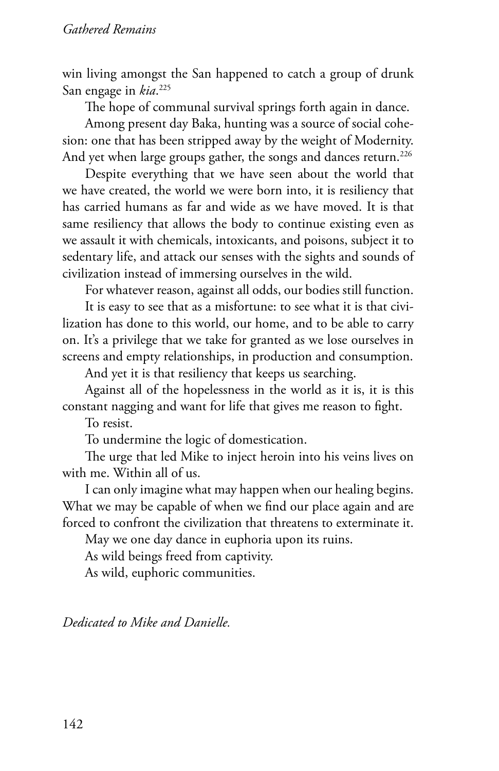win living amongst the San happened to catch a group of drunk San engage in *kia*.[225]

The hope of communal survival springs forth again in dance.

Among present day Baka, hunting was a source of social cohesion: one that has been stripped away by the weight of Modernity. And yet when large groups gather, the songs and dances return.[226]

Despite everything that we have seen about the world that we have created, the world we were born into, it is resiliency that has carried humans as far and wide as we have moved. It is that same resiliency that allows the body to continue existing even as we assault it with chemicals, intoxicants, and poisons, subject it to sedentary life, and attack our senses with the sights and sounds of civilization instead of immersing ourselves in the wild.

For whatever reason, against all odds, our bodies still function.

It is easy to see that as a misfortune: to see what it is that civilization has done to this world, our home, and to be able to carry on. It's a privilege that we take for granted as we lose ourselves in screens and empty relationships, in production and consumption.

And yet it is that resiliency that keeps us searching.

Against all of the hopelessness in the world as it is, it is this constant nagging and want for life that gives me reason to fight.

To resist.

To undermine the logic of domestication.

The urge that led Mike to inject heroin into his veins lives on with me. Within all of us.

I can only imagine what may happen when our healing begins. What we may be capable of when we find our place again and are forced to confront the civilization that threatens to exterminate it.

May we one day dance in euphoria upon its ruins.

As wild beings freed from captivity.

As wild, euphoric communities.

*Dedicated to Mike and Danielle.*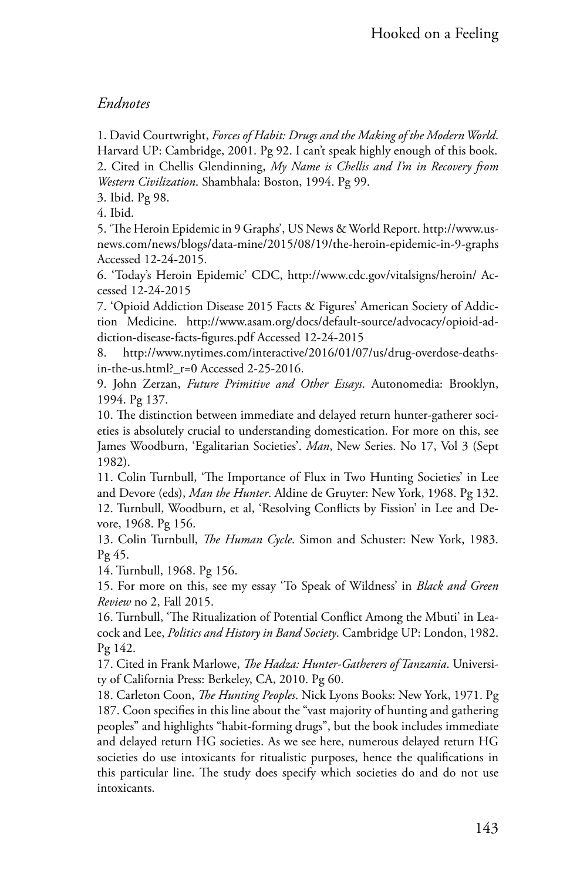## *Endnotes*

1. David Courtwright, *Forces of Habit: Drugs and the Making of the Modern World*. Harvard UP: Cambridge, 2001. Pg 92. I can't speak highly enough of this book.
2. Cited in Chellis Glendinning, *My Name is Chellis and I'm in Recovery from Western Civilization*. Shambhala: Boston, 1994. Pg 99.
3. Ibid. Pg 98.
4. Ibid.
5. 'The Heroin Epidemic in 9 Graphs', US News & World Report. http://www.usnews.com/news/blogs/data-mine/2015/08/19/the-heroin-epidemic-in-9-graphs Accessed 12-24-2015.
6. 'Today's Heroin Epidemic' CDC, http://www.cdc.gov/vitalsigns/heroin/ Accessed 12-24-2015
7. 'Opioid Addiction Disease 2015 Facts & Figures' American Society of Addiction Medicine. http://www.asam.org/docs/default-source/advocacy/opioid-addiction-disease-facts-figures.pdf Accessed 12-24-2015
8. http://www.nytimes.com/interactive/2016/01/07/us/drug-overdose-deaths-in-the-us.html?_r=0 Accessed 2-25-2016.
9. John Zerzan, *Future Primitive and Other Essays*. Autonomedia: Brooklyn, 1994. Pg 137.
10. The distinction between immediate and delayed return hunter-gatherer societies is absolutely crucial to understanding domestication. For more on this, see James Woodburn, 'Egalitarian Societies'. *Man*, New Series. No 17, Vol 3 (Sept 1982).
11. Colin Turnbull, 'The Importance of Flux in Two Hunting Societies' in Lee and Devore (eds), *Man the Hunter*. Aldine de Gruyter: New York, 1968. Pg 132.
12. Turnbull, Woodburn, et al, 'Resolving Conflicts by Fission' in Lee and Devore, 1968. Pg 156.
13. Colin Turnbull, *The Human Cycle*. Simon and Schuster: New York, 1983. Pg 45.
14. Turnbull, 1968. Pg 156.
15. For more on this, see my essay 'To Speak of Wildness' in *Black and Green Review* no 2, Fall 2015.
16. Turnbull, 'The Ritualization of Potential Conflict Among the Mbuti' in Leacock and Lee, *Politics and History in Band Society*. Cambridge UP: London, 1982. Pg 142.
17. Cited in Frank Marlowe, *The Hadza: Hunter-Gatherers of Tanzania*. University of California Press: Berkeley, CA, 2010. Pg 60.
18. Carleton Coon, *The Hunting Peoples*. Nick Lyons Books: New York, 1971. Pg 187. Coon specifies in this line about the "vast majority of hunting and gathering peoples" and highlights "habit-forming drugs", but the book includes immediate and delayed return HG societies. As we see here, numerous delayed return HG societies do use intoxicants for ritualistic purposes, hence the qualifications in this particular line. The study does specify which societies do and do not use intoxicants.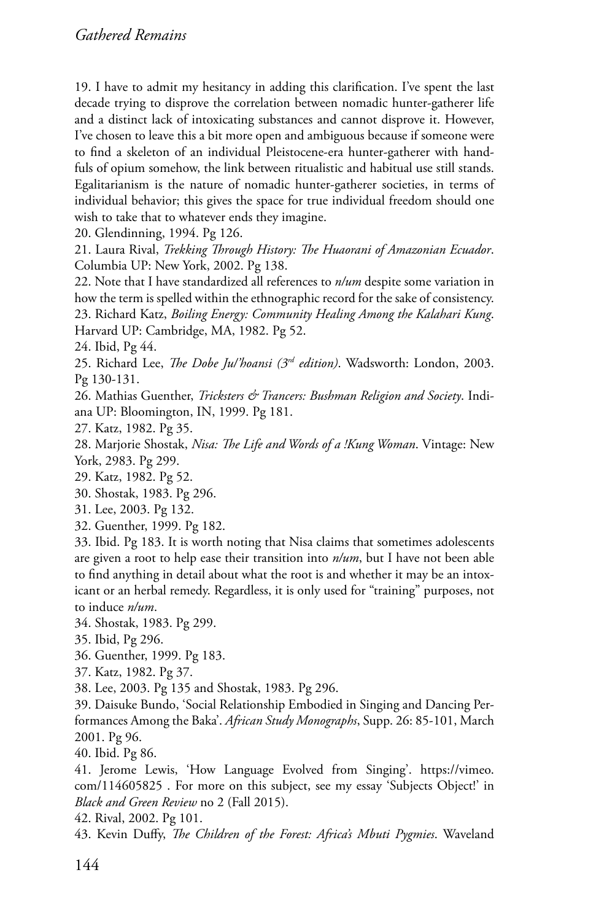19. I have to admit my hesitancy in adding this clarification. I've spent the last decade trying to disprove the correlation between nomadic hunter-gatherer life and a distinct lack of intoxicating substances and cannot disprove it. However, I've chosen to leave this a bit more open and ambiguous because if someone were to find a skeleton of an individual Pleistocene-era hunter-gatherer with handfuls of opium somehow, the link between ritualistic and habitual use still stands. Egalitarianism is the nature of nomadic hunter-gatherer societies, in terms of individual behavior; this gives the space for true individual freedom should one wish to take that to whatever ends they imagine.

20. Glendinning, 1994. Pg 126.

21. Laura Rival, *Trekking Through History: The Huaorani of Amazonian Ecuador*. Columbia UP: New York, 2002. Pg 138.

22. Note that I have standardized all references to *n/um* despite some variation in how the term is spelled within the ethnographic record for the sake of consistency.

23. Richard Katz, *Boiling Energy: Community Healing Among the Kalahari Kung*. Harvard UP: Cambridge, MA, 1982. Pg 52.

24. Ibid, Pg 44.

25. Richard Lee, *The Dobe Ju/'hoansi (3rd edition)*. Wadsworth: London, 2003. Pg 130-131.

26. Mathias Guenther, *Tricksters & Trancers: Bushman Religion and Society*. Indiana UP: Bloomington, IN, 1999. Pg 181.

27. Katz, 1982. Pg 35.

28. Marjorie Shostak, *Nisa: The Life and Words of a !Kung Woman*. Vintage: New York, 2983. Pg 299.

29. Katz, 1982. Pg 52.

30. Shostak, 1983. Pg 296.

31. Lee, 2003. Pg 132.

32. Guenther, 1999. Pg 182.

33. Ibid. Pg 183. It is worth noting that Nisa claims that sometimes adolescents are given a root to help ease their transition into *n/um*, but I have not been able to find anything in detail about what the root is and whether it may be an intoxicant or an herbal remedy. Regardless, it is only used for "training" purposes, not to induce *n/um*.

34. Shostak, 1983. Pg 299.

35. Ibid, Pg 296.

36. Guenther, 1999. Pg 183.

37. Katz, 1982. Pg 37.

38. Lee, 2003. Pg 135 and Shostak, 1983. Pg 296.

39. Daisuke Bundo, 'Social Relationship Embodied in Singing and Dancing Performances Among the Baka'. *African Study Monographs*, Supp. 26: 85-101, March 2001. Pg 96.

40. Ibid. Pg 86.

41. Jerome Lewis, 'How Language Evolved from Singing'. https://vimeo.com/114605825 . For more on this subject, see my essay 'Subjects Object!' in *Black and Green Review* no 2 (Fall 2015).

42. Rival, 2002. Pg 101.

43. Kevin Duffy, *The Children of the Forest: Africa's Mbuti Pygmies*. Waveland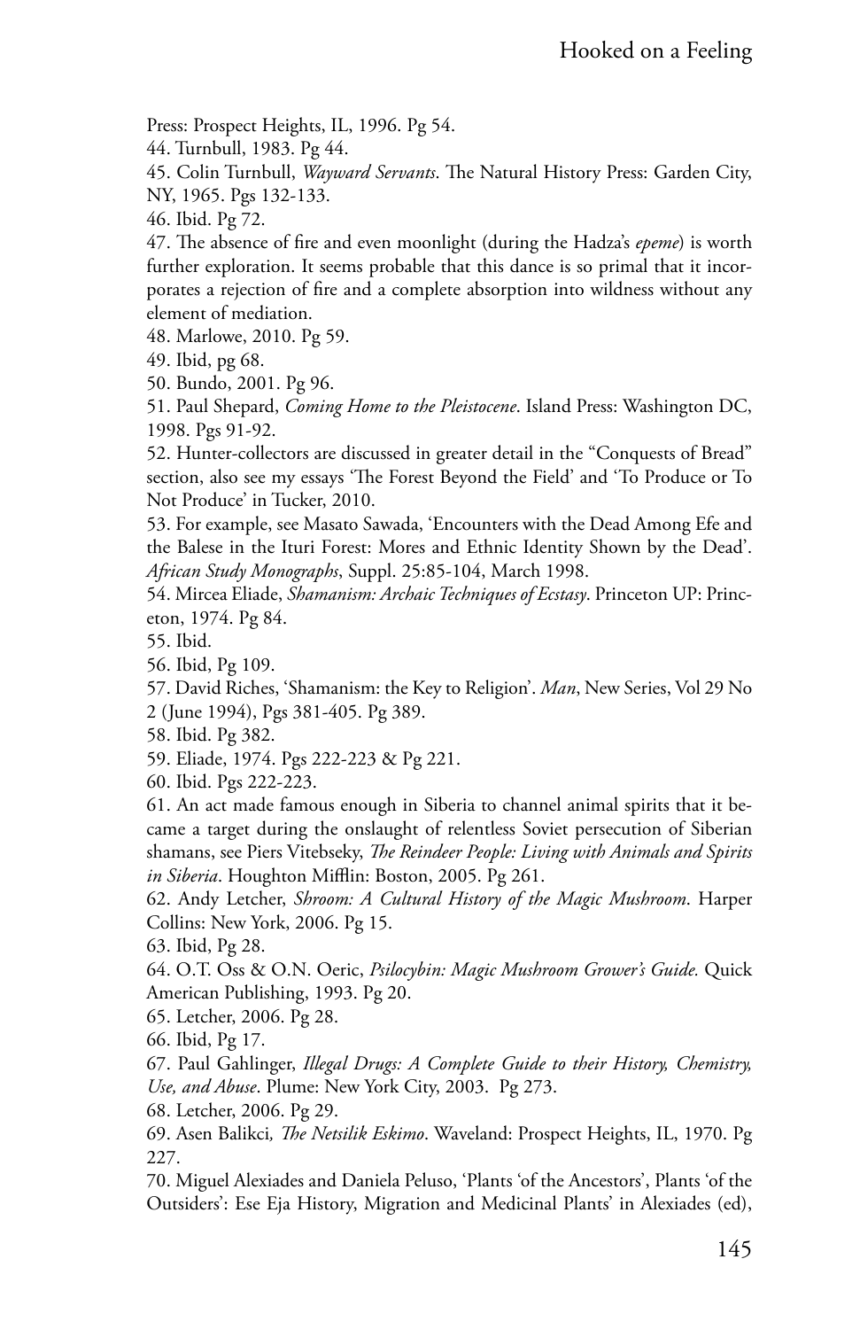Press: Prospect Heights, IL, 1996. Pg 54.

44. Turnbull, 1983. Pg 44.

45. Colin Turnbull, *Wayward Servants*. The Natural History Press: Garden City, NY, 1965. Pgs 132-133.

46. Ibid. Pg 72.

47. The absence of fire and even moonlight (during the Hadza's *epeme*) is worth further exploration. It seems probable that this dance is so primal that it incorporates a rejection of fire and a complete absorption into wildness without any element of mediation.

48. Marlowe, 2010. Pg 59.

49. Ibid, pg 68.

50. Bundo, 2001. Pg 96.

51. Paul Shepard, *Coming Home to the Pleistocene*. Island Press: Washington DC, 1998. Pgs 91-92.

52. Hunter-collectors are discussed in greater detail in the "Conquests of Bread" section, also see my essays 'The Forest Beyond the Field' and 'To Produce or To Not Produce' in Tucker, 2010.

53. For example, see Masato Sawada, 'Encounters with the Dead Among Efe and the Balese in the Ituri Forest: Mores and Ethnic Identity Shown by the Dead'. *African Study Monographs*, Suppl. 25:85-104, March 1998.

54. Mircea Eliade, *Shamanism: Archaic Techniques of Ecstasy*. Princeton UP: Princeton, 1974. Pg 84.

55. Ibid.

56. Ibid, Pg 109.

57. David Riches, 'Shamanism: the Key to Religion'. *Man*, New Series, Vol 29 No 2 (June 1994), Pgs 381-405. Pg 389.

58. Ibid. Pg 382.

59. Eliade, 1974. Pgs 222-223 & Pg 221.

60. Ibid. Pgs 222-223.

61. An act made famous enough in Siberia to channel animal spirits that it became a target during the onslaught of relentless Soviet persecution of Siberian shamans, see Piers Vitebseky, *The Reindeer People: Living with Animals and Spirits in Siberia*. Houghton Mifflin: Boston, 2005. Pg 261.

62. Andy Letcher, *Shroom: A Cultural History of the Magic Mushroom*. Harper Collins: New York, 2006. Pg 15.

63. Ibid, Pg 28.

64. O.T. Oss & O.N. Oeric, *Psilocybin: Magic Mushroom Grower's Guide.* Quick American Publishing, 1993. Pg 20.

65. Letcher, 2006. Pg 28.

66. Ibid, Pg 17.

67. Paul Gahlinger, *Illegal Drugs: A Complete Guide to their History, Chemistry, Use, and Abuse*. Plume: New York City, 2003. Pg 273.

68. Letcher, 2006. Pg 29.

69. Asen Balikci*, The Netsilik Eskimo*. Waveland: Prospect Heights, IL, 1970. Pg 227.

70. Miguel Alexiades and Daniela Peluso, 'Plants 'of the Ancestors', Plants 'of the Outsiders': Ese Eja History, Migration and Medicinal Plants' in Alexiades (ed),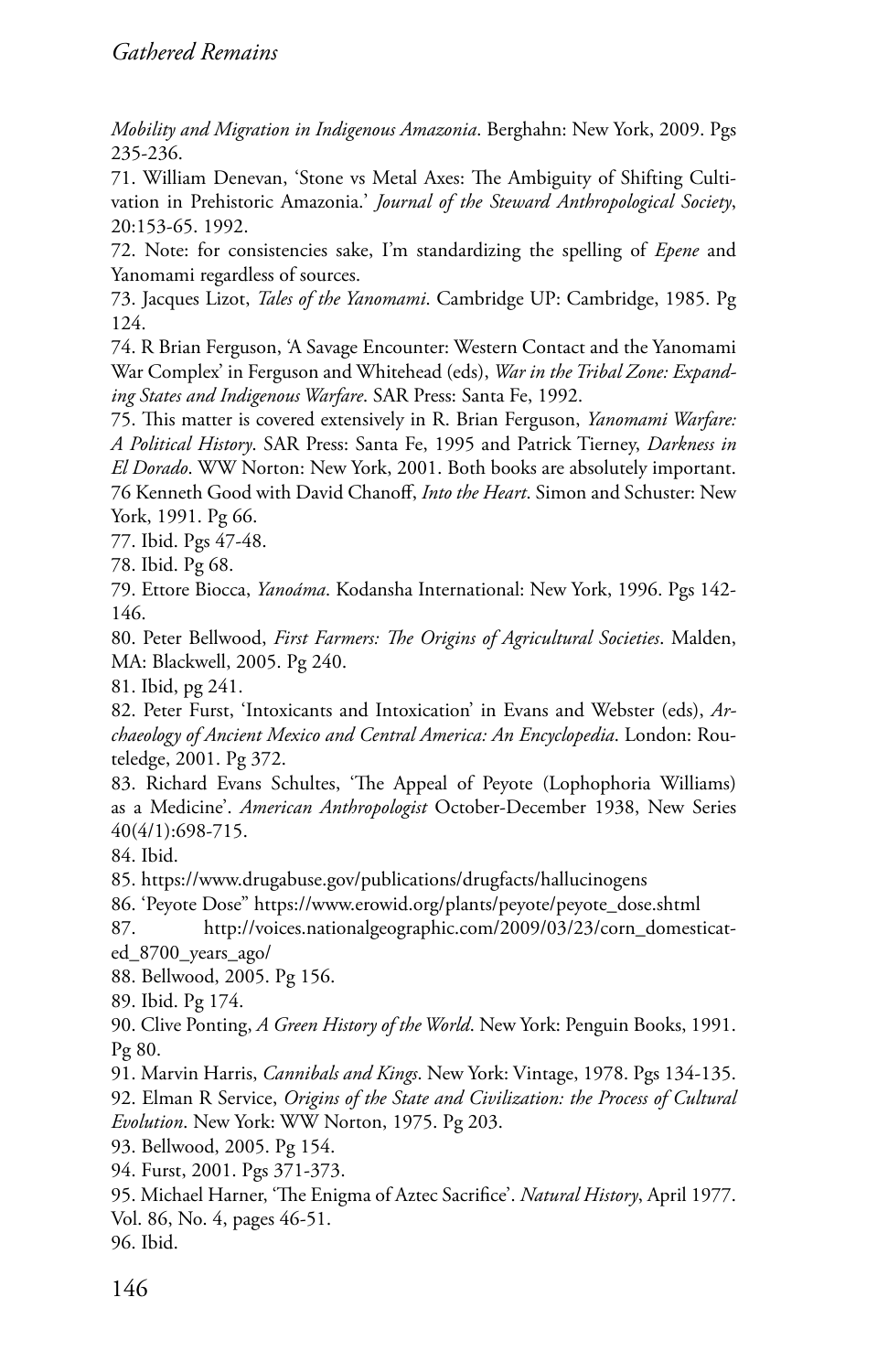*Mobility and Migration in Indigenous Amazonia*. Berghahn: New York, 2009. Pgs 235-236.

71. William Denevan, 'Stone vs Metal Axes: The Ambiguity of Shifting Cultivation in Prehistoric Amazonia.' *Journal of the Steward Anthropological Society*, 20:153-65. 1992.

72. Note: for consistencies sake, I'm standardizing the spelling of *Epene* and Yanomami regardless of sources.

73. Jacques Lizot, *Tales of the Yanomami*. Cambridge UP: Cambridge, 1985. Pg 124.

74. R Brian Ferguson, 'A Savage Encounter: Western Contact and the Yanomami War Complex' in Ferguson and Whitehead (eds), *War in the Tribal Zone: Expanding States and Indigenous Warfare*. SAR Press: Santa Fe, 1992.

75. This matter is covered extensively in R. Brian Ferguson, *Yanomami Warfare: A Political History*. SAR Press: Santa Fe, 1995 and Patrick Tierney, *Darkness in El Dorado*. WW Norton: New York, 2001. Both books are absolutely important.

76 Kenneth Good with David Chanoff, *Into the Heart*. Simon and Schuster: New York, 1991. Pg 66.

77. Ibid. Pgs 47-48.

78. Ibid. Pg 68.

79. Ettore Biocca, *Yanoáma*. Kodansha International: New York, 1996. Pgs 142-146.

80. Peter Bellwood, *First Farmers: The Origins of Agricultural Societies*. Malden, MA: Blackwell, 2005. Pg 240.

81. Ibid, pg 241.

82. Peter Furst, 'Intoxicants and Intoxication' in Evans and Webster (eds), *Archaeology of Ancient Mexico and Central America: An Encyclopedia*. London: Routeledge, 2001. Pg 372.

83. Richard Evans Schultes, 'The Appeal of Peyote (Lophophoria Williams) as a Medicine'. *American Anthropologist* October-December 1938, New Series 40(4/1):698-715.

84. Ibid.

85. https://www.drugabuse.gov/publications/drugfacts/hallucinogens

86. 'Peyote Dose" https://www.erowid.org/plants/peyote/peyote_dose.shtml

87. http://voices.nationalgeographic.com/2009/03/23/corn_domesticated_8700_years_ago/

88. Bellwood, 2005. Pg 156.

89. Ibid. Pg 174.

90. Clive Ponting, *A Green History of the World*. New York: Penguin Books, 1991. Pg 80.

91. Marvin Harris, *Cannibals and Kings*. New York: Vintage, 1978. Pgs 134-135.

92. Elman R Service, *Origins of the State and Civilization: the Process of Cultural Evolution*. New York: WW Norton, 1975. Pg 203.

93. Bellwood, 2005. Pg 154.

94. Furst, 2001. Pgs 371-373.

95. Michael Harner, 'The Enigma of Aztec Sacrifice'. *Natural History*, April 1977. Vol. 86, No. 4, pages 46-51.

96. Ibid.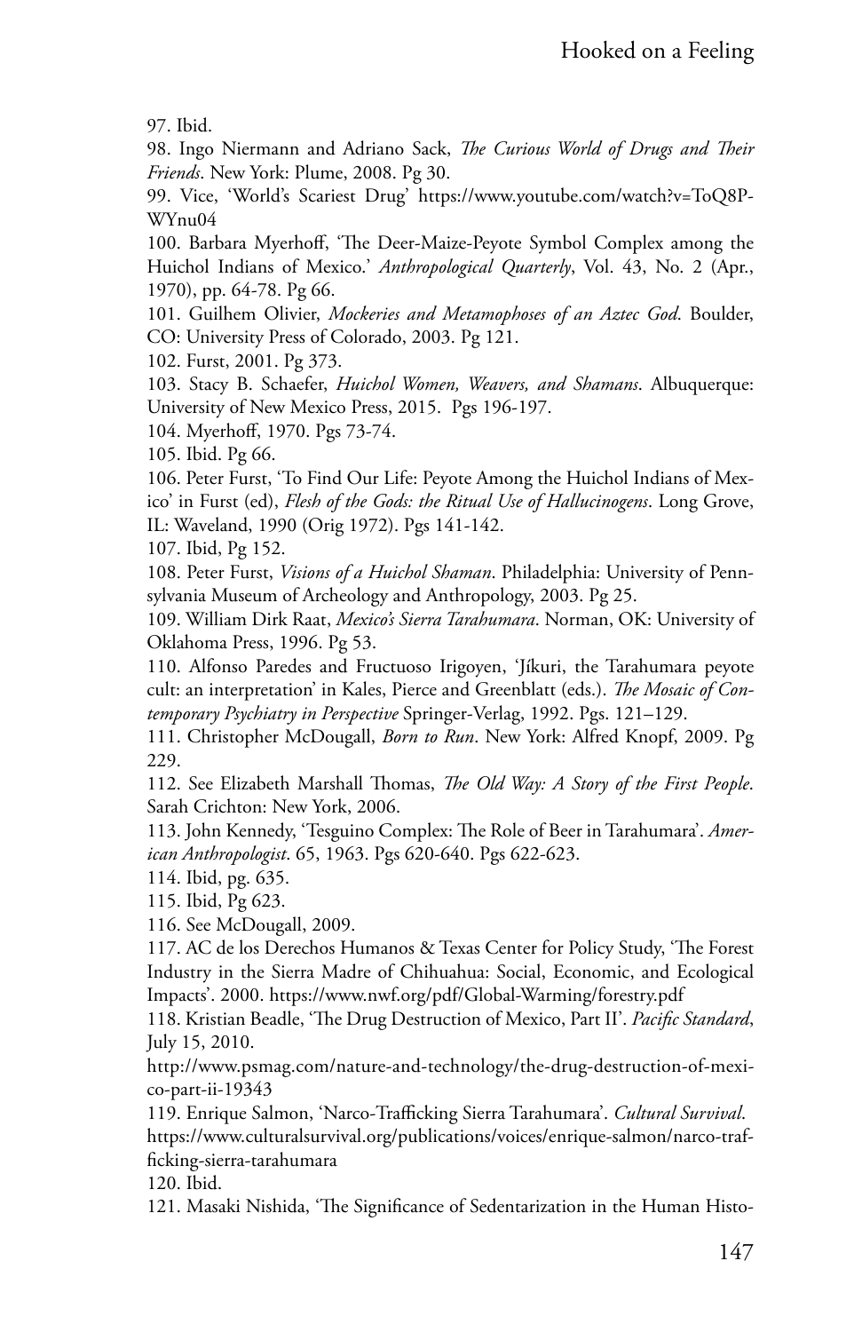97. Ibid.

98. Ingo Niermann and Adriano Sack, *The Curious World of Drugs and Their Friends*. New York: Plume, 2008. Pg 30.

99. Vice, 'World's Scariest Drug' https://www.youtube.com/watch?v=ToQ8P-WYnu04

100. Barbara Myerhoff, 'The Deer-Maize-Peyote Symbol Complex among the Huichol Indians of Mexico.' *Anthropological Quarterly*, Vol. 43, No. 2 (Apr., 1970), pp. 64-78. Pg 66.

101. Guilhem Olivier, *Mockeries and Metamophoses of an Aztec God*. Boulder, CO: University Press of Colorado, 2003. Pg 121.

102. Furst, 2001. Pg 373.

103. Stacy B. Schaefer, *Huichol Women, Weavers, and Shamans*. Albuquerque: University of New Mexico Press, 2015. Pgs 196-197.

104. Myerhoff, 1970. Pgs 73-74.

105. Ibid. Pg 66.

106. Peter Furst, 'To Find Our Life: Peyote Among the Huichol Indians of Mexico' in Furst (ed), *Flesh of the Gods: the Ritual Use of Hallucinogens*. Long Grove, IL: Waveland, 1990 (Orig 1972). Pgs 141-142.

107. Ibid, Pg 152.

108. Peter Furst, *Visions of a Huichol Shaman*. Philadelphia: University of Pennsylvania Museum of Archeology and Anthropology, 2003. Pg 25.

109. William Dirk Raat, *Mexico's Sierra Tarahumara*. Norman, OK: University of Oklahoma Press, 1996. Pg 53.

110. Alfonso Paredes and Fructuoso Irigoyen, 'Jíkuri, the Tarahumara peyote cult: an interpretation' in Kales, Pierce and Greenblatt (eds.). *The Mosaic of Contemporary Psychiatry in Perspective* Springer-Verlag, 1992. Pgs. 121–129.

111. Christopher McDougall, *Born to Run*. New York: Alfred Knopf, 2009. Pg 229.

112. See Elizabeth Marshall Thomas, *The Old Way: A Story of the First People*. Sarah Crichton: New York, 2006.

113. John Kennedy, 'Tesguino Complex: The Role of Beer in Tarahumara'. *American Anthropologist*. 65, 1963. Pgs 620-640. Pgs 622-623.

114. Ibid, pg. 635.

115. Ibid, Pg 623.

116. See McDougall, 2009.

117. AC de los Derechos Humanos & Texas Center for Policy Study, 'The Forest Industry in the Sierra Madre of Chihuahua: Social, Economic, and Ecological Impacts'. 2000. https://www.nwf.org/pdf/Global-Warming/forestry.pdf

118. Kristian Beadle, 'The Drug Destruction of Mexico, Part II'. *Pacific Standard*, July 15, 2010.
http://www.psmag.com/nature-and-technology/the-drug-destruction-of-mexico-part-ii-19343

119. Enrique Salmon, 'Narco-Trafficking Sierra Tarahumara'. *Cultural Survival*.
https://www.culturalsurvival.org/publications/voices/enrique-salmon/narco-trafficking-sierra-tarahumara

120. Ibid.

121. Masaki Nishida, 'The Significance of Sedentarization in the Human Histo-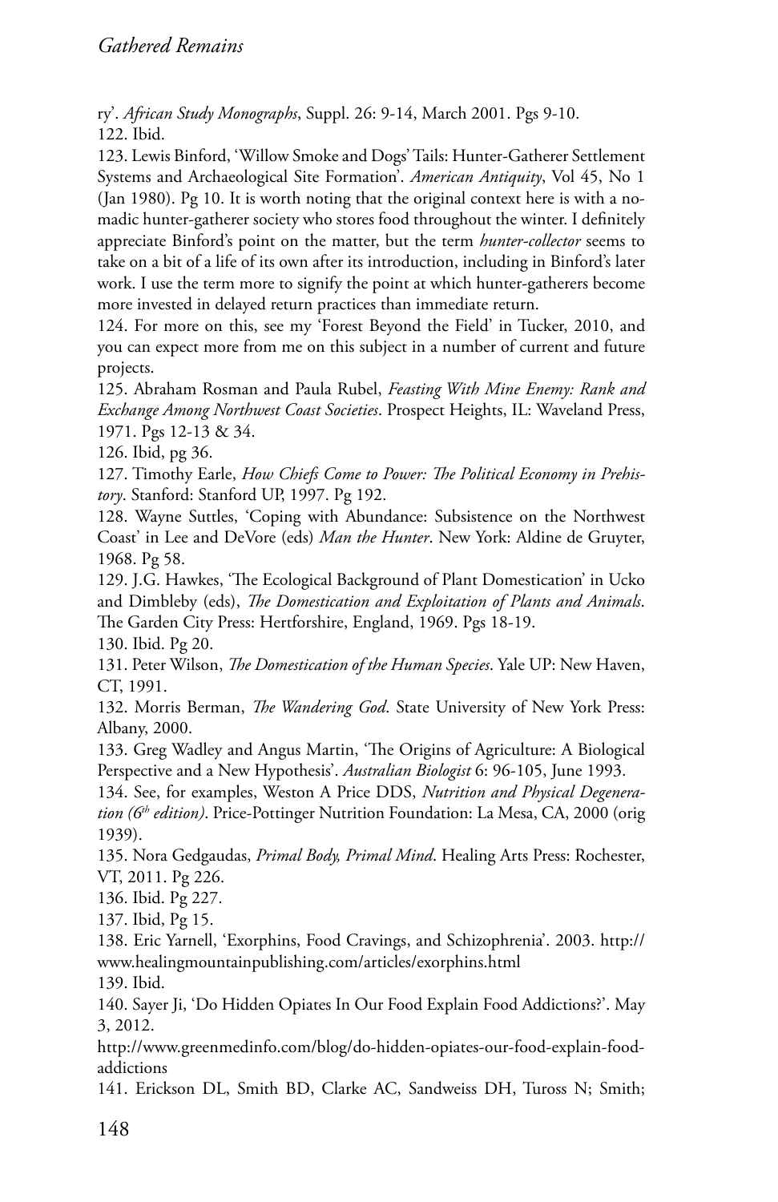ry'. *African Study Monographs*, Suppl. 26: 9-14, March 2001. Pgs 9-10.

122. Ibid.

123. Lewis Binford, 'Willow Smoke and Dogs' Tails: Hunter-Gatherer Settlement Systems and Archaeological Site Formation'. *American Antiquity*, Vol 45, No 1 (Jan 1980). Pg 10. It is worth noting that the original context here is with a nomadic hunter-gatherer society who stores food throughout the winter. I definitely appreciate Binford's point on the matter, but the term *hunter-collector* seems to take on a bit of a life of its own after its introduction, including in Binford's later work. I use the term more to signify the point at which hunter-gatherers become more invested in delayed return practices than immediate return.

124. For more on this, see my 'Forest Beyond the Field' in Tucker, 2010, and you can expect more from me on this subject in a number of current and future projects.

125. Abraham Rosman and Paula Rubel, *Feasting With Mine Enemy: Rank and Exchange Among Northwest Coast Societies*. Prospect Heights, IL: Waveland Press, 1971. Pgs 12-13 & 34.

126. Ibid, pg 36.

127. Timothy Earle, *How Chiefs Come to Power: The Political Economy in Prehistory*. Stanford: Stanford UP, 1997. Pg 192.

128. Wayne Suttles, 'Coping with Abundance: Subsistence on the Northwest Coast' in Lee and DeVore (eds) *Man the Hunter*. New York: Aldine de Gruyter, 1968. Pg 58.

129. J.G. Hawkes, 'The Ecological Background of Plant Domestication' in Ucko and Dimbleby (eds), *The Domestication and Exploitation of Plants and Animals*. The Garden City Press: Hertforshire, England, 1969. Pgs 18-19.

130. Ibid. Pg 20.

131. Peter Wilson, *The Domestication of the Human Species*. Yale UP: New Haven, CT, 1991.

132. Morris Berman, *The Wandering God*. State University of New York Press: Albany, 2000.

133. Greg Wadley and Angus Martin, 'The Origins of Agriculture: A Biological Perspective and a New Hypothesis'. *Australian Biologist* 6: 96-105, June 1993.

134. See, for examples, Weston A Price DDS, *Nutrition and Physical Degeneration (6th edition)*. Price-Pottinger Nutrition Foundation: La Mesa, CA, 2000 (orig 1939).

135. Nora Gedgaudas, *Primal Body, Primal Mind*. Healing Arts Press: Rochester, VT, 2011. Pg 226.

136. Ibid. Pg 227.

137. Ibid, Pg 15.

138. Eric Yarnell, 'Exorphins, Food Cravings, and Schizophrenia'. 2003. http://www.healingmountainpublishing.com/articles/exorphins.html

139. Ibid.

140. Sayer Ji, 'Do Hidden Opiates In Our Food Explain Food Addictions?'. May 3, 2012.
http://www.greenmedinfo.com/blog/do-hidden-opiates-our-food-explain-food-addictions

141. Erickson DL, Smith BD, Clarke AC, Sandweiss DH, Tuross N; Smith;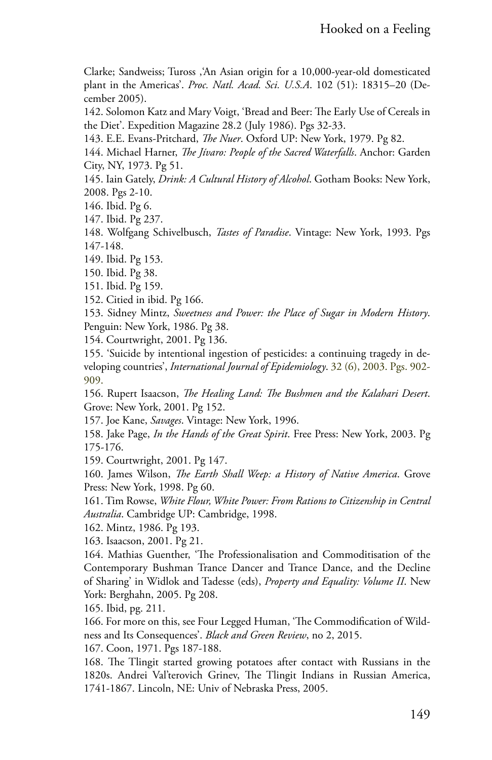Clarke; Sandweiss; Tuross ,'An Asian origin for a 10,000-year-old domesticated plant in the Americas'. *Proc. Natl. Acad. Sci. U.S.A*. 102 (51): 18315–20 (December 2005).

142. Solomon Katz and Mary Voigt, 'Bread and Beer: The Early Use of Cereals in the Diet'. Expedition Magazine 28.2 (July 1986). Pgs 32-33.

143. E.E. Evans-Pritchard, *The Nuer*. Oxford UP: New York, 1979. Pg 82.

144. Michael Harner, *The Jívaro: People of the Sacred Waterfalls*. Anchor: Garden City, NY, 1973. Pg 51.

145. Iain Gately, *Drink: A Cultural History of Alcohol*. Gotham Books: New York, 2008. Pgs 2-10.

146. Ibid. Pg 6.

147. Ibid. Pg 237.

148. Wolfgang Schivelbusch, *Tastes of Paradise*. Vintage: New York, 1993. Pgs 147-148.

149. Ibid. Pg 153.

150. Ibid. Pg 38.

151. Ibid. Pg 159.

152. Citied in ibid. Pg 166.

153. Sidney Mintz, *Sweetness and Power: the Place of Sugar in Modern History*. Penguin: New York, 1986. Pg 38.

154. Courtwright, 2001. Pg 136.

155. 'Suicide by intentional ingestion of pesticides: a continuing tragedy in developing countries', *International Journal of Epidemiology*. 32 (6), 2003. Pgs. 902-909.

156. Rupert Isaacson, *The Healing Land: The Bushmen and the Kalahari Desert*. Grove: New York, 2001. Pg 152.

157. Joe Kane, *Savages*. Vintage: New York, 1996.

158. Jake Page, *In the Hands of the Great Spirit*. Free Press: New York, 2003. Pg 175-176.

159. Courtwright, 2001. Pg 147.

160. James Wilson, *The Earth Shall Weep: a History of Native America*. Grove Press: New York, 1998. Pg 60.

161. Tim Rowse, *White Flour, White Power: From Rations to Citizenship in Central Australia*. Cambridge UP: Cambridge, 1998.

162. Mintz, 1986. Pg 193.

163. Isaacson, 2001. Pg 21.

164. Mathias Guenther, 'The Professionalisation and Commoditisation of the Contemporary Bushman Trance Dancer and Trance Dance, and the Decline of Sharing' in Widlok and Tadesse (eds), *Property and Equality: Volume II*. New York: Berghahn, 2005. Pg 208.

165. Ibid, pg. 211.

166. For more on this, see Four Legged Human, 'The Commodification of Wildness and Its Consequences'. *Black and Green Review*, no 2, 2015.

167. Coon, 1971. Pgs 187-188.

168. The Tlingit started growing potatoes after contact with Russians in the 1820s. Andrei Val'terovich Grinev, The Tlingit Indians in Russian America, 1741-1867. Lincoln, NE: Univ of Nebraska Press, 2005.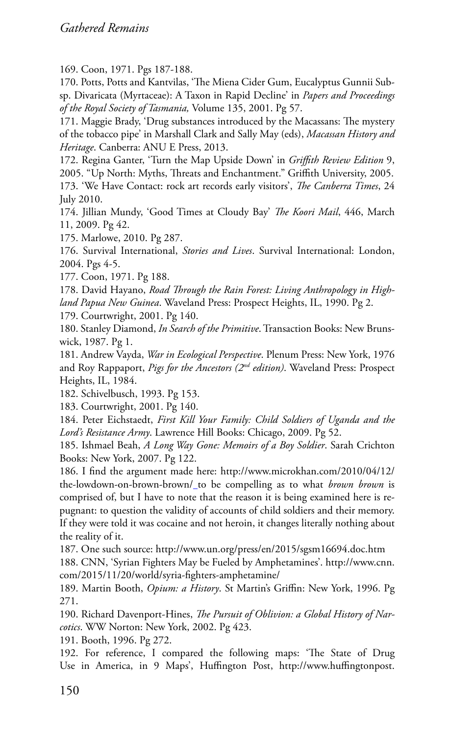169. Coon, 1971. Pgs 187-188.

170. Potts, Potts and Kantvilas, 'The Miena Cider Gum, Eucalyptus Gunnii Subsp. Divaricata (Myrtaceae): A Taxon in Rapid Decline' in *Papers and Proceedings of the Royal Society of Tasmania,* Volume 135, 2001. Pg 57.

171. Maggie Brady, 'Drug substances introduced by the Macassans: The mystery of the tobacco pipe' in Marshall Clark and Sally May (eds), *Macassan History and Heritage*. Canberra: ANU E Press, 2013.

172. Regina Ganter, 'Turn the Map Upside Down' in *Griffith Review Edition* 9, 2005. "Up North: Myths, Threats and Enchantment." Griffith University, 2005.

173. 'We Have Contact: rock art records early visitors', *The Canberra Times*, 24 July 2010.

174. Jillian Mundy, 'Good Times at Cloudy Bay' *The Koori Mail*, 446, March 11, 2009. Pg 42.

175. Marlowe, 2010. Pg 287.

176. Survival International, *Stories and Lives*. Survival International: London, 2004. Pgs 4-5.

177. Coon, 1971. Pg 188.

178. David Hayano, *Road Through the Rain Forest: Living Anthropology in Highland Papua New Guinea*. Waveland Press: Prospect Heights, IL, 1990. Pg 2.

179. Courtwright, 2001. Pg 140.

180. Stanley Diamond, *In Search of the Primitive*. Transaction Books: New Brunswick, 1987. Pg 1.

181. Andrew Vayda, *War in Ecological Perspective*. Plenum Press: New York, 1976 and Roy Rappaport, *Pigs for the Ancestors (2nd edition)*. Waveland Press: Prospect Heights, IL, 1984.

182. Schivelbusch, 1993. Pg 153.

183. Courtwright, 2001. Pg 140.

184. Peter Eichstaedt, *First Kill Your Family: Child Soldiers of Uganda and the Lord's Resistance Army*. Lawrence Hill Books: Chicago, 2009. Pg 52.

185. Ishmael Beah, *A Long Way Gone: Memoirs of a Boy Soldier*. Sarah Crichton Books: New York, 2007. Pg 122.

186. I find the argument made here: http://www.microkhan.com/2010/04/12/the-lowdown-on-brown-brown/_to be compelling as to what *brown brown* is comprised of, but I have to note that the reason it is being examined here is repugnant: to question the validity of accounts of child soldiers and their memory. If they were told it was cocaine and not heroin, it changes literally nothing about the reality of it.

187. One such source: http://www.un.org/press/en/2015/sgsm16694.doc.htm

188. CNN, 'Syrian Fighters May be Fueled by Amphetamines'. http://www.cnn.com/2015/11/20/world/syria-fighters-amphetamine/

189. Martin Booth, *Opium: a History*. St Martin's Griffin: New York, 1996. Pg 271.

190. Richard Davenport-Hines, *The Pursuit of Oblivion: a Global History of Narcotics*. WW Norton: New York, 2002. Pg 423.

191. Booth, 1996. Pg 272.

192. For reference, I compared the following maps: 'The State of Drug Use in America, in 9 Maps', Huffington Post, http://www.huffingtonpost.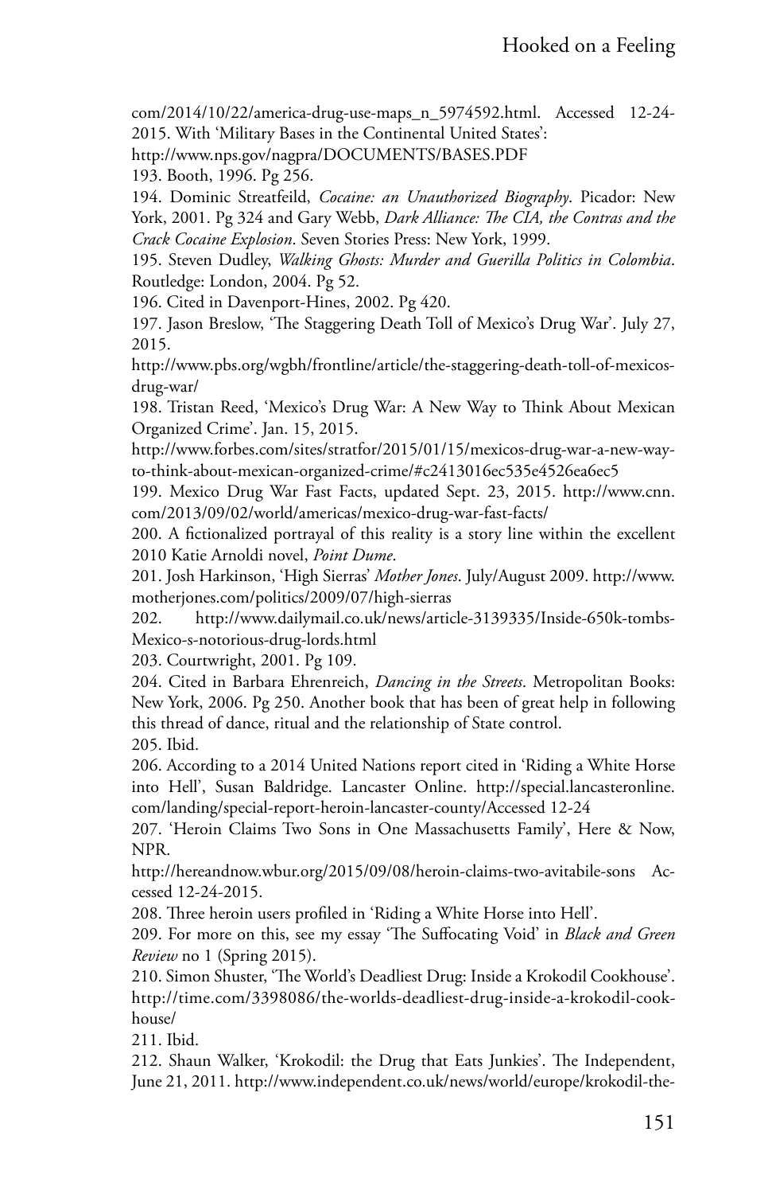com/2014/10/22/america-drug-use-maps_n_5974592.html. Accessed 12-24-2015. With 'Military Bases in the Continental United States': http://www.nps.gov/nagpra/DOCUMENTS/BASES.PDF

193. Booth, 1996. Pg 256.

194. Dominic Streatfeild, *Cocaine: an Unauthorized Biography*. Picador: New York, 2001. Pg 324 and Gary Webb, *Dark Alliance: The CIA, the Contras and the Crack Cocaine Explosion*. Seven Stories Press: New York, 1999.

195. Steven Dudley, *Walking Ghosts: Murder and Guerilla Politics in Colombia*. Routledge: London, 2004. Pg 52.

196. Cited in Davenport-Hines, 2002. Pg 420.

197. Jason Breslow, 'The Staggering Death Toll of Mexico's Drug War'. July 27, 2015.
http://www.pbs.org/wgbh/frontline/article/the-staggering-death-toll-of-mexicos-drug-war/

198. Tristan Reed, 'Mexico's Drug War: A New Way to Think About Mexican Organized Crime'. Jan. 15, 2015.
http://www.forbes.com/sites/stratfor/2015/01/15/mexicos-drug-war-a-new-way-to-think-about-mexican-organized-crime/#c2413016ec535e4526ea6ec5

199. Mexico Drug War Fast Facts, updated Sept. 23, 2015. http://www.cnn.com/2013/09/02/world/americas/mexico-drug-war-fast-facts/

200. A fictionalized portrayal of this reality is a story line within the excellent 2010 Katie Arnoldi novel, *Point Dume*.

201. Josh Harkinson, 'High Sierras' *Mother Jones*. July/August 2009. http://www.motherjones.com/politics/2009/07/high-sierras

202. http://www.dailymail.co.uk/news/article-3139335/Inside-650k-tombs-Mexico-s-notorious-drug-lords.html

203. Courtwright, 2001. Pg 109.

204. Cited in Barbara Ehrenreich, *Dancing in the Streets*. Metropolitan Books: New York, 2006. Pg 250. Another book that has been of great help in following this thread of dance, ritual and the relationship of State control.

205. Ibid.

206. According to a 2014 United Nations report cited in 'Riding a White Horse into Hell', Susan Baldridge. Lancaster Online. http://special.lancasteronline.com/landing/special-report-heroin-lancaster-county/Accessed 12-24

207. 'Heroin Claims Two Sons in One Massachusetts Family', Here & Now, NPR.
http://hereandnow.wbur.org/2015/09/08/heroin-claims-two-avitabile-sons Accessed 12-24-2015.

208. Three heroin users profiled in 'Riding a White Horse into Hell'.

209. For more on this, see my essay 'The Suffocating Void' in *Black and Green Review* no 1 (Spring 2015).

210. Simon Shuster, 'The World's Deadliest Drug: Inside a Krokodil Cookhouse'. http://time.com/3398086/the-worlds-deadliest-drug-inside-a-krokodil-cookhouse/

211. Ibid.

212. Shaun Walker, 'Krokodil: the Drug that Eats Junkies'. The Independent, June 21, 2011. http://www.independent.co.uk/news/world/europe/krokodil-the-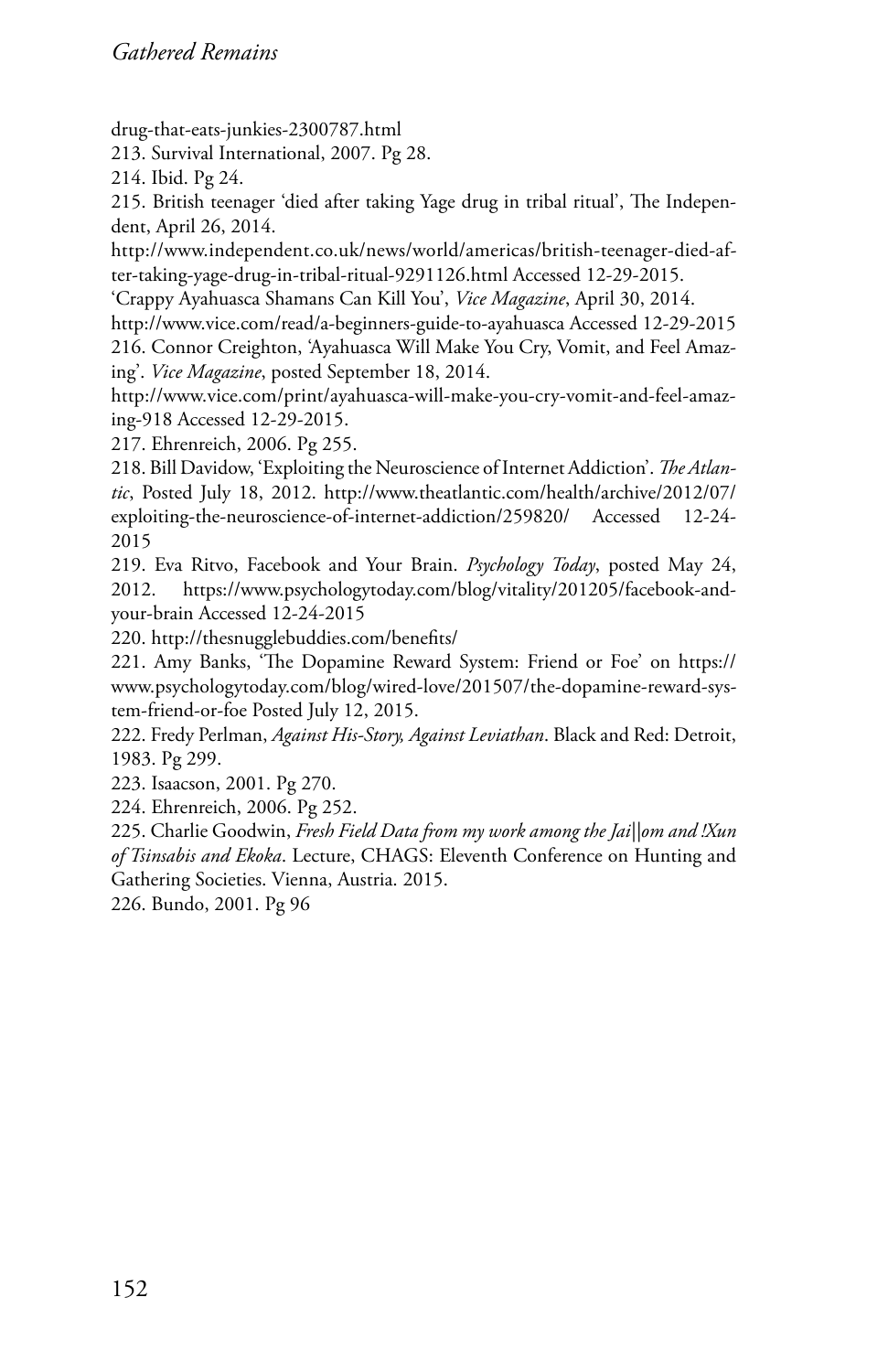drug-that-eats-junkies-2300787.html

213. Survival International, 2007. Pg 28.

214. Ibid. Pg 24.

215. British teenager 'died after taking Yage drug in tribal ritual', The Independent, April 26, 2014.
http://www.independent.co.uk/news/world/americas/british-teenager-died-after-taking-yage-drug-in-tribal-ritual-9291126.html Accessed 12-29-2015.
'Crappy Ayahuasca Shamans Can Kill You', *Vice Magazine*, April 30, 2014.
http://www.vice.com/read/a-beginners-guide-to-ayahuasca Accessed 12-29-2015

216. Connor Creighton, 'Ayahuasca Will Make You Cry, Vomit, and Feel Amazing'. *Vice Magazine*, posted September 18, 2014.
http://www.vice.com/print/ayahuasca-will-make-you-cry-vomit-and-feel-amazing-918 Accessed 12-29-2015.

217. Ehrenreich, 2006. Pg 255.

218. Bill Davidow, 'Exploiting the Neuroscience of Internet Addiction'. *The Atlantic*, Posted July 18, 2012. http://www.theatlantic.com/health/archive/2012/07/exploiting-the-neuroscience-of-internet-addiction/259820/ Accessed 12-24-2015

219. Eva Ritvo, Facebook and Your Brain. *Psychology Today*, posted May 24, 2012. https://www.psychologytoday.com/blog/vitality/201205/facebook-and-your-brain Accessed 12-24-2015

220. http://thesnugglebuddies.com/benefits/

221. Amy Banks, 'The Dopamine Reward System: Friend or Foe' on https://www.psychologytoday.com/blog/wired-love/201507/the-dopamine-reward-system-friend-or-foe Posted July 12, 2015.

222. Fredy Perlman, *Against His-Story, Against Leviathan*. Black and Red: Detroit, 1983. Pg 299.

223. Isaacson, 2001. Pg 270.

224. Ehrenreich, 2006. Pg 252.

225. Charlie Goodwin, *Fresh Field Data from my work among the Jai||om and !Xun of Tsinsabis and Ekoka*. Lecture, CHAGS: Eleventh Conference on Hunting and Gathering Societies. Vienna, Austria. 2015.

226. Bundo, 2001. Pg 96